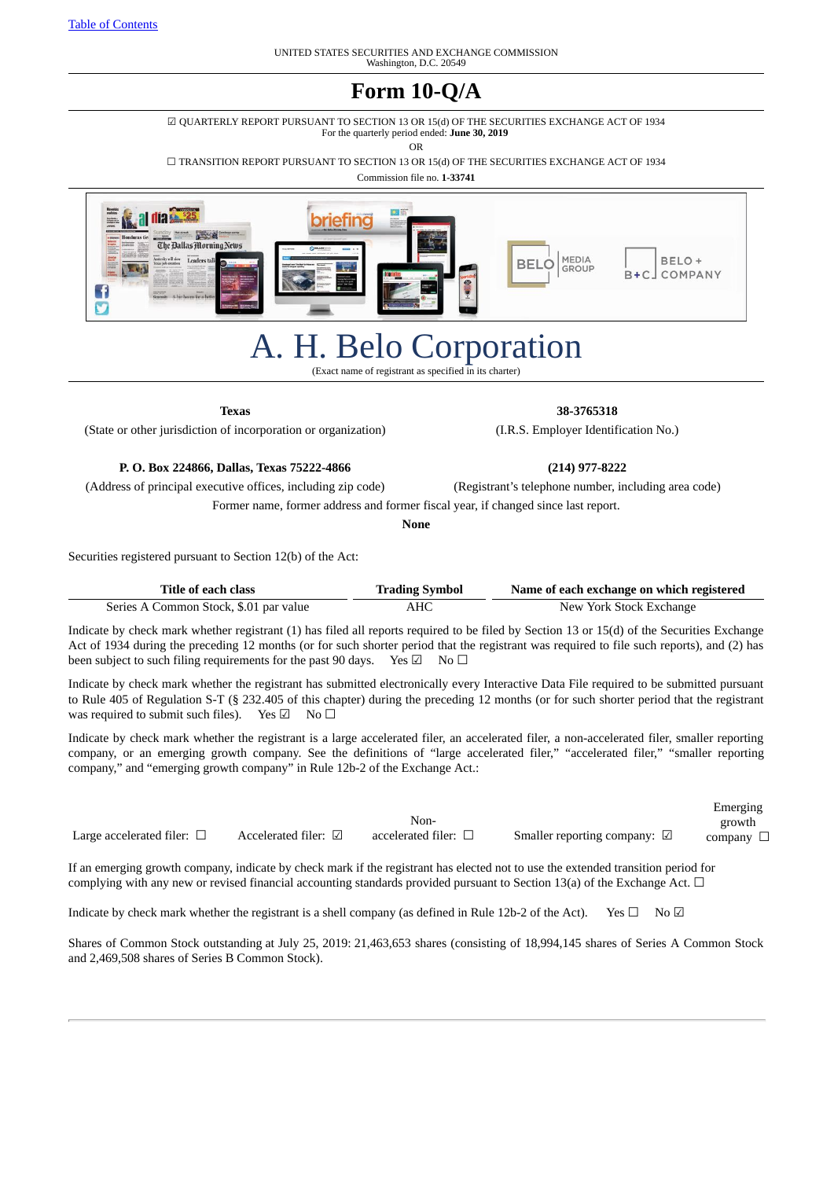[Table of Contents](#)

UNITED STATES SECURITIES AND EXCHANGE COMMISSION
Washington, D.C. 20549

# Form 10-Q/A

☑ QUARTERLY REPORT PURSUANT TO SECTION 13 OR 15(d) OF THE SECURITIES EXCHANGE ACT OF 1934
For the quarterly period ended: **June 30, 2019**

OR

☐ TRANSITION REPORT PURSUANT TO SECTION 13 OR 15(d) OF THE SECURITIES EXCHANGE ACT OF 1934

Commission file no. **1-33741**

# A. H. Belo Corporation

(Exact name of registrant as specified in its charter)

| **Texas** | **38-3765318** |
|---|---|
| (State or other jurisdiction of incorporation or organization) | (I.R.S. Employer Identification No.) |
| **P. O. Box 224866, Dallas, Texas 75222-4866** | **(214) 977-8222** |
| (Address of principal executive offices, including zip code) | (Registrant's telephone number, including area code) |

Former name, former address and former fiscal year, if changed since last report.

**None**

Securities registered pursuant to Section 12(b) of the Act:

| Title of each class | Trading Symbol | Name of each exchange on which registered |
|---|---|---|
| Series A Common Stock, $.01 par value | AHC | New York Stock Exchange |

Indicate by check mark whether registrant (1) has filed all reports required to be filed by Section 13 or 15(d) of the Securities Exchange Act of 1934 during the preceding 12 months (or for such shorter period that the registrant was required to file such reports), and (2) has been subject to such filing requirements for the past 90 days. Yes ☑ No ☐

Indicate by check mark whether the registrant has submitted electronically every Interactive Data File required to be submitted pursuant to Rule 405 of Regulation S-T (§ 232.405 of this chapter) during the preceding 12 months (or for such shorter period that the registrant was required to submit such files). Yes ☑ No ☐

Indicate by check mark whether the registrant is a large accelerated filer, an accelerated filer, a non-accelerated filer, smaller reporting company, or an emerging growth company. See the definitions of "large accelerated filer," "accelerated filer," "smaller reporting company," and "emerging growth company" in Rule 12b-2 of the Exchange Act.:

| Large accelerated filer: ☐ | Accelerated filer: ☑ | Non-accelerated filer: ☐ | Smaller reporting company: ☑ | Emerging growth company ☐ |
|---|---|---|---|---|

If an emerging growth company, indicate by check mark if the registrant has elected not to use the extended transition period for complying with any new or revised financial accounting standards provided pursuant to Section 13(a) of the Exchange Act. ☐

Indicate by check mark whether the registrant is a shell company (as defined in Rule 12b-2 of the Act). Yes ☐ No ☑

Shares of Common Stock outstanding at July 25, 2019: 21,463,653 shares (consisting of 18,994,145 shares of Series A Common Stock and 2,469,508 shares of Series B Common Stock).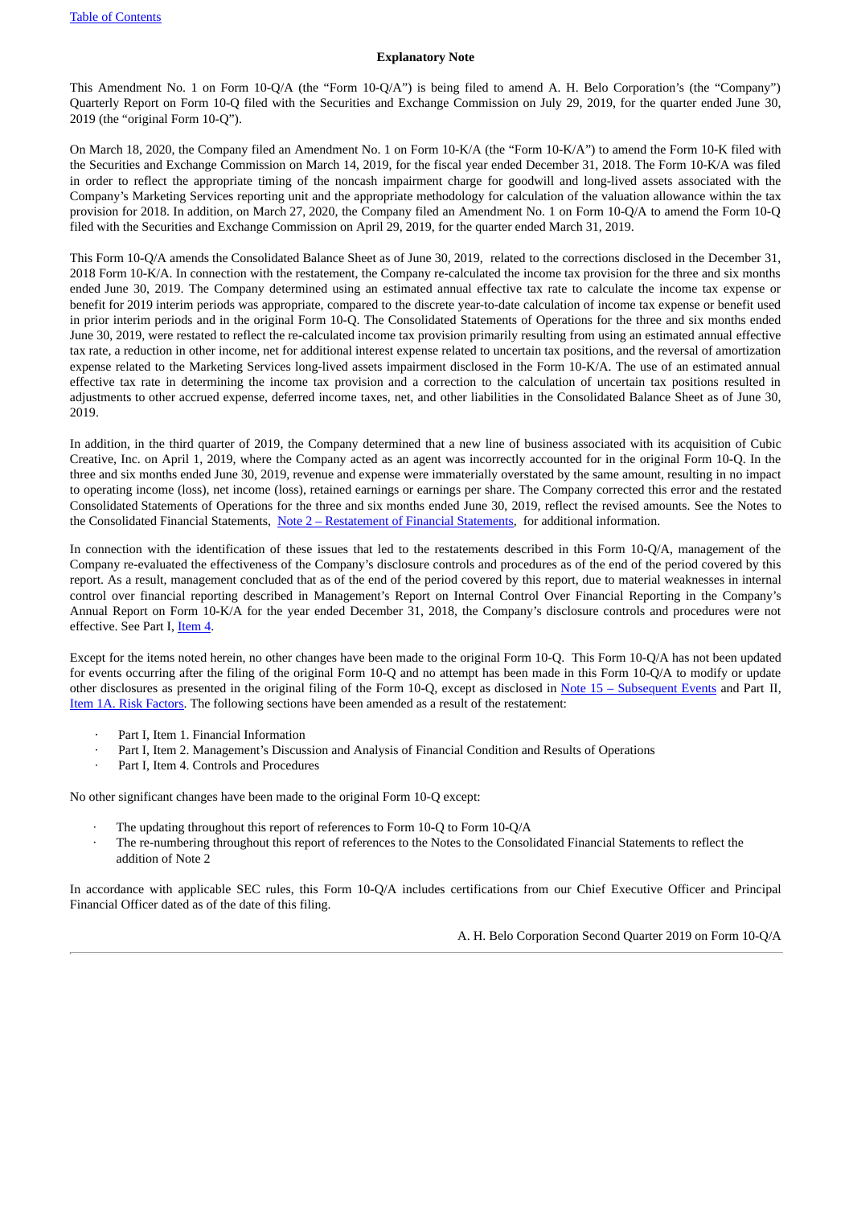## Explanatory Note

This Amendment No. 1 on Form 10-Q/A (the "Form 10-Q/A") is being filed to amend A. H. Belo Corporation's (the "Company") Quarterly Report on Form 10-Q filed with the Securities and Exchange Commission on July 29, 2019, for the quarter ended June 30, 2019 (the "original Form 10-Q").

On March 18, 2020, the Company filed an Amendment No. 1 on Form 10-K/A (the "Form 10-K/A") to amend the Form 10-K filed with the Securities and Exchange Commission on March 14, 2019, for the fiscal year ended December 31, 2018. The Form 10-K/A was filed in order to reflect the appropriate timing of the noncash impairment charge for goodwill and long-lived assets associated with the Company's Marketing Services reporting unit and the appropriate methodology for calculation of the valuation allowance within the tax provision for 2018. In addition, on March 27, 2020, the Company filed an Amendment No. 1 on Form 10-Q/A to amend the Form 10-Q filed with the Securities and Exchange Commission on April 29, 2019, for the quarter ended March 31, 2019.

This Form 10-Q/A amends the Consolidated Balance Sheet as of June 30, 2019, related to the corrections disclosed in the December 31, 2018 Form 10-K/A. In connection with the restatement, the Company re-calculated the income tax provision for the three and six months ended June 30, 2019. The Company determined using an estimated annual effective tax rate to calculate the income tax expense or benefit for 2019 interim periods was appropriate, compared to the discrete year-to-date calculation of income tax expense or benefit used in prior interim periods and in the original Form 10-Q. The Consolidated Statements of Operations for the three and six months ended June 30, 2019, were restated to reflect the re-calculated income tax provision primarily resulting from using an estimated annual effective tax rate, a reduction in other income, net for additional interest expense related to uncertain tax positions, and the reversal of amortization expense related to the Marketing Services long-lived assets impairment disclosed in the Form 10-K/A. The use of an estimated annual effective tax rate in determining the income tax provision and a correction to the calculation of uncertain tax positions resulted in adjustments to other accrued expense, deferred income taxes, net, and other liabilities in the Consolidated Balance Sheet as of June 30, 2019.

In addition, in the third quarter of 2019, the Company determined that a new line of business associated with its acquisition of Cubic Creative, Inc. on April 1, 2019, where the Company acted as an agent was incorrectly accounted for in the original Form 10-Q. In the three and six months ended June 30, 2019, revenue and expense were immaterially overstated by the same amount, resulting in no impact to operating income (loss), net income (loss), retained earnings or earnings per share. The Company corrected this error and the restated Consolidated Statements of Operations for the three and six months ended June 30, 2019, reflect the revised amounts. See the Notes to the Consolidated Financial Statements, Note 2 – Restatement of Financial Statements, for additional information.

In connection with the identification of these issues that led to the restatements described in this Form 10-Q/A, management of the Company re-evaluated the effectiveness of the Company's disclosure controls and procedures as of the end of the period covered by this report. As a result, management concluded that as of the end of the period covered by this report, due to material weaknesses in internal control over financial reporting described in Management's Report on Internal Control Over Financial Reporting in the Company's Annual Report on Form 10-K/A for the year ended December 31, 2018, the Company's disclosure controls and procedures were not effective. See Part I, Item 4.

Except for the items noted herein, no other changes have been made to the original Form 10-Q. This Form 10-Q/A has not been updated for events occurring after the filing of the original Form 10-Q and no attempt has been made in this Form 10-Q/A to modify or update other disclosures as presented in the original filing of the Form 10-Q, except as disclosed in Note 15 – Subsequent Events and Part II, Item 1A. Risk Factors. The following sections have been amended as a result of the restatement:

- Part I, Item 1. Financial Information
- Part I, Item 2. Management's Discussion and Analysis of Financial Condition and Results of Operations
- Part I, Item 4. Controls and Procedures

No other significant changes have been made to the original Form 10-Q except:

- The updating throughout this report of references to Form 10-Q to Form 10-Q/A
- The re-numbering throughout this report of references to the Notes to the Consolidated Financial Statements to reflect the addition of Note 2

In accordance with applicable SEC rules, this Form 10-Q/A includes certifications from our Chief Executive Officer and Principal Financial Officer dated as of the date of this filing.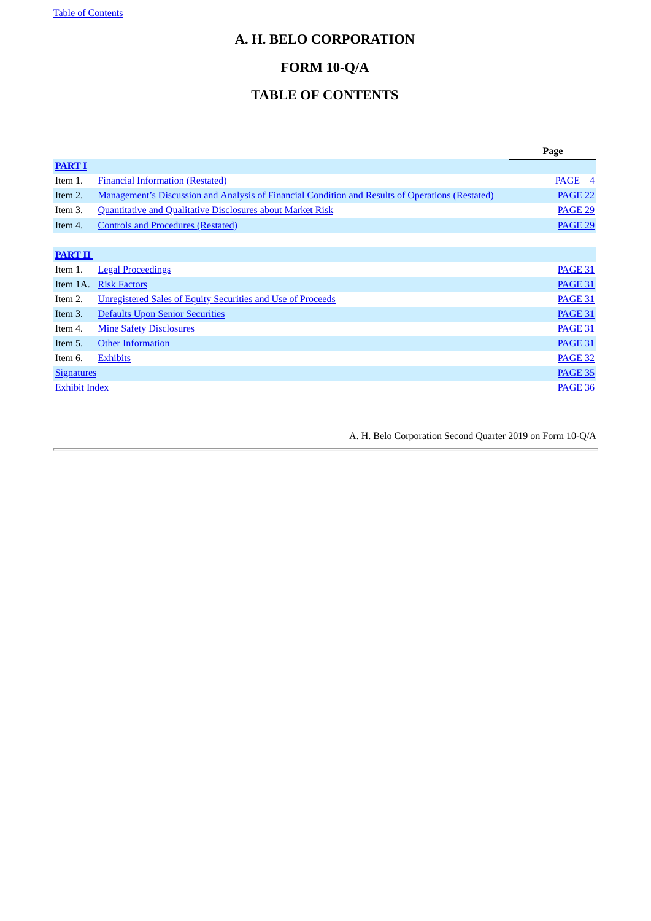# A. H. BELO CORPORATION

# FORM 10-Q/A

# TABLE OF CONTENTS

| | | Page |
|---|---|---|
| **PART I** | | |
| Item 1. | Financial Information (Restated) | PAGE 4 |
| Item 2. | Management's Discussion and Analysis of Financial Condition and Results of Operations (Restated) | PAGE 22 |
| Item 3. | Quantitative and Qualitative Disclosures about Market Risk | PAGE 29 |
| Item 4. | Controls and Procedures (Restated) | PAGE 29 |
| | | |
| **PART II** | | |
| Item 1. | Legal Proceedings | PAGE 31 |
| Item 1A. | Risk Factors | PAGE 31 |
| Item 2. | Unregistered Sales of Equity Securities and Use of Proceeds | PAGE 31 |
| Item 3. | Defaults Upon Senior Securities | PAGE 31 |
| Item 4. | Mine Safety Disclosures | PAGE 31 |
| Item 5. | Other Information | PAGE 31 |
| Item 6. | Exhibits | PAGE 32 |
| Signatures | | PAGE 35 |
| Exhibit Index | | PAGE 36 |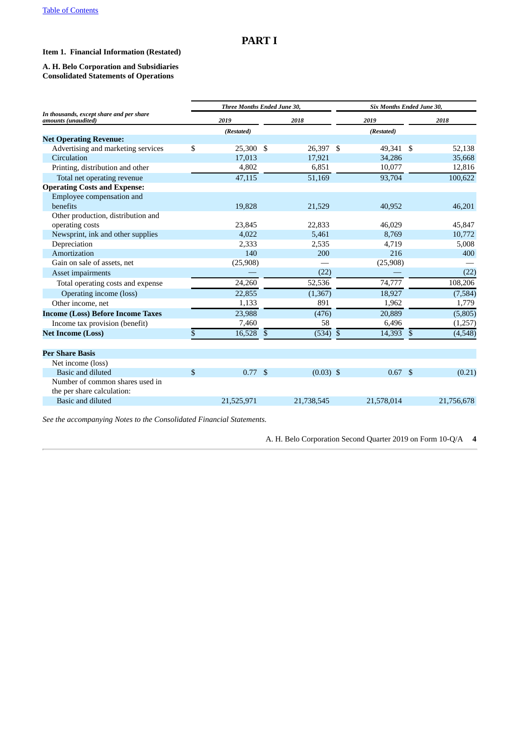# PART I

**Item 1. Financial Information (Restated)**

**A. H. Belo Corporation and Subsidiaries**
**Consolidated Statements of Operations**

| *In thousands, except share and per share amounts (unaudited)* | *Three Months Ended June 30,* | | *Six Months Ended June 30,* | |
|---|---|---|---|---|
| | *2019* | *2018* | *2019* | *2018* |
| | *(Restated)* | | *(Restated)* | |
| **Net Operating Revenue:** | | | | |
| Advertising and marketing services | $ 25,300 | $ 26,397 | $ 49,341 | $ 52,138 |
| Circulation | 17,013 | 17,921 | 34,286 | 35,668 |
| Printing, distribution and other | 4,802 | 6,851 | 10,077 | 12,816 |
| Total net operating revenue | 47,115 | 51,169 | 93,704 | 100,622 |
| **Operating Costs and Expense:** | | | | |
| Employee compensation and benefits | 19,828 | 21,529 | 40,952 | 46,201 |
| Other production, distribution and operating costs | 23,845 | 22,833 | 46,029 | 45,847 |
| Newsprint, ink and other supplies | 4,022 | 5,461 | 8,769 | 10,772 |
| Depreciation | 2,333 | 2,535 | 4,719 | 5,008 |
| Amortization | 140 | 200 | 216 | 400 |
| Gain on sale of assets, net | (25,908) | — | (25,908) | — |
| Asset impairments | — | (22) | — | (22) |
| Total operating costs and expense | 24,260 | 52,536 | 74,777 | 108,206 |
| Operating income (loss) | 22,855 | (1,367) | 18,927 | (7,584) |
| Other income, net | 1,133 | 891 | 1,962 | 1,779 |
| **Income (Loss) Before Income Taxes** | 23,988 | (476) | 20,889 | (5,805) |
| Income tax provision (benefit) | 7,460 | 58 | 6,496 | (1,257) |
| **Net Income (Loss)** | $ 16,528 | $ (534) | $ 14,393 | $ (4,548) |
| | | | | |
| **Per Share Basis** | | | | |
| Net income (loss) | | | | |
| Basic and diluted | $ 0.77 | $ (0.03) | $ 0.67 | $ (0.21) |
| Number of common shares used in the per share calculation: | | | | |
| Basic and diluted | 21,525,971 | 21,738,545 | 21,578,014 | 21,756,678 |

*See the accompanying Notes to the Consolidated Financial Statements.*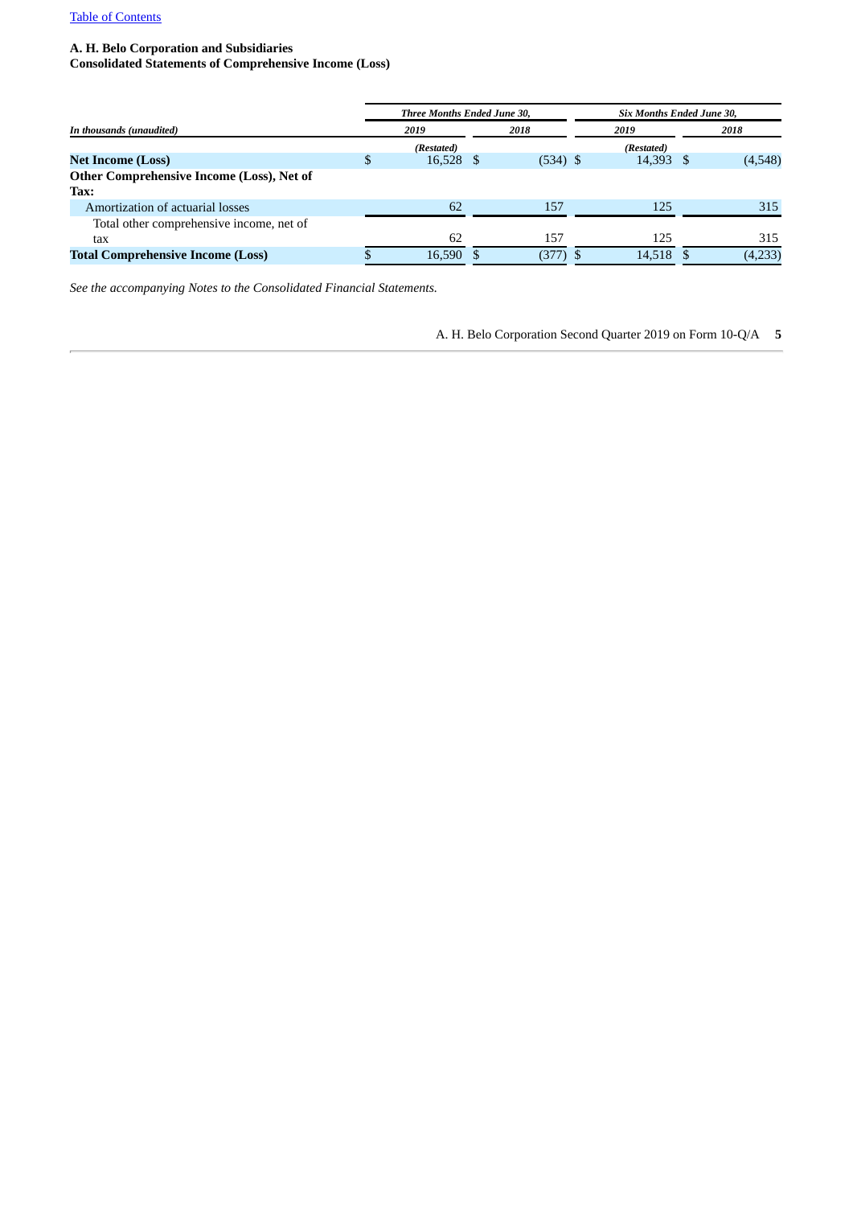**A. H. Belo Corporation and Subsidiaries**
**Consolidated Statements of Comprehensive Income (Loss)**

| *In thousands (unaudited)* | *Three Months Ended June 30,* | | *Six Months Ended June 30,* | |
|---|---|---|---|---|
| | *2019* | *2018* | *2019* | *2018* |
| | *(Restated)* | | *(Restated)* | |
| **Net Income (Loss)** | $ 16,528 | $ (534) | $ 14,393 | $ (4,548) |
| **Other Comprehensive Income (Loss), Net of Tax:** | | | | |
| Amortization of actuarial losses | 62 | 157 | 125 | 315 |
| Total other comprehensive income, net of tax | 62 | 157 | 125 | 315 |
| **Total Comprehensive Income (Loss)** | $ 16,590 | $ (377) | $ 14,518 | $ (4,233) |

*See the accompanying Notes to the Consolidated Financial Statements.*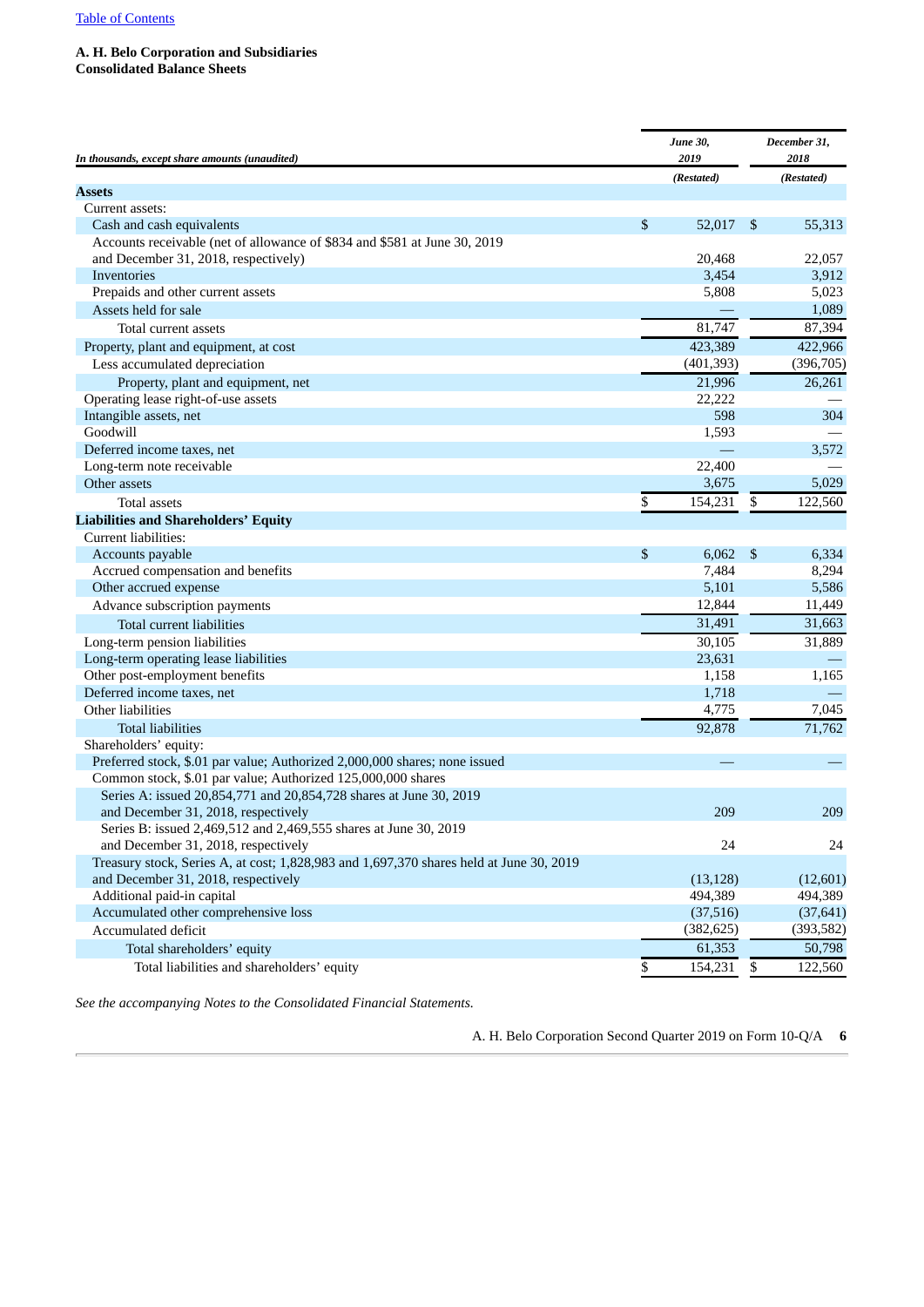Table of Contents

**A. H. Belo Corporation and Subsidiaries**
**Consolidated Balance Sheets**

| *In thousands, except share amounts (unaudited)* | *June 30, 2019* | *December 31, 2018* |
|---|---|---|
| | *(Restated)* | *(Restated)* |
| **Assets** | | |
| Current assets: | | |
| Cash and cash equivalents | $ 52,017 | $ 55,313 |
| Accounts receivable (net of allowance of $834 and $581 at June 30, 2019 and December 31, 2018, respectively) | 20,468 | 22,057 |
| Inventories | 3,454 | 3,912 |
| Prepaids and other current assets | 5,808 | 5,023 |
| Assets held for sale | — | 1,089 |
| Total current assets | 81,747 | 87,394 |
| Property, plant and equipment, at cost | 423,389 | 422,966 |
| Less accumulated depreciation | (401,393) | (396,705) |
| Property, plant and equipment, net | 21,996 | 26,261 |
| Operating lease right-of-use assets | 22,222 | — |
| Intangible assets, net | 598 | 304 |
| Goodwill | 1,593 | — |
| Deferred income taxes, net | — | 3,572 |
| Long-term note receivable | 22,400 | — |
| Other assets | 3,675 | 5,029 |
| Total assets | $ 154,231 | $ 122,560 |
| **Liabilities and Shareholders' Equity** | | |
| Current liabilities: | | |
| Accounts payable | $ 6,062 | $ 6,334 |
| Accrued compensation and benefits | 7,484 | 8,294 |
| Other accrued expense | 5,101 | 5,586 |
| Advance subscription payments | 12,844 | 11,449 |
| Total current liabilities | 31,491 | 31,663 |
| Long-term pension liabilities | 30,105 | 31,889 |
| Long-term operating lease liabilities | 23,631 | — |
| Other post-employment benefits | 1,158 | 1,165 |
| Deferred income taxes, net | 1,718 | — |
| Other liabilities | 4,775 | 7,045 |
| Total liabilities | 92,878 | 71,762 |
| Shareholders' equity: | | |
| Preferred stock, $.01 par value; Authorized 2,000,000 shares; none issued | — | — |
| Common stock, $.01 par value; Authorized 125,000,000 shares | | |
| Series A: issued 20,854,771 and 20,854,728 shares at June 30, 2019 and December 31, 2018, respectively | 209 | 209 |
| Series B: issued 2,469,512 and 2,469,555 shares at June 30, 2019 and December 31, 2018, respectively | 24 | 24 |
| Treasury stock, Series A, at cost; 1,828,983 and 1,697,370 shares held at June 30, 2019 and December 31, 2018, respectively | (13,128) | (12,601) |
| Additional paid-in capital | 494,389 | 494,389 |
| Accumulated other comprehensive loss | (37,516) | (37,641) |
| Accumulated deficit | (382,625) | (393,582) |
| Total shareholders' equity | 61,353 | 50,798 |
| Total liabilities and shareholders' equity | $ 154,231 | $ 122,560 |

*See the accompanying Notes to the Consolidated Financial Statements.*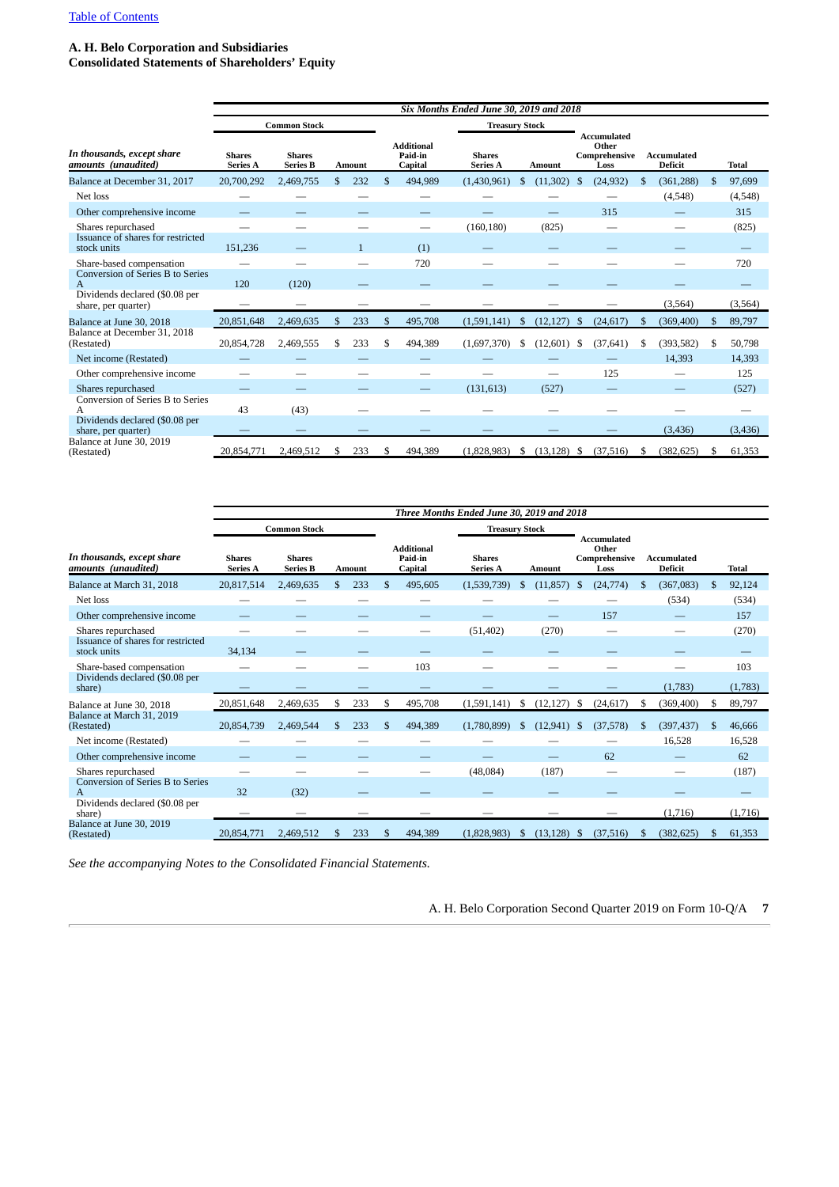Table of Contents

**A. H. Belo Corporation and Subsidiaries**
**Consolidated Statements of Shareholders' Equity**

| | *Six Months Ended June 30, 2019 and 2018* | | | | | | | | |
|---|---|---|---|---|---|---|---|---|---|
| | **Common Stock** | | | | **Treasury Stock** | | | | |
| *In thousands, except share amounts (unaudited)* | **Shares Series A** | **Shares Series B** | **Amount** | **Additional Paid-in Capital** | **Shares Series A** | **Amount** | **Accumulated Other Comprehensive Loss** | **Accumulated Deficit** | **Total** |
| Balance at December 31, 2017 | 20,700,292 | 2,469,755 | $ 232 | $ 494,989 | (1,430,961) | $ (11,302) | $ (24,932) | $ (361,288) | $ 97,699 |
| Net loss | — | — | — | — | — | — | — | (4,548) | (4,548) |
| Other comprehensive income | — | — | — | — | — | — | 315 | — | 315 |
| Shares repurchased | — | — | — | — | (160,180) | (825) | — | — | (825) |
| Issuance of shares for restricted stock units | 151,236 | — | 1 | (1) | — | — | — | — | — |
| Share-based compensation | — | — | — | 720 | — | — | — | — | 720 |
| Conversion of Series B to Series A | 120 | (120) | — | — | — | — | — | — | — |
| Dividends declared ($0.08 per share, per quarter) | — | — | — | — | — | — | — | (3,564) | (3,564) |
| Balance at June 30, 2018 | 20,851,648 | 2,469,635 | $ 233 | $ 495,708 | (1,591,141) | $ (12,127) | $ (24,617) | $ (369,400) | $ 89,797 |
| Balance at December 31, 2018 (Restated) | 20,854,728 | 2,469,555 | $ 233 | $ 494,389 | (1,697,370) | $ (12,601) | $ (37,641) | $ (393,582) | $ 50,798 |
| Net income (Restated) | — | — | — | — | — | — | — | 14,393 | 14,393 |
| Other comprehensive income | — | — | — | — | — | — | 125 | — | 125 |
| Shares repurchased | — | — | — | — | (131,613) | (527) | — | — | (527) |
| Conversion of Series B to Series A | 43 | (43) | — | — | — | — | — | — | — |
| Dividends declared ($0.08 per share, per quarter) | — | — | — | — | — | — | — | (3,436) | (3,436) |
| Balance at June 30, 2019 (Restated) | 20,854,771 | 2,469,512 | $ 233 | $ 494,389 | (1,828,983) | $ (13,128) | $ (37,516) | $ (382,625) | $ 61,353 |

| | *Three Months Ended June 30, 2019 and 2018* | | | | | | | | |
|---|---|---|---|---|---|---|---|---|---|
| | **Common Stock** | | | | **Treasury Stock** | | | | |
| *In thousands, except share amounts (unaudited)* | **Shares Series A** | **Shares Series B** | **Amount** | **Additional Paid-in Capital** | **Shares Series A** | **Amount** | **Accumulated Other Comprehensive Loss** | **Accumulated Deficit** | **Total** |
| Balance at March 31, 2018 | 20,817,514 | 2,469,635 | $ 233 | $ 495,605 | (1,539,739) | $ (11,857) | $ (24,774) | $ (367,083) | $ 92,124 |
| Net loss | — | — | — | — | — | — | — | (534) | (534) |
| Other comprehensive income | — | — | — | — | — | — | 157 | — | 157 |
| Shares repurchased | — | — | — | — | (51,402) | (270) | — | — | (270) |
| Issuance of shares for restricted stock units | 34,134 | — | — | — | — | — | — | — | — |
| Share-based compensation | — | — | — | 103 | — | — | — | — | 103 |
| Dividends declared ($0.08 per share) | — | — | — | — | — | — | — | (1,783) | (1,783) |
| Balance at June 30, 2018 | 20,851,648 | 2,469,635 | $ 233 | $ 495,708 | (1,591,141) | $ (12,127) | $ (24,617) | $ (369,400) | $ 89,797 |
| Balance at March 31, 2019 (Restated) | 20,854,739 | 2,469,544 | $ 233 | $ 494,389 | (1,780,899) | $ (12,941) | $ (37,578) | $ (397,437) | $ 46,666 |
| Net income (Restated) | — | — | — | — | — | — | — | 16,528 | 16,528 |
| Other comprehensive income | — | — | — | — | — | — | 62 | — | 62 |
| Shares repurchased | — | — | — | — | (48,084) | (187) | — | — | (187) |
| Conversion of Series B to Series A | 32 | (32) | — | — | — | — | — | — | — |
| Dividends declared ($0.08 per share) | — | — | — | — | — | — | — | (1,716) | (1,716) |
| Balance at June 30, 2019 (Restated) | 20,854,771 | 2,469,512 | $ 233 | $ 494,389 | (1,828,983) | $ (13,128) | $ (37,516) | $ (382,625) | $ 61,353 |

*See the accompanying Notes to the Consolidated Financial Statements.*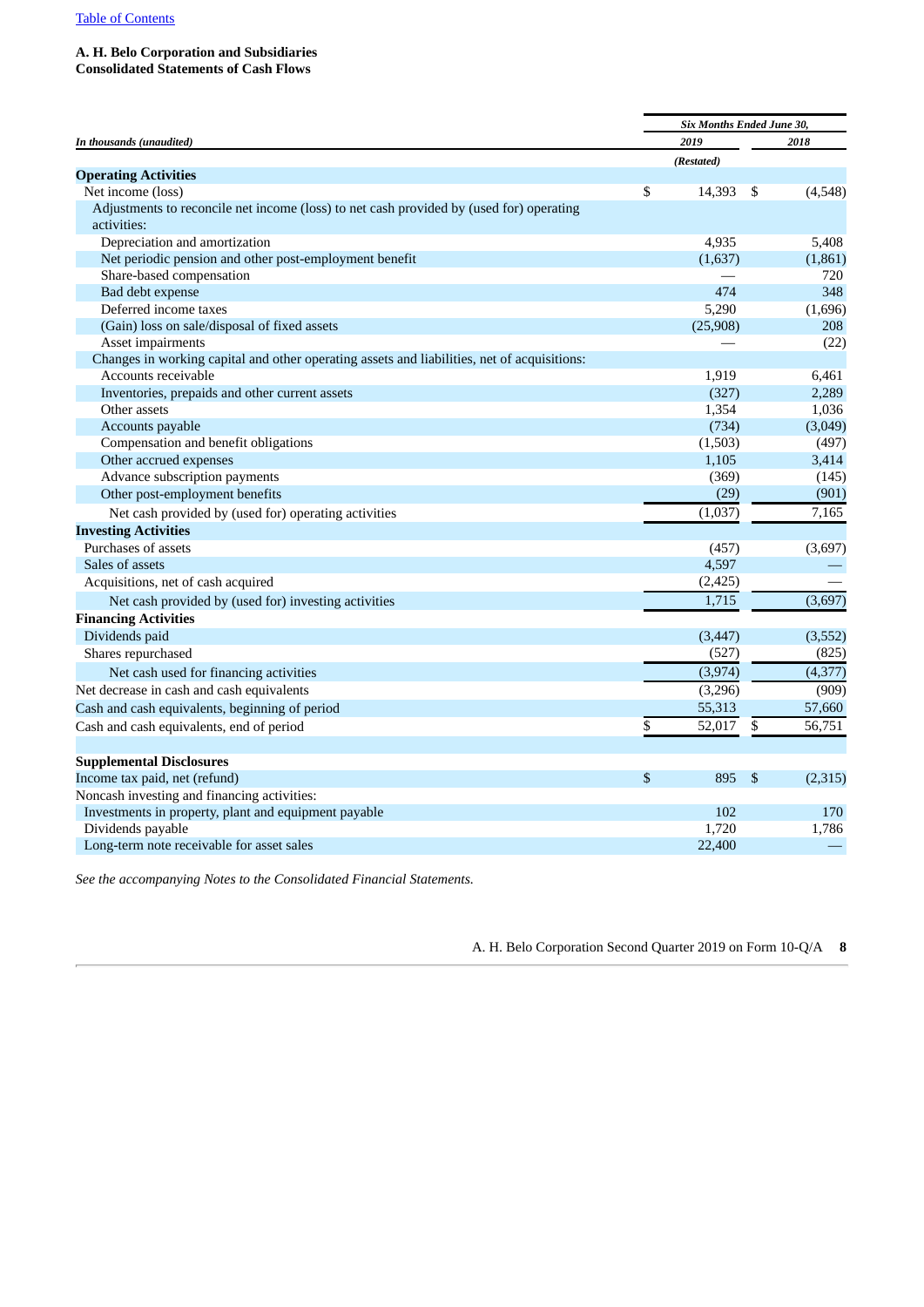**A. H. Belo Corporation and Subsidiaries**
**Consolidated Statements of Cash Flows**

| *In thousands (unaudited)* | *Six Months Ended June 30,* | |
|---|---|---|
| | *2019* | *2018* |
| | *(Restated)* | |
| **Operating Activities** | | |
| Net income (loss) | $ 14,393 | $ (4,548) |
| Adjustments to reconcile net income (loss) to net cash provided by (used for) operating activities: | | |
| Depreciation and amortization | 4,935 | 5,408 |
| Net periodic pension and other post-employment benefit | (1,637) | (1,861) |
| Share-based compensation | — | 720 |
| Bad debt expense | 474 | 348 |
| Deferred income taxes | 5,290 | (1,696) |
| (Gain) loss on sale/disposal of fixed assets | (25,908) | 208 |
| Asset impairments | — | (22) |
| Changes in working capital and other operating assets and liabilities, net of acquisitions: | | |
| Accounts receivable | 1,919 | 6,461 |
| Inventories, prepaids and other current assets | (327) | 2,289 |
| Other assets | 1,354 | 1,036 |
| Accounts payable | (734) | (3,049) |
| Compensation and benefit obligations | (1,503) | (497) |
| Other accrued expenses | 1,105 | 3,414 |
| Advance subscription payments | (369) | (145) |
| Other post-employment benefits | (29) | (901) |
| Net cash provided by (used for) operating activities | (1,037) | 7,165 |
| **Investing Activities** | | |
| Purchases of assets | (457) | (3,697) |
| Sales of assets | 4,597 | — |
| Acquisitions, net of cash acquired | (2,425) | — |
| Net cash provided by (used for) investing activities | 1,715 | (3,697) |
| **Financing Activities** | | |
| Dividends paid | (3,447) | (3,552) |
| Shares repurchased | (527) | (825) |
| Net cash used for financing activities | (3,974) | (4,377) |
| Net decrease in cash and cash equivalents | (3,296) | (909) |
| Cash and cash equivalents, beginning of period | 55,313 | 57,660 |
| Cash and cash equivalents, end of period | $ 52,017 | $ 56,751 |
| | | |
| **Supplemental Disclosures** | | |
| Income tax paid, net (refund) | $ 895 | $ (2,315) |
| Noncash investing and financing activities: | | |
| Investments in property, plant and equipment payable | 102 | 170 |
| Dividends payable | 1,720 | 1,786 |
| Long-term note receivable for asset sales | 22,400 | — |

*See the accompanying Notes to the Consolidated Financial Statements.*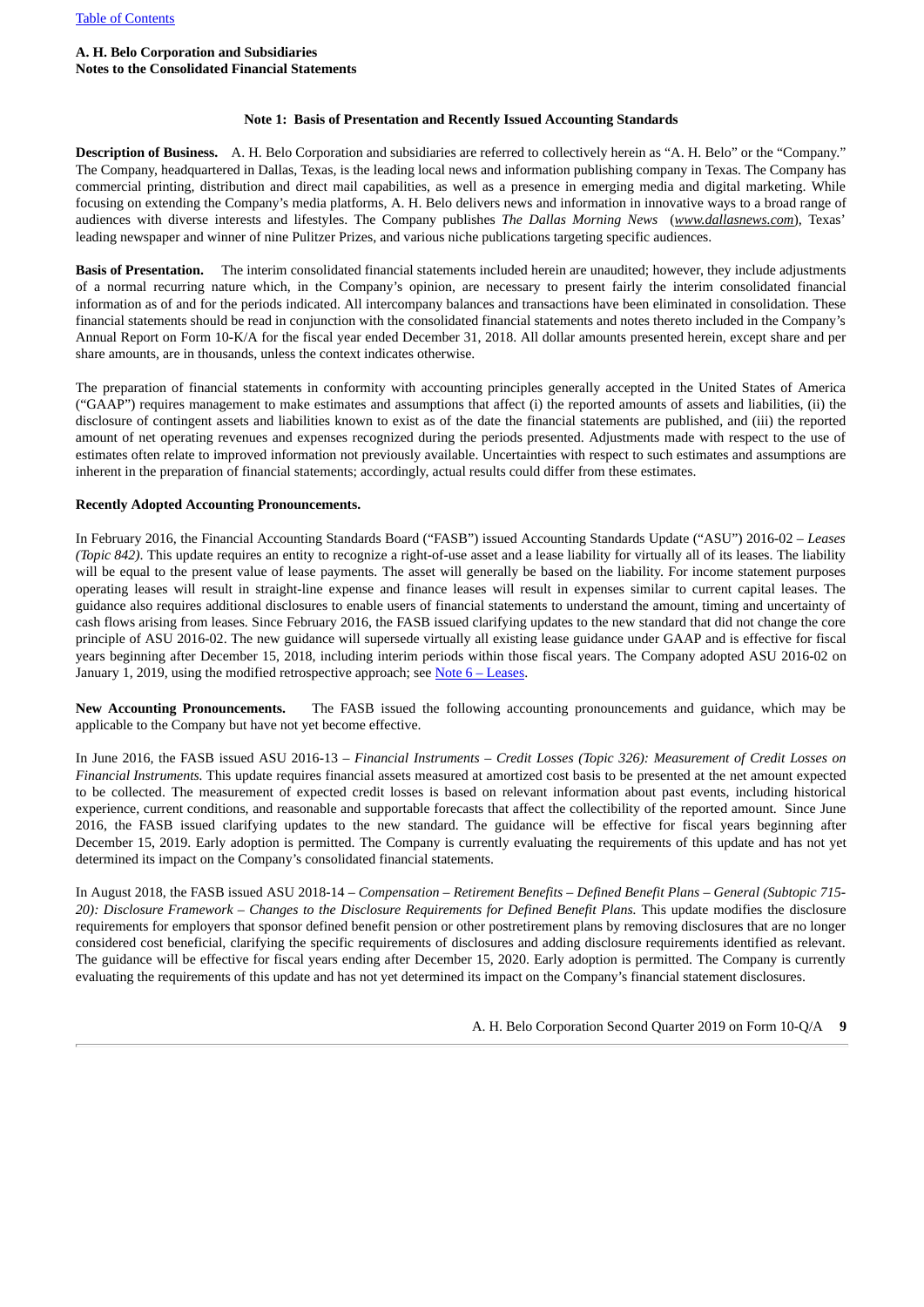**A. H. Belo Corporation and Subsidiaries**
**Notes to the Consolidated Financial Statements**

### Note 1: Basis of Presentation and Recently Issued Accounting Standards

**Description of Business.** A. H. Belo Corporation and subsidiaries are referred to collectively herein as "A. H. Belo" or the "Company." The Company, headquartered in Dallas, Texas, is the leading local news and information publishing company in Texas. The Company has commercial printing, distribution and direct mail capabilities, as well as a presence in emerging media and digital marketing. While focusing on extending the Company's media platforms, A. H. Belo delivers news and information in innovative ways to a broad range of audiences with diverse interests and lifestyles. The Company publishes *The Dallas Morning News* (*www.dallasnews.com*), Texas' leading newspaper and winner of nine Pulitzer Prizes, and various niche publications targeting specific audiences.

**Basis of Presentation.** The interim consolidated financial statements included herein are unaudited; however, they include adjustments of a normal recurring nature which, in the Company's opinion, are necessary to present fairly the interim consolidated financial information as of and for the periods indicated. All intercompany balances and transactions have been eliminated in consolidation. These financial statements should be read in conjunction with the consolidated financial statements and notes thereto included in the Company's Annual Report on Form 10-K/A for the fiscal year ended December 31, 2018. All dollar amounts presented herein, except share and per share amounts, are in thousands, unless the context indicates otherwise.

The preparation of financial statements in conformity with accounting principles generally accepted in the United States of America ("GAAP") requires management to make estimates and assumptions that affect (i) the reported amounts of assets and liabilities, (ii) the disclosure of contingent assets and liabilities known to exist as of the date the financial statements are published, and (iii) the reported amount of net operating revenues and expenses recognized during the periods presented. Adjustments made with respect to the use of estimates often relate to improved information not previously available. Uncertainties with respect to such estimates and assumptions are inherent in the preparation of financial statements; accordingly, actual results could differ from these estimates.

**Recently Adopted Accounting Pronouncements.**

In February 2016, the Financial Accounting Standards Board ("FASB") issued Accounting Standards Update ("ASU") 2016-02 – *Leases (Topic 842)*. This update requires an entity to recognize a right-of-use asset and a lease liability for virtually all of its leases. The liability will be equal to the present value of lease payments. The asset will generally be based on the liability. For income statement purposes operating leases will result in straight-line expense and finance leases will result in expenses similar to current capital leases. The guidance also requires additional disclosures to enable users of financial statements to understand the amount, timing and uncertainty of cash flows arising from leases. Since February 2016, the FASB issued clarifying updates to the new standard that did not change the core principle of ASU 2016-02. The new guidance will supersede virtually all existing lease guidance under GAAP and is effective for fiscal years beginning after December 15, 2018, including interim periods within those fiscal years. The Company adopted ASU 2016-02 on January 1, 2019, using the modified retrospective approach; see Note 6 – Leases.

**New Accounting Pronouncements.** The FASB issued the following accounting pronouncements and guidance, which may be applicable to the Company but have not yet become effective.

In June 2016, the FASB issued ASU 2016-13 – *Financial Instruments – Credit Losses (Topic 326): Measurement of Credit Losses on Financial Instruments.* This update requires financial assets measured at amortized cost basis to be presented at the net amount expected to be collected. The measurement of expected credit losses is based on relevant information about past events, including historical experience, current conditions, and reasonable and supportable forecasts that affect the collectibility of the reported amount. Since June 2016, the FASB issued clarifying updates to the new standard. The guidance will be effective for fiscal years beginning after December 15, 2019. Early adoption is permitted. The Company is currently evaluating the requirements of this update and has not yet determined its impact on the Company's consolidated financial statements.

In August 2018, the FASB issued ASU 2018-14 – *Compensation – Retirement Benefits – Defined Benefit Plans – General (Subtopic 715-20): Disclosure Framework – Changes to the Disclosure Requirements for Defined Benefit Plans.* This update modifies the disclosure requirements for employers that sponsor defined benefit pension or other postretirement plans by removing disclosures that are no longer considered cost beneficial, clarifying the specific requirements of disclosures and adding disclosure requirements identified as relevant. The guidance will be effective for fiscal years ending after December 15, 2020. Early adoption is permitted. The Company is currently evaluating the requirements of this update and has not yet determined its impact on the Company's financial statement disclosures.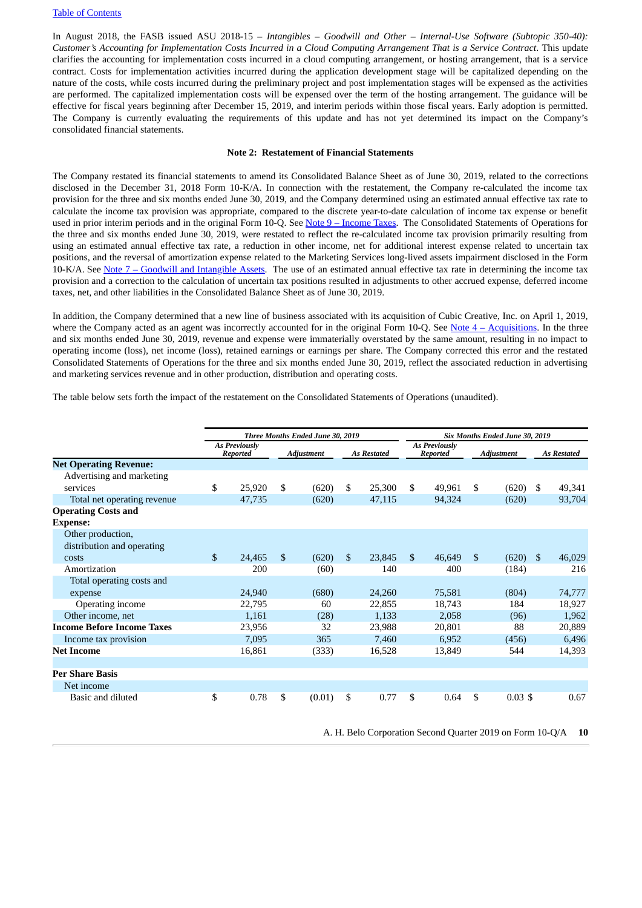In August 2018, the FASB issued ASU 2018-15 – *Intangibles – Goodwill and Other – Internal-Use Software (Subtopic 350-40): Customer's Accounting for Implementation Costs Incurred in a Cloud Computing Arrangement That is a Service Contract*. This update clarifies the accounting for implementation costs incurred in a cloud computing arrangement, or hosting arrangement, that is a service contract. Costs for implementation activities incurred during the application development stage will be capitalized depending on the nature of the costs, while costs incurred during the preliminary project and post implementation stages will be expensed as the activities are performed. The capitalized implementation costs will be expensed over the term of the hosting arrangement. The guidance will be effective for fiscal years beginning after December 15, 2019, and interim periods within those fiscal years. Early adoption is permitted. The Company is currently evaluating the requirements of this update and has not yet determined its impact on the Company's consolidated financial statements.

## Note 2: Restatement of Financial Statements

The Company restated its financial statements to amend its Consolidated Balance Sheet as of June 30, 2019, related to the corrections disclosed in the December 31, 2018 Form 10-K/A. In connection with the restatement, the Company re-calculated the income tax provision for the three and six months ended June 30, 2019, and the Company determined using an estimated annual effective tax rate to calculate the income tax provision was appropriate, compared to the discrete year-to-date calculation of income tax expense or benefit used in prior interim periods and in the original Form 10-Q. See Note 9 – Income Taxes. The Consolidated Statements of Operations for the three and six months ended June 30, 2019, were restated to reflect the re-calculated income tax provision primarily resulting from using an estimated annual effective tax rate, a reduction in other income, net for additional interest expense related to uncertain tax positions, and the reversal of amortization expense related to the Marketing Services long-lived assets impairment disclosed in the Form 10-K/A. See Note 7 – Goodwill and Intangible Assets. The use of an estimated annual effective tax rate in determining the income tax provision and a correction to the calculation of uncertain tax positions resulted in adjustments to other accrued expense, deferred income taxes, net, and other liabilities in the Consolidated Balance Sheet as of June 30, 2019.

In addition, the Company determined that a new line of business associated with its acquisition of Cubic Creative, Inc. on April 1, 2019, where the Company acted as an agent was incorrectly accounted for in the original Form 10-Q. See Note 4 – Acquisitions. In the three and six months ended June 30, 2019, revenue and expense were immaterially overstated by the same amount, resulting in no impact to operating income (loss), net income (loss), retained earnings or earnings per share. The Company corrected this error and the restated Consolidated Statements of Operations for the three and six months ended June 30, 2019, reflect the associated reduction in advertising and marketing services revenue and in other production, distribution and operating costs.

The table below sets forth the impact of the restatement on the Consolidated Statements of Operations (unaudited).

| | *Three Months Ended June 30, 2019* | | | *Six Months Ended June 30, 2019* | | |
|---|---|---|---|---|---|---|
| | *As Previously Reported* | *Adjustment* | *As Restated* | *As Previously Reported* | *Adjustment* | *As Restated* |
| **Net Operating Revenue:** | | | | | | |
| Advertising and marketing services | $ 25,920 | $ (620) | $ 25,300 | $ 49,961 | $ (620) | $ 49,341 |
| Total net operating revenue | 47,735 | (620) | 47,115 | 94,324 | (620) | 93,704 |
| **Operating Costs and Expense:** | | | | | | |
| Other production, distribution and operating costs | $ 24,465 | $ (620) | $ 23,845 | $ 46,649 | $ (620) | $ 46,029 |
| Amortization | 200 | (60) | 140 | 400 | (184) | 216 |
| Total operating costs and expense | 24,940 | (680) | 24,260 | 75,581 | (804) | 74,777 |
| Operating income | 22,795 | 60 | 22,855 | 18,743 | 184 | 18,927 |
| Other income, net | 1,161 | (28) | 1,133 | 2,058 | (96) | 1,962 |
| **Income Before Income Taxes** | 23,956 | 32 | 23,988 | 20,801 | 88 | 20,889 |
| Income tax provision | 7,095 | 365 | 7,460 | 6,952 | (456) | 6,496 |
| **Net Income** | 16,861 | (333) | 16,528 | 13,849 | 544 | 14,393 |
| | | | | | | |
| **Per Share Basis** | | | | | | |
| Net income | | | | | | |
| Basic and diluted | $ 0.78 | $ (0.01) | $ 0.77 | $ 0.64 | $ 0.03 | $ 0.67 |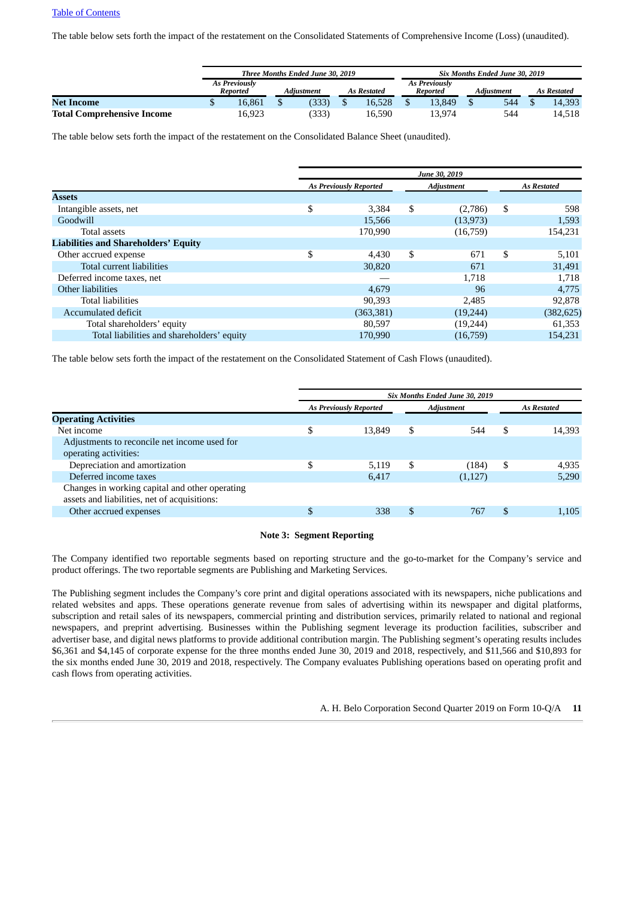The table below sets forth the impact of the restatement on the Consolidated Statements of Comprehensive Income (Loss) (unaudited).

| | Three Months Ended June 30, 2019 | | | Six Months Ended June 30, 2019 | | |
|---|---|---|---|---|---|---|
| | *As Previously Reported* | *Adjustment* | *As Restated* | *As Previously Reported* | *Adjustment* | *As Restated* |
| **Net Income** | $ 16,861 | $ (333) | $ 16,528 | $ 13,849 | $ 544 | $ 14,393 |
| **Total Comprehensive Income** | 16,923 | (333) | 16,590 | 13,974 | 544 | 14,518 |

The table below sets forth the impact of the restatement on the Consolidated Balance Sheet (unaudited).

| | June 30, 2019 | | |
|---|---|---|---|
| | *As Previously Reported* | *Adjustment* | *As Restated* |
| **Assets** | | | |
| Intangible assets, net | $ 3,384 | $ (2,786) | $ 598 |
| Goodwill | 15,566 | (13,973) | 1,593 |
| Total assets | 170,990 | (16,759) | 154,231 |
| **Liabilities and Shareholders' Equity** | | | |
| Other accrued expense | $ 4,430 | $ 671 | $ 5,101 |
| Total current liabilities | 30,820 | 671 | 31,491 |
| Deferred income taxes, net | — | 1,718 | 1,718 |
| Other liabilities | 4,679 | 96 | 4,775 |
| Total liabilities | 90,393 | 2,485 | 92,878 |
| Accumulated deficit | (363,381) | (19,244) | (382,625) |
| Total shareholders' equity | 80,597 | (19,244) | 61,353 |
| Total liabilities and shareholders' equity | 170,990 | (16,759) | 154,231 |

The table below sets forth the impact of the restatement on the Consolidated Statement of Cash Flows (unaudited).

| | Six Months Ended June 30, 2019 | | |
|---|---|---|---|
| | *As Previously Reported* | *Adjustment* | *As Restated* |
| **Operating Activities** | | | |
| Net income | $ 13,849 | $ 544 | $ 14,393 |
| Adjustments to reconcile net income used for operating activities: | | | |
| Depreciation and amortization | $ 5,119 | $ (184) | $ 4,935 |
| Deferred income taxes | 6,417 | (1,127) | 5,290 |
| Changes in working capital and other operating assets and liabilities, net of acquisitions: | | | |
| Other accrued expenses | $ 338 | $ 767 | $ 1,105 |

## Note 3: Segment Reporting

The Company identified two reportable segments based on reporting structure and the go-to-market for the Company's service and product offerings. The two reportable segments are Publishing and Marketing Services.

The Publishing segment includes the Company's core print and digital operations associated with its newspapers, niche publications and related websites and apps. These operations generate revenue from sales of advertising within its newspaper and digital platforms, subscription and retail sales of its newspapers, commercial printing and distribution services, primarily related to national and regional newspapers, and preprint advertising. Businesses within the Publishing segment leverage its production facilities, subscriber and advertiser base, and digital news platforms to provide additional contribution margin. The Publishing segment's operating results includes $6,361 and $4,145 of corporate expense for the three months ended June 30, 2019 and 2018, respectively, and $11,566 and $10,893 for the six months ended June 30, 2019 and 2018, respectively. The Company evaluates Publishing operations based on operating profit and cash flows from operating activities.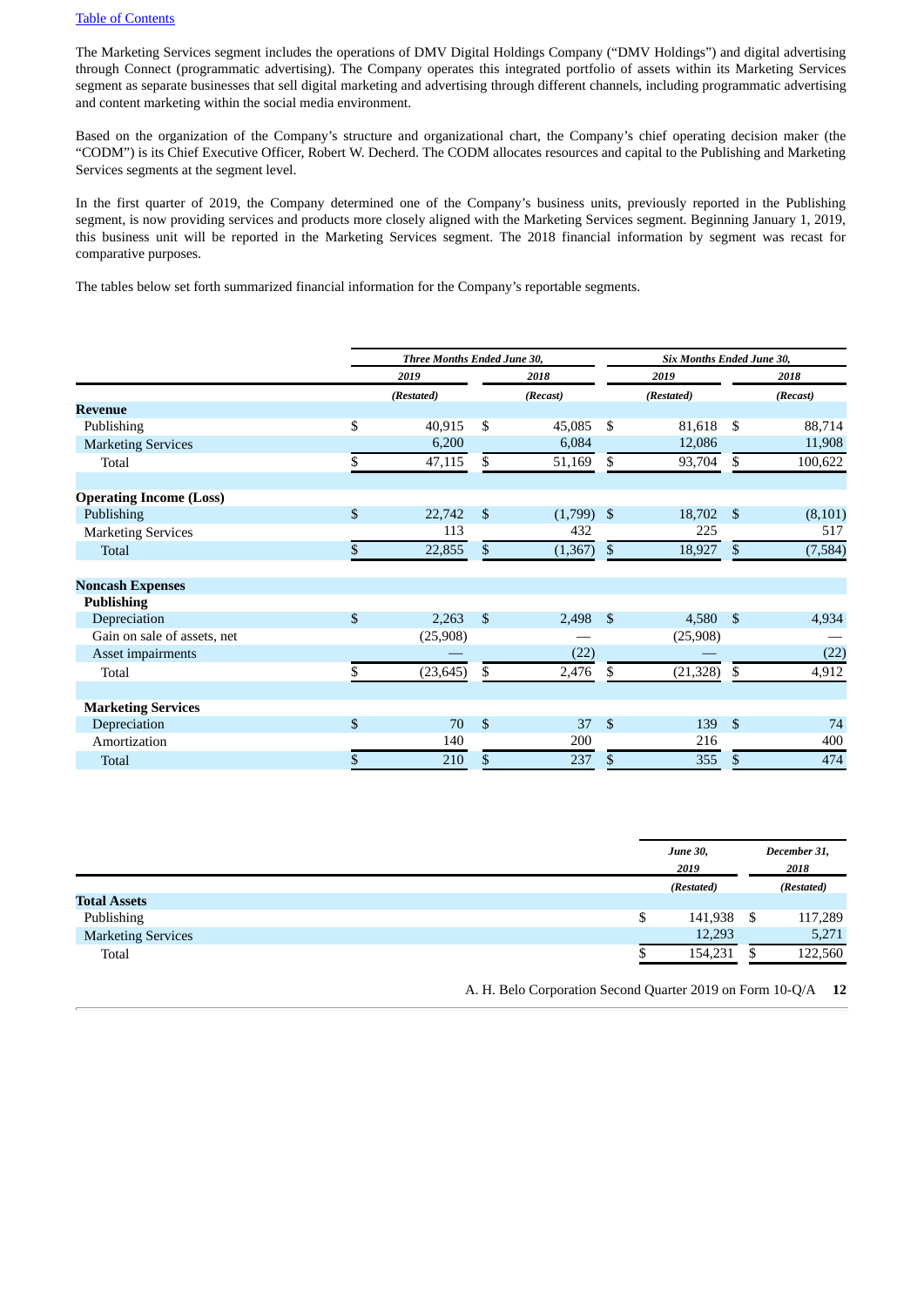The Marketing Services segment includes the operations of DMV Digital Holdings Company ("DMV Holdings") and digital advertising through Connect (programmatic advertising). The Company operates this integrated portfolio of assets within its Marketing Services segment as separate businesses that sell digital marketing and advertising through different channels, including programmatic advertising and content marketing within the social media environment.

Based on the organization of the Company's structure and organizational chart, the Company's chief operating decision maker (the "CODM") is its Chief Executive Officer, Robert W. Decherd. The CODM allocates resources and capital to the Publishing and Marketing Services segments at the segment level.

In the first quarter of 2019, the Company determined one of the Company's business units, previously reported in the Publishing segment, is now providing services and products more closely aligned with the Marketing Services segment. Beginning January 1, 2019, this business unit will be reported in the Marketing Services segment. The 2018 financial information by segment was recast for comparative purposes.

The tables below set forth summarized financial information for the Company's reportable segments.

| | *Three Months Ended June 30,* | | *Six Months Ended June 30,* | |
|---|---|---|---|---|
| | *2019* | *2018* | *2019* | *2018* |
| | *(Restated)* | *(Recast)* | *(Restated)* | *(Recast)* |
| **Revenue** | | | | |
| Publishing | $ 40,915 | $ 45,085 | $ 81,618 | $ 88,714 |
| Marketing Services | 6,200 | 6,084 | 12,086 | 11,908 |
| Total | $ 47,115 | $ 51,169 | $ 93,704 | $ 100,622 |
| **Operating Income (Loss)** | | | | |
| Publishing | $ 22,742 | $ (1,799) | $ 18,702 | $ (8,101) |
| Marketing Services | 113 | 432 | 225 | 517 |
| Total | $ 22,855 | $ (1,367) | $ 18,927 | $ (7,584) |
| **Noncash Expenses** | | | | |
| **Publishing** | | | | |
| Depreciation | $ 2,263 | $ 2,498 | $ 4,580 | $ 4,934 |
| Gain on sale of assets, net | (25,908) | — | (25,908) | — |
| Asset impairments | — | (22) | — | (22) |
| Total | $ (23,645) | $ 2,476 | $ (21,328) | $ 4,912 |
| **Marketing Services** | | | | |
| Depreciation | $ 70 | $ 37 | $ 139 | $ 74 |
| Amortization | 140 | 200 | 216 | 400 |
| Total | $ 210 | $ 237 | $ 355 | $ 474 |

| | *June 30, 2019* | *December 31, 2018* |
|---|---|---|
| | *(Restated)* | *(Restated)* |
| **Total Assets** | | |
| Publishing | $ 141,938 | $ 117,289 |
| Marketing Services | 12,293 | 5,271 |
| Total | $ 154,231 | $ 122,560 |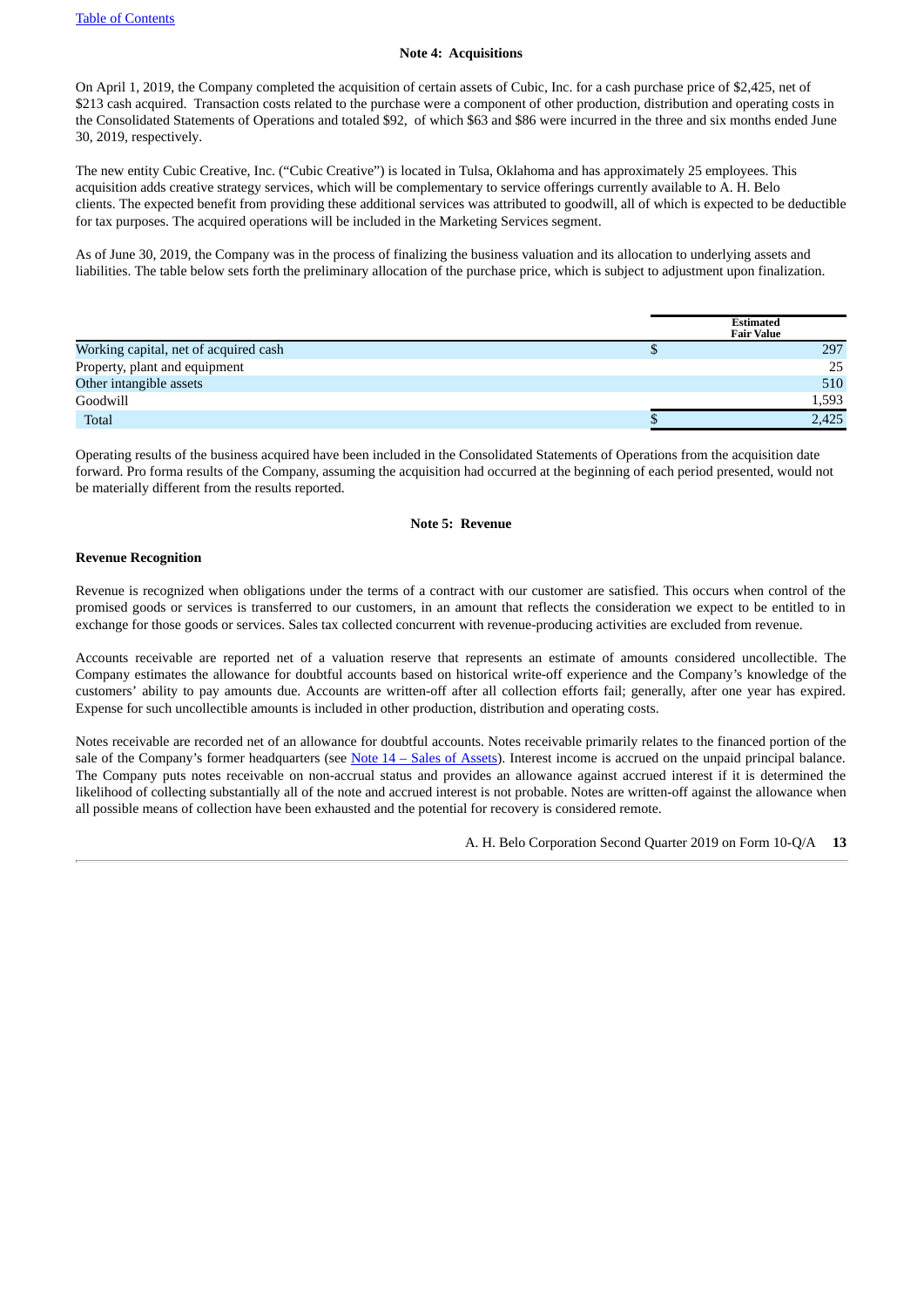## Note 4: Acquisitions

On April 1, 2019, the Company completed the acquisition of certain assets of Cubic, Inc. for a cash purchase price of $2,425, net of $213 cash acquired. Transaction costs related to the purchase were a component of other production, distribution and operating costs in the Consolidated Statements of Operations and totaled $92, of which $63 and $86 were incurred in the three and six months ended June 30, 2019, respectively.

The new entity Cubic Creative, Inc. ("Cubic Creative") is located in Tulsa, Oklahoma and has approximately 25 employees. This acquisition adds creative strategy services, which will be complementary to service offerings currently available to A. H. Belo clients. The expected benefit from providing these additional services was attributed to goodwill, all of which is expected to be deductible for tax purposes. The acquired operations will be included in the Marketing Services segment.

As of June 30, 2019, the Company was in the process of finalizing the business valuation and its allocation to underlying assets and liabilities. The table below sets forth the preliminary allocation of the purchase price, which is subject to adjustment upon finalization.

| | Estimated Fair Value |
|---|---|
| Working capital, net of acquired cash | $ 297 |
| Property, plant and equipment | 25 |
| Other intangible assets | 510 |
| Goodwill | 1,593 |
| Total | $ 2,425 |

Operating results of the business acquired have been included in the Consolidated Statements of Operations from the acquisition date forward. Pro forma results of the Company, assuming the acquisition had occurred at the beginning of each period presented, would not be materially different from the results reported.

## Note 5: Revenue

**Revenue Recognition**

Revenue is recognized when obligations under the terms of a contract with our customer are satisfied. This occurs when control of the promised goods or services is transferred to our customers, in an amount that reflects the consideration we expect to be entitled to in exchange for those goods or services. Sales tax collected concurrent with revenue-producing activities are excluded from revenue.

Accounts receivable are reported net of a valuation reserve that represents an estimate of amounts considered uncollectible. The Company estimates the allowance for doubtful accounts based on historical write-off experience and the Company's knowledge of the customers' ability to pay amounts due. Accounts are written-off after all collection efforts fail; generally, after one year has expired. Expense for such uncollectible amounts is included in other production, distribution and operating costs.

Notes receivable are recorded net of an allowance for doubtful accounts. Notes receivable primarily relates to the financed portion of the sale of the Company's former headquarters (see Note 14 – Sales of Assets). Interest income is accrued on the unpaid principal balance. The Company puts notes receivable on non-accrual status and provides an allowance against accrued interest if it is determined the likelihood of collecting substantially all of the note and accrued interest is not probable. Notes are written-off against the allowance when all possible means of collection have been exhausted and the potential for recovery is considered remote.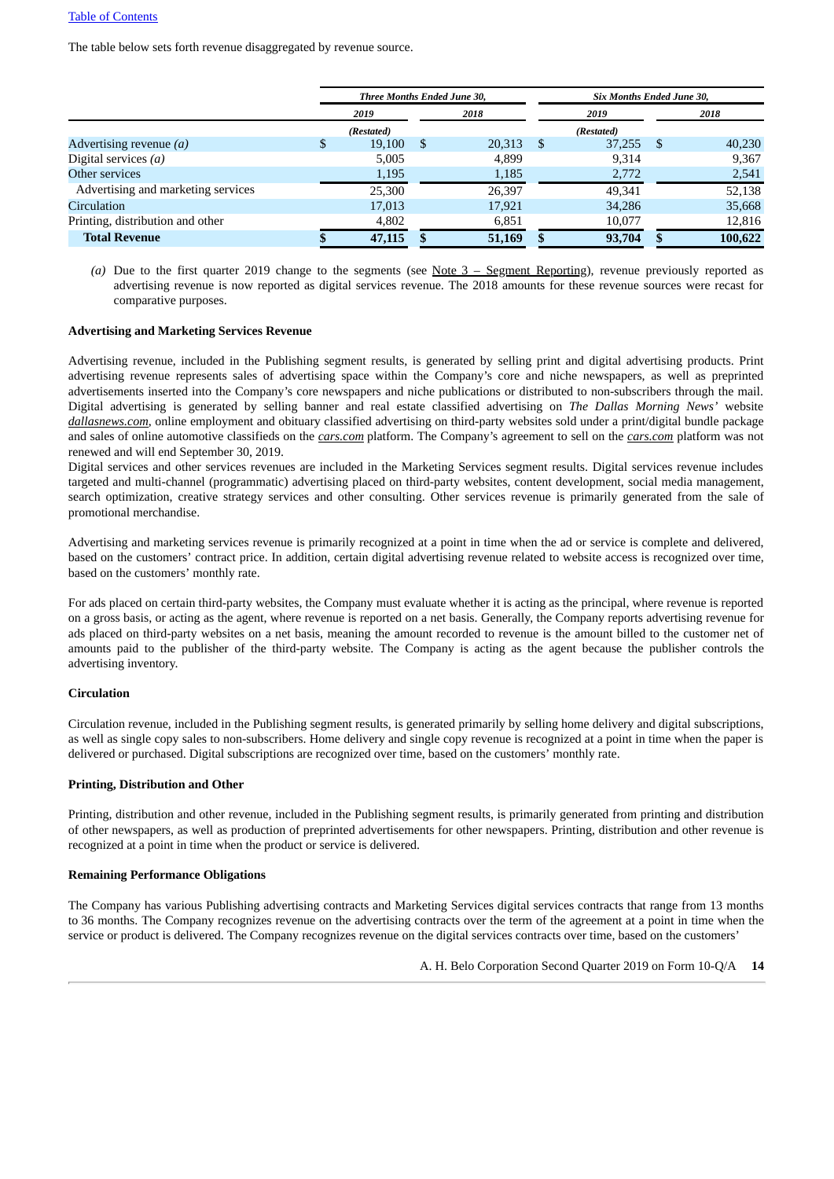The table below sets forth revenue disaggregated by revenue source.

| | Three Months Ended June 30, | | Six Months Ended June 30, | |
|---|---|---|---|---|
| | 2019 | 2018 | 2019 | 2018 |
| | (Restated) | | (Restated) | |
| Advertising revenue *(a)* | $ 19,100 | $ 20,313 | $ 37,255 | $ 40,230 |
| Digital services *(a)* | 5,005 | 4,899 | 9,314 | 9,367 |
| Other services | 1,195 | 1,185 | 2,772 | 2,541 |
| Advertising and marketing services | 25,300 | 26,397 | 49,341 | 52,138 |
| Circulation | 17,013 | 17,921 | 34,286 | 35,668 |
| Printing, distribution and other | 4,802 | 6,851 | 10,077 | 12,816 |
| **Total Revenue** | **$ 47,115** | **$ 51,169** | **$ 93,704** | **$ 100,622** |

*(a)* Due to the first quarter 2019 change to the segments (see Note 3 – Segment Reporting), revenue previously reported as advertising revenue is now reported as digital services revenue. The 2018 amounts for these revenue sources were recast for comparative purposes.

**Advertising and Marketing Services Revenue**

Advertising revenue, included in the Publishing segment results, is generated by selling print and digital advertising products. Print advertising revenue represents sales of advertising space within the Company's core and niche newspapers, as well as preprinted advertisements inserted into the Company's core newspapers and niche publications or distributed to non-subscribers through the mail. Digital advertising is generated by selling banner and real estate classified advertising on *The Dallas Morning News'* website *dallasnews.com*, online employment and obituary classified advertising on third-party websites sold under a print/digital bundle package and sales of online automotive classifieds on the *cars.com* platform. The Company's agreement to sell on the *cars.com* platform was not renewed and will end September 30, 2019.

Digital services and other services revenues are included in the Marketing Services segment results. Digital services revenue includes targeted and multi-channel (programmatic) advertising placed on third-party websites, content development, social media management, search optimization, creative strategy services and other consulting. Other services revenue is primarily generated from the sale of promotional merchandise.

Advertising and marketing services revenue is primarily recognized at a point in time when the ad or service is complete and delivered, based on the customers' contract price. In addition, certain digital advertising revenue related to website access is recognized over time, based on the customers' monthly rate.

For ads placed on certain third-party websites, the Company must evaluate whether it is acting as the principal, where revenue is reported on a gross basis, or acting as the agent, where revenue is reported on a net basis. Generally, the Company reports advertising revenue for ads placed on third-party websites on a net basis, meaning the amount recorded to revenue is the amount billed to the customer net of amounts paid to the publisher of the third-party website. The Company is acting as the agent because the publisher controls the advertising inventory.

**Circulation**

Circulation revenue, included in the Publishing segment results, is generated primarily by selling home delivery and digital subscriptions, as well as single copy sales to non-subscribers. Home delivery and single copy revenue is recognized at a point in time when the paper is delivered or purchased. Digital subscriptions are recognized over time, based on the customers' monthly rate.

**Printing, Distribution and Other**

Printing, distribution and other revenue, included in the Publishing segment results, is primarily generated from printing and distribution of other newspapers, as well as production of preprinted advertisements for other newspapers. Printing, distribution and other revenue is recognized at a point in time when the product or service is delivered.

**Remaining Performance Obligations**

The Company has various Publishing advertising contracts and Marketing Services digital services contracts that range from 13 months to 36 months. The Company recognizes revenue on the advertising contracts over the term of the agreement at a point in time when the service or product is delivered. The Company recognizes revenue on the digital services contracts over time, based on the customers'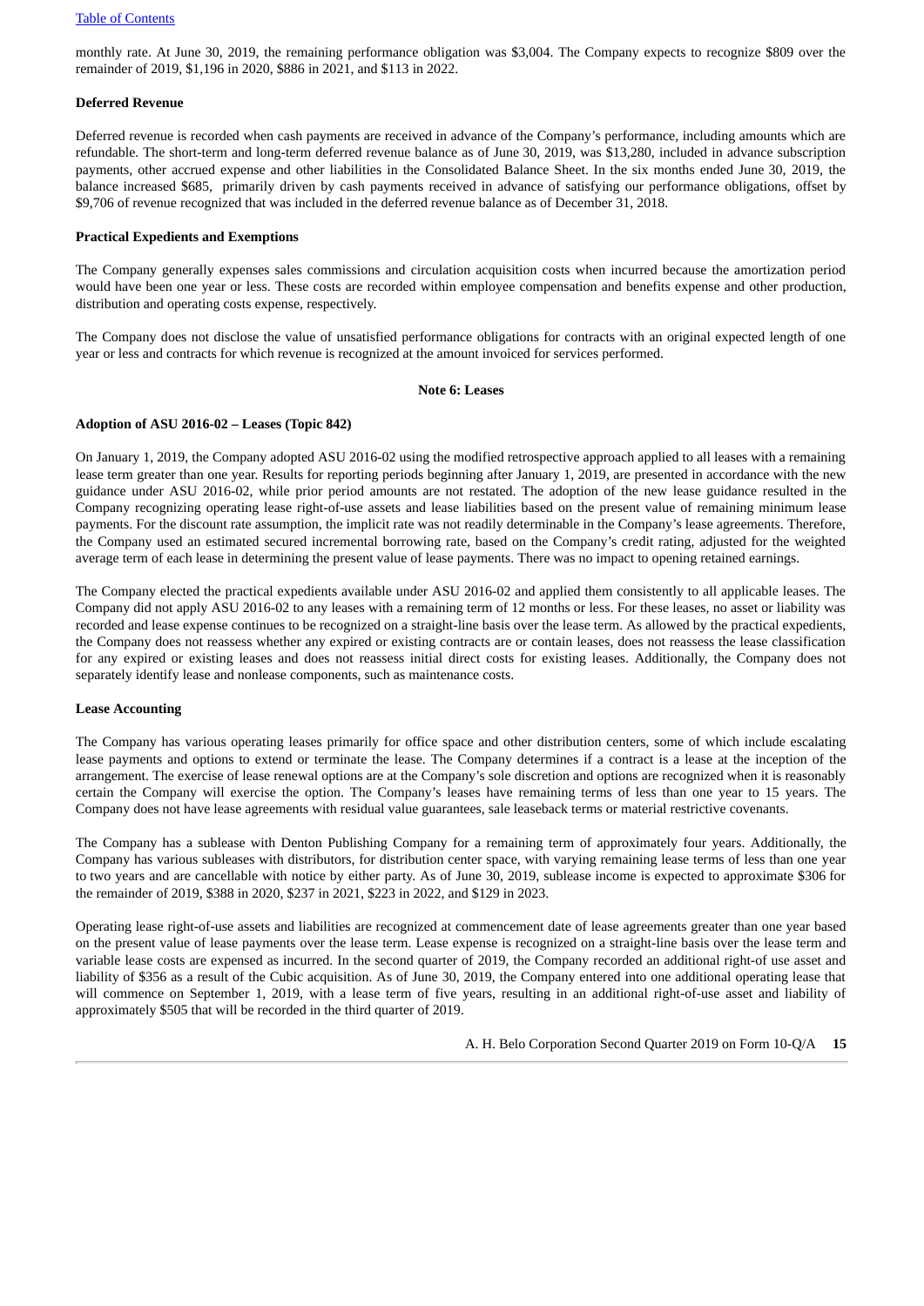monthly rate. At June 30, 2019, the remaining performance obligation was $3,004. The Company expects to recognize $809 over the remainder of 2019, $1,196 in 2020, $886 in 2021, and $113 in 2022.

**Deferred Revenue**

Deferred revenue is recorded when cash payments are received in advance of the Company's performance, including amounts which are refundable. The short-term and long-term deferred revenue balance as of June 30, 2019, was $13,280, included in advance subscription payments, other accrued expense and other liabilities in the Consolidated Balance Sheet. In the six months ended June 30, 2019, the balance increased $685, primarily driven by cash payments received in advance of satisfying our performance obligations, offset by $9,706 of revenue recognized that was included in the deferred revenue balance as of December 31, 2018.

**Practical Expedients and Exemptions**

The Company generally expenses sales commissions and circulation acquisition costs when incurred because the amortization period would have been one year or less. These costs are recorded within employee compensation and benefits expense and other production, distribution and operating costs expense, respectively.

The Company does not disclose the value of unsatisfied performance obligations for contracts with an original expected length of one year or less and contracts for which revenue is recognized at the amount invoiced for services performed.

**Note 6: Leases**

**Adoption of ASU 2016-02 – Leases (Topic 842)**

On January 1, 2019, the Company adopted ASU 2016-02 using the modified retrospective approach applied to all leases with a remaining lease term greater than one year. Results for reporting periods beginning after January 1, 2019, are presented in accordance with the new guidance under ASU 2016-02, while prior period amounts are not restated. The adoption of the new lease guidance resulted in the Company recognizing operating lease right-of-use assets and lease liabilities based on the present value of remaining minimum lease payments. For the discount rate assumption, the implicit rate was not readily determinable in the Company's lease agreements. Therefore, the Company used an estimated secured incremental borrowing rate, based on the Company's credit rating, adjusted for the weighted average term of each lease in determining the present value of lease payments. There was no impact to opening retained earnings.

The Company elected the practical expedients available under ASU 2016-02 and applied them consistently to all applicable leases. The Company did not apply ASU 2016-02 to any leases with a remaining term of 12 months or less. For these leases, no asset or liability was recorded and lease expense continues to be recognized on a straight-line basis over the lease term. As allowed by the practical expedients, the Company does not reassess whether any expired or existing contracts are or contain leases, does not reassess the lease classification for any expired or existing leases and does not reassess initial direct costs for existing leases. Additionally, the Company does not separately identify lease and nonlease components, such as maintenance costs.

**Lease Accounting**

The Company has various operating leases primarily for office space and other distribution centers, some of which include escalating lease payments and options to extend or terminate the lease. The Company determines if a contract is a lease at the inception of the arrangement. The exercise of lease renewal options are at the Company's sole discretion and options are recognized when it is reasonably certain the Company will exercise the option. The Company's leases have remaining terms of less than one year to 15 years. The Company does not have lease agreements with residual value guarantees, sale leaseback terms or material restrictive covenants.

The Company has a sublease with Denton Publishing Company for a remaining term of approximately four years. Additionally, the Company has various subleases with distributors, for distribution center space, with varying remaining lease terms of less than one year to two years and are cancellable with notice by either party. As of June 30, 2019, sublease income is expected to approximate $306 for the remainder of 2019, $388 in 2020, $237 in 2021, $223 in 2022, and $129 in 2023.

Operating lease right-of-use assets and liabilities are recognized at commencement date of lease agreements greater than one year based on the present value of lease payments over the lease term. Lease expense is recognized on a straight-line basis over the lease term and variable lease costs are expensed as incurred. In the second quarter of 2019, the Company recorded an additional right-of use asset and liability of $356 as a result of the Cubic acquisition. As of June 30, 2019, the Company entered into one additional operating lease that will commence on September 1, 2019, with a lease term of five years, resulting in an additional right-of-use asset and liability of approximately $505 that will be recorded in the third quarter of 2019.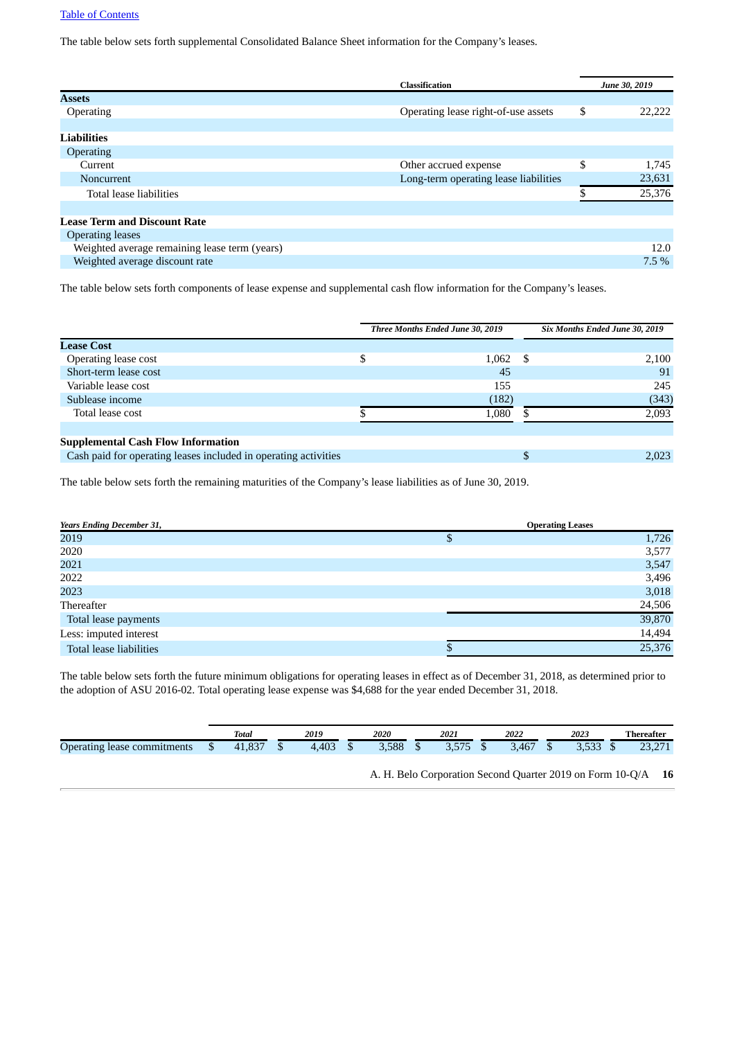The table below sets forth supplemental Consolidated Balance Sheet information for the Company's leases.

| | Classification | June 30, 2019 |
|---|---|---|
| **Assets** | | |
| Operating | Operating lease right-of-use assets | $ 22,222 |
| | | |
| **Liabilities** | | |
| Operating | | |
| Current | Other accrued expense | $ 1,745 |
| Noncurrent | Long-term operating lease liabilities | 23,631 |
| Total lease liabilities | | $ 25,376 |
| | | |
| **Lease Term and Discount Rate** | | |
| Operating leases | | |
| Weighted average remaining lease term (years) | | 12.0 |
| Weighted average discount rate | | 7.5 % |

The table below sets forth components of lease expense and supplemental cash flow information for the Company's leases.

| | Three Months Ended June 30, 2019 | Six Months Ended June 30, 2019 |
|---|---|---|
| **Lease Cost** | | |
| Operating lease cost | $ 1,062 | $ 2,100 |
| Short-term lease cost | 45 | 91 |
| Variable lease cost | 155 | 245 |
| Sublease income | (182) | (343) |
| Total lease cost | $ 1,080 | $ 2,093 |
| | | |
| **Supplemental Cash Flow Information** | | |
| Cash paid for operating leases included in operating activities | | $ 2,023 |

The table below sets forth the remaining maturities of the Company's lease liabilities as of June 30, 2019.

| Years Ending December 31, | Operating Leases |
|---|---|
| 2019 | $ 1,726 |
| 2020 | 3,577 |
| 2021 | 3,547 |
| 2022 | 3,496 |
| 2023 | 3,018 |
| Thereafter | 24,506 |
| Total lease payments | 39,870 |
| Less: imputed interest | 14,494 |
| Total lease liabilities | $ 25,376 |

The table below sets forth the future minimum obligations for operating leases in effect as of December 31, 2018, as determined prior to the adoption of ASU 2016-02. Total operating lease expense was $4,688 for the year ended December 31, 2018.

| | Total | 2019 | 2020 | 2021 | 2022 | 2023 | Thereafter |
|---|---|---|---|---|---|---|---|
| Operating lease commitments | $ 41,837 | $ 4,403 | $ 3,588 | $ 3,575 | $ 3,467 | $ 3,533 | $ 23,271 |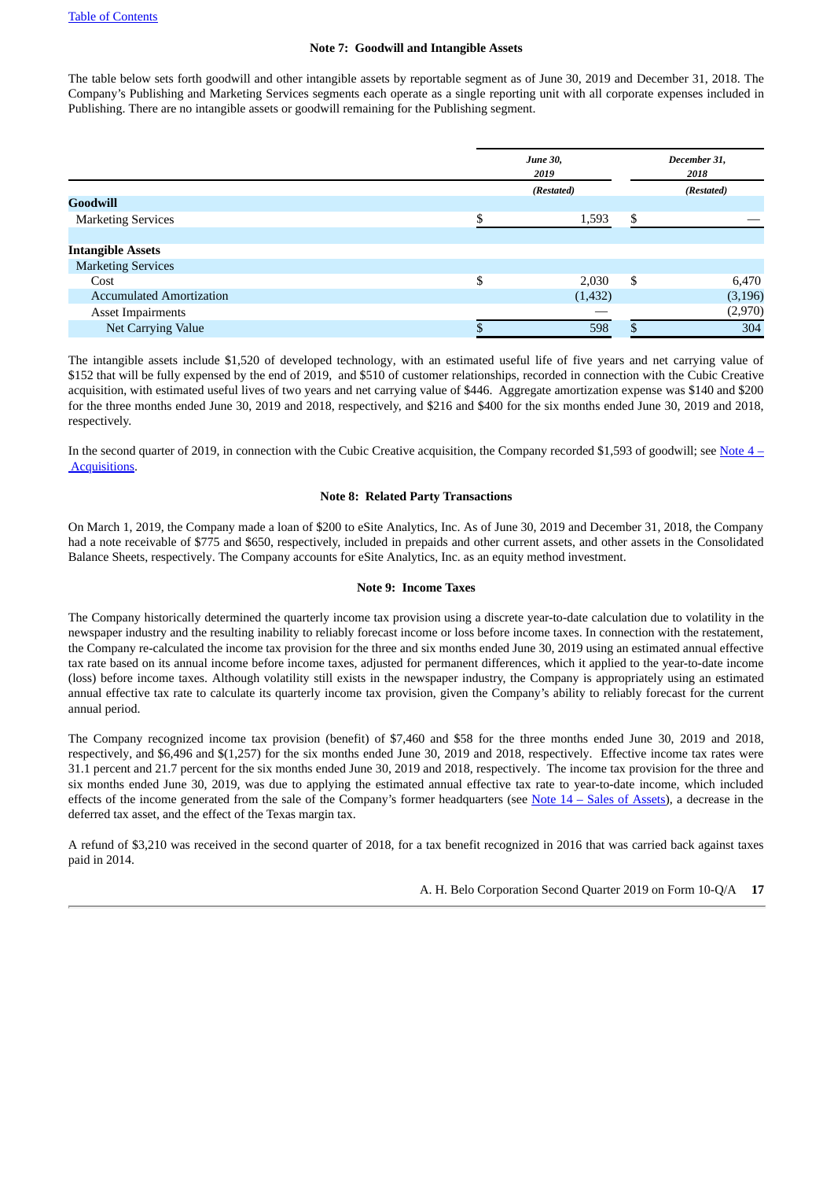### Note 7: Goodwill and Intangible Assets

The table below sets forth goodwill and other intangible assets by reportable segment as of June 30, 2019 and December 31, 2018. The Company's Publishing and Marketing Services segments each operate as a single reporting unit with all corporate expenses included in Publishing. There are no intangible assets or goodwill remaining for the Publishing segment.

| | June 30, 2019 | December 31, 2018 |
|---|---|---|
| | *(Restated)* | *(Restated)* |
| **Goodwill** | | |
| Marketing Services | $ 1,593 | $ — |
| | | |
| **Intangible Assets** | | |
| Marketing Services | | |
| Cost | $ 2,030 | $ 6,470 |
| Accumulated Amortization | (1,432) | (3,196) |
| Asset Impairments | — | (2,970) |
| Net Carrying Value | $ 598 | $ 304 |

The intangible assets include $1,520 of developed technology, with an estimated useful life of five years and net carrying value of $152 that will be fully expensed by the end of 2019, and $510 of customer relationships, recorded in connection with the Cubic Creative acquisition, with estimated useful lives of two years and net carrying value of $446. Aggregate amortization expense was $140 and $200 for the three months ended June 30, 2019 and 2018, respectively, and $216 and $400 for the six months ended June 30, 2019 and 2018, respectively.

In the second quarter of 2019, in connection with the Cubic Creative acquisition, the Company recorded $1,593 of goodwill; see Note 4 – Acquisitions.

### Note 8: Related Party Transactions

On March 1, 2019, the Company made a loan of $200 to eSite Analytics, Inc. As of June 30, 2019 and December 31, 2018, the Company had a note receivable of $775 and $650, respectively, included in prepaids and other current assets, and other assets in the Consolidated Balance Sheets, respectively. The Company accounts for eSite Analytics, Inc. as an equity method investment.

### Note 9: Income Taxes

The Company historically determined the quarterly income tax provision using a discrete year-to-date calculation due to volatility in the newspaper industry and the resulting inability to reliably forecast income or loss before income taxes. In connection with the restatement, the Company re-calculated the income tax provision for the three and six months ended June 30, 2019 using an estimated annual effective tax rate based on its annual income before income taxes, adjusted for permanent differences, which it applied to the year-to-date income (loss) before income taxes. Although volatility still exists in the newspaper industry, the Company is appropriately using an estimated annual effective tax rate to calculate its quarterly income tax provision, given the Company's ability to reliably forecast for the current annual period.

The Company recognized income tax provision (benefit) of $7,460 and $58 for the three months ended June 30, 2019 and 2018, respectively, and $6,496 and $(1,257) for the six months ended June 30, 2019 and 2018, respectively. Effective income tax rates were 31.1 percent and 21.7 percent for the six months ended June 30, 2019 and 2018, respectively. The income tax provision for the three and six months ended June 30, 2019, was due to applying the estimated annual effective tax rate to year-to-date income, which included effects of the income generated from the sale of the Company's former headquarters (see Note 14 – Sales of Assets), a decrease in the deferred tax asset, and the effect of the Texas margin tax.

A refund of $3,210 was received in the second quarter of 2018, for a tax benefit recognized in 2016 that was carried back against taxes paid in 2014.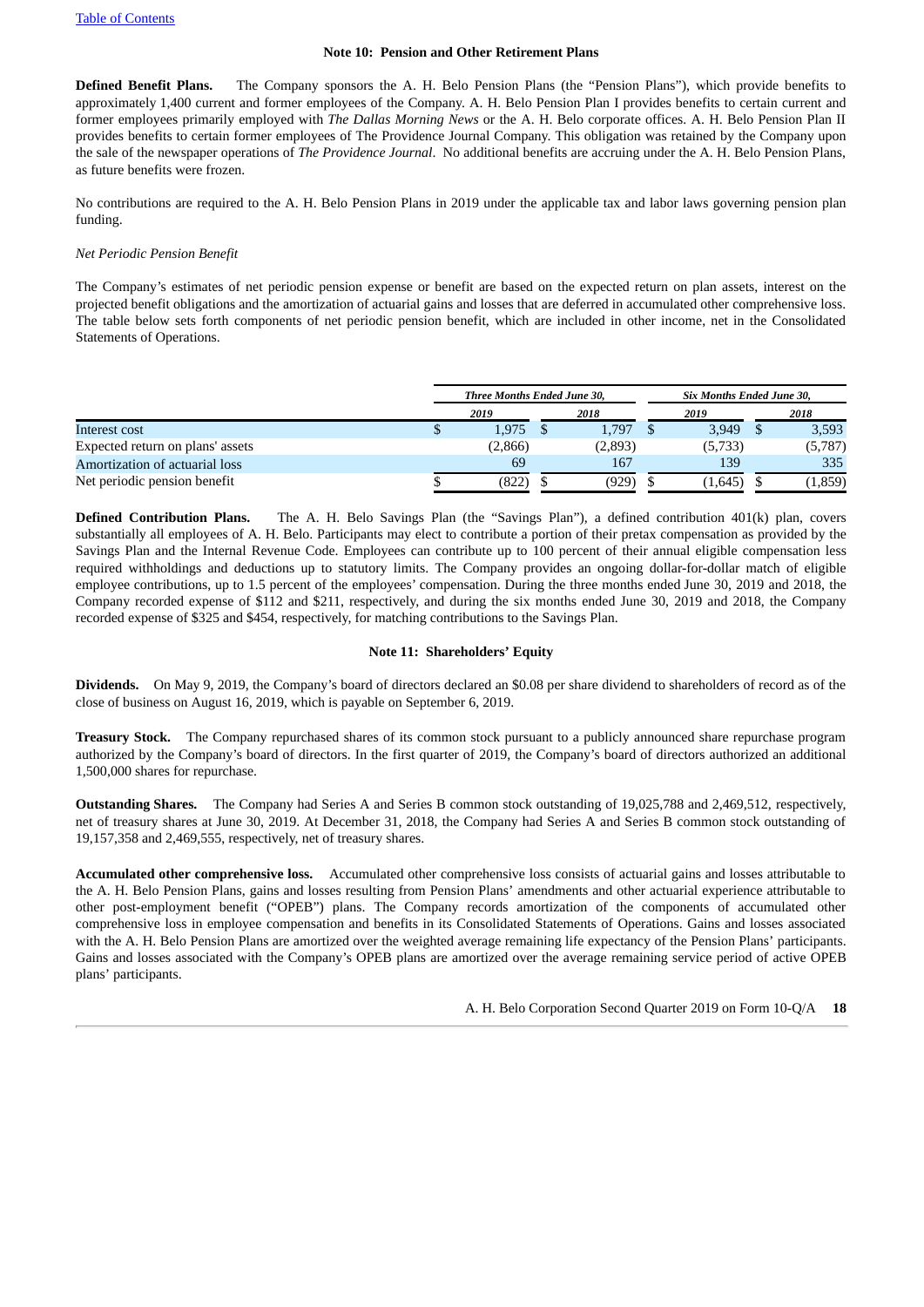### Note 10: Pension and Other Retirement Plans

**Defined Benefit Plans.** The Company sponsors the A. H. Belo Pension Plans (the "Pension Plans"), which provide benefits to approximately 1,400 current and former employees of the Company. A. H. Belo Pension Plan I provides benefits to certain current and former employees primarily employed with *The Dallas Morning News* or the A. H. Belo corporate offices. A. H. Belo Pension Plan II provides benefits to certain former employees of The Providence Journal Company. This obligation was retained by the Company upon the sale of the newspaper operations of *The Providence Journal*. No additional benefits are accruing under the A. H. Belo Pension Plans, as future benefits were frozen.

No contributions are required to the A. H. Belo Pension Plans in 2019 under the applicable tax and labor laws governing pension plan funding.

*Net Periodic Pension Benefit*

The Company's estimates of net periodic pension expense or benefit are based on the expected return on plan assets, interest on the projected benefit obligations and the amortization of actuarial gains and losses that are deferred in accumulated other comprehensive loss. The table below sets forth components of net periodic pension benefit, which are included in other income, net in the Consolidated Statements of Operations.

| | Three Months Ended June 30, | | Six Months Ended June 30, | |
|---|---|---|---|---|
| | 2019 | 2018 | 2019 | 2018 |
| Interest cost | $ 1,975 | $ 1,797 | $ 3,949 | $ 3,593 |
| Expected return on plans' assets | (2,866) | (2,893) | (5,733) | (5,787) |
| Amortization of actuarial loss | 69 | 167 | 139 | 335 |
| Net periodic pension benefit | $ (822) | $ (929) | $ (1,645) | $ (1,859) |

**Defined Contribution Plans.** The A. H. Belo Savings Plan (the "Savings Plan"), a defined contribution 401(k) plan, covers substantially all employees of A. H. Belo. Participants may elect to contribute a portion of their pretax compensation as provided by the Savings Plan and the Internal Revenue Code. Employees can contribute up to 100 percent of their annual eligible compensation less required withholdings and deductions up to statutory limits. The Company provides an ongoing dollar-for-dollar match of eligible employee contributions, up to 1.5 percent of the employees' compensation. During the three months ended June 30, 2019 and 2018, the Company recorded expense of $112 and $211, respectively, and during the six months ended June 30, 2019 and 2018, the Company recorded expense of $325 and $454, respectively, for matching contributions to the Savings Plan.

### Note 11: Shareholders' Equity

**Dividends.** On May 9, 2019, the Company's board of directors declared an $0.08 per share dividend to shareholders of record as of the close of business on August 16, 2019, which is payable on September 6, 2019.

**Treasury Stock.** The Company repurchased shares of its common stock pursuant to a publicly announced share repurchase program authorized by the Company's board of directors. In the first quarter of 2019, the Company's board of directors authorized an additional 1,500,000 shares for repurchase.

**Outstanding Shares.** The Company had Series A and Series B common stock outstanding of 19,025,788 and 2,469,512, respectively, net of treasury shares at June 30, 2019. At December 31, 2018, the Company had Series A and Series B common stock outstanding of 19,157,358 and 2,469,555, respectively, net of treasury shares.

**Accumulated other comprehensive loss.** Accumulated other comprehensive loss consists of actuarial gains and losses attributable to the A. H. Belo Pension Plans, gains and losses resulting from Pension Plans' amendments and other actuarial experience attributable to other post-employment benefit ("OPEB") plans. The Company records amortization of the components of accumulated other comprehensive loss in employee compensation and benefits in its Consolidated Statements of Operations. Gains and losses associated with the A. H. Belo Pension Plans are amortized over the weighted average remaining life expectancy of the Pension Plans' participants. Gains and losses associated with the Company's OPEB plans are amortized over the average remaining service period of active OPEB plans' participants.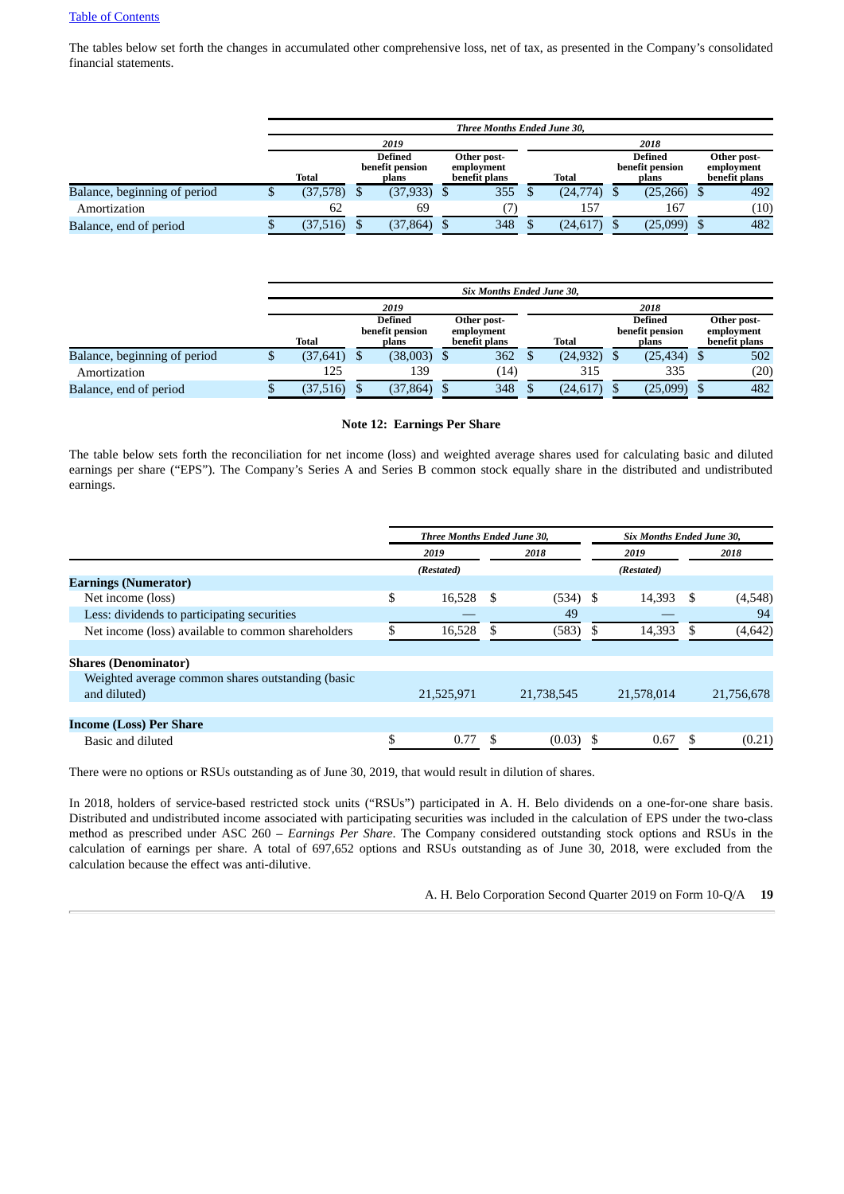Table of Contents

The tables below set forth the changes in accumulated other comprehensive loss, net of tax, as presented in the Company's consolidated financial statements.

| | *Three Months Ended June 30,* | | | | | |
|---|---|---|---|---|---|---|
| | *2019* | | | *2018* | | |
| | Total | Defined benefit pension plans | Other post-employment benefit plans | Total | Defined benefit pension plans | Other post-employment benefit plans |
| Balance, beginning of period | $ (37,578) | $ (37,933) | $ 355 | $ (24,774) | $ (25,266) | $ 492 |
| Amortization | 62 | 69 | (7) | 157 | 167 | (10) |
| Balance, end of period | $ (37,516) | $ (37,864) | $ 348 | $ (24,617) | $ (25,099) | $ 482 |

| | *Six Months Ended June 30,* | | | | | |
|---|---|---|---|---|---|---|
| | *2019* | | | *2018* | | |
| | Total | Defined benefit pension plans | Other post-employment benefit plans | Total | Defined benefit pension plans | Other post-employment benefit plans |
| Balance, beginning of period | $ (37,641) | $ (38,003) | $ 362 | $ (24,932) | $ (25,434) | $ 502 |
| Amortization | 125 | 139 | (14) | 315 | 335 | (20) |
| Balance, end of period | $ (37,516) | $ (37,864) | $ 348 | $ (24,617) | $ (25,099) | $ 482 |

## Note 12: Earnings Per Share

The table below sets forth the reconciliation for net income (loss) and weighted average shares used for calculating basic and diluted earnings per share ("EPS"). The Company's Series A and Series B common stock equally share in the distributed and undistributed earnings.

| | *Three Months Ended June 30,* | | *Six Months Ended June 30,* | |
|---|---|---|---|---|
| | *2019* | *2018* | *2019* | *2018* |
| | *(Restated)* | | *(Restated)* | |
| **Earnings (Numerator)** | | | | |
| Net income (loss) | $ 16,528 | $ (534) | $ 14,393 | $ (4,548) |
| Less: dividends to participating securities | — | 49 | — | 94 |
| Net income (loss) available to common shareholders | $ 16,528 | $ (583) | $ 14,393 | $ (4,642) |
| | | | | |
| **Shares (Denominator)** | | | | |
| Weighted average common shares outstanding (basic and diluted) | 21,525,971 | 21,738,545 | 21,578,014 | 21,756,678 |
| | | | | |
| **Income (Loss) Per Share** | | | | |
| Basic and diluted | $ 0.77 | $ (0.03) | $ 0.67 | $ (0.21) |

There were no options or RSUs outstanding as of June 30, 2019, that would result in dilution of shares.

In 2018, holders of service-based restricted stock units ("RSUs") participated in A. H. Belo dividends on a one-for-one share basis. Distributed and undistributed income associated with participating securities was included in the calculation of EPS under the two-class method as prescribed under ASC 260 – *Earnings Per Share*. The Company considered outstanding stock options and RSUs in the calculation of earnings per share. A total of 697,652 options and RSUs outstanding as of June 30, 2018, were excluded from the calculation because the effect was anti-dilutive.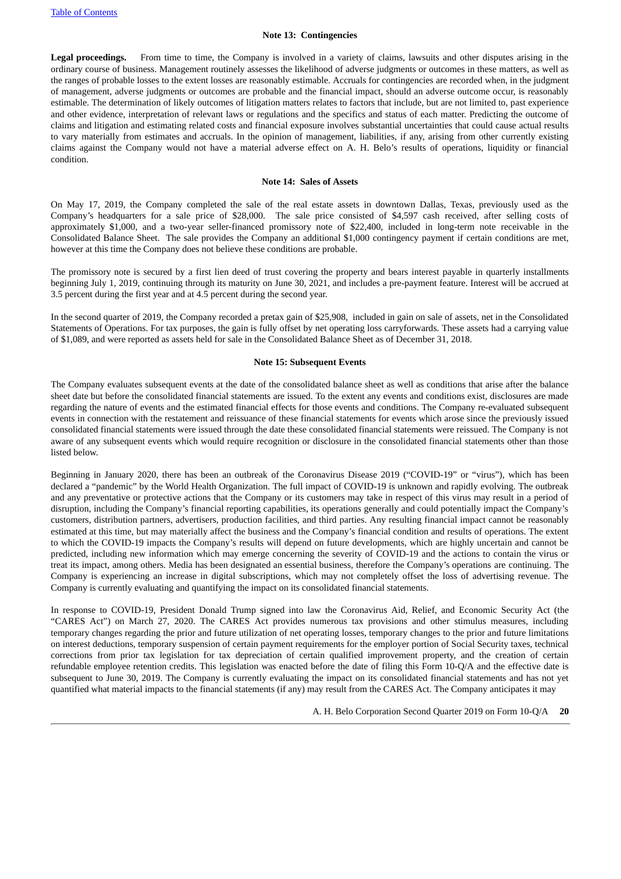### Note 13: Contingencies

**Legal proceedings.** From time to time, the Company is involved in a variety of claims, lawsuits and other disputes arising in the ordinary course of business. Management routinely assesses the likelihood of adverse judgments or outcomes in these matters, as well as the ranges of probable losses to the extent losses are reasonably estimable. Accruals for contingencies are recorded when, in the judgment of management, adverse judgments or outcomes are probable and the financial impact, should an adverse outcome occur, is reasonably estimable. The determination of likely outcomes of litigation matters relates to factors that include, but are not limited to, past experience and other evidence, interpretation of relevant laws or regulations and the specifics and status of each matter. Predicting the outcome of claims and litigation and estimating related costs and financial exposure involves substantial uncertainties that could cause actual results to vary materially from estimates and accruals. In the opinion of management, liabilities, if any, arising from other currently existing claims against the Company would not have a material adverse effect on A. H. Belo's results of operations, liquidity or financial condition.

### Note 14: Sales of Assets

On May 17, 2019, the Company completed the sale of the real estate assets in downtown Dallas, Texas, previously used as the Company's headquarters for a sale price of $28,000. The sale price consisted of $4,597 cash received, after selling costs of approximately $1,000, and a two-year seller-financed promissory note of $22,400, included in long-term note receivable in the Consolidated Balance Sheet. The sale provides the Company an additional $1,000 contingency payment if certain conditions are met, however at this time the Company does not believe these conditions are probable.

The promissory note is secured by a first lien deed of trust covering the property and bears interest payable in quarterly installments beginning July 1, 2019, continuing through its maturity on June 30, 2021, and includes a pre-payment feature. Interest will be accrued at 3.5 percent during the first year and at 4.5 percent during the second year.

In the second quarter of 2019, the Company recorded a pretax gain of $25,908, included in gain on sale of assets, net in the Consolidated Statements of Operations. For tax purposes, the gain is fully offset by net operating loss carryforwards. These assets had a carrying value of $1,089, and were reported as assets held for sale in the Consolidated Balance Sheet as of December 31, 2018.

### Note 15: Subsequent Events

The Company evaluates subsequent events at the date of the consolidated balance sheet as well as conditions that arise after the balance sheet date but before the consolidated financial statements are issued. To the extent any events and conditions exist, disclosures are made regarding the nature of events and the estimated financial effects for those events and conditions. The Company re-evaluated subsequent events in connection with the restatement and reissuance of these financial statements for events which arose since the previously issued consolidated financial statements were issued through the date these consolidated financial statements were reissued. The Company is not aware of any subsequent events which would require recognition or disclosure in the consolidated financial statements other than those listed below.

Beginning in January 2020, there has been an outbreak of the Coronavirus Disease 2019 ("COVID-19" or "virus"), which has been declared a "pandemic" by the World Health Organization. The full impact of COVID-19 is unknown and rapidly evolving. The outbreak and any preventative or protective actions that the Company or its customers may take in respect of this virus may result in a period of disruption, including the Company's financial reporting capabilities, its operations generally and could potentially impact the Company's customers, distribution partners, advertisers, production facilities, and third parties. Any resulting financial impact cannot be reasonably estimated at this time, but may materially affect the business and the Company's financial condition and results of operations. The extent to which the COVID-19 impacts the Company's results will depend on future developments, which are highly uncertain and cannot be predicted, including new information which may emerge concerning the severity of COVID-19 and the actions to contain the virus or treat its impact, among others. Media has been designated an essential business, therefore the Company's operations are continuing. The Company is experiencing an increase in digital subscriptions, which may not completely offset the loss of advertising revenue. The Company is currently evaluating and quantifying the impact on its consolidated financial statements.

In response to COVID-19, President Donald Trump signed into law the Coronavirus Aid, Relief, and Economic Security Act (the "CARES Act") on March 27, 2020. The CARES Act provides numerous tax provisions and other stimulus measures, including temporary changes regarding the prior and future utilization of net operating losses, temporary changes to the prior and future limitations on interest deductions, temporary suspension of certain payment requirements for the employer portion of Social Security taxes, technical corrections from prior tax legislation for tax depreciation of certain qualified improvement property, and the creation of certain refundable employee retention credits. This legislation was enacted before the date of filing this Form 10-Q/A and the effective date is subsequent to June 30, 2019. The Company is currently evaluating the impact on its consolidated financial statements and has not yet quantified what material impacts to the financial statements (if any) may result from the CARES Act. The Company anticipates it may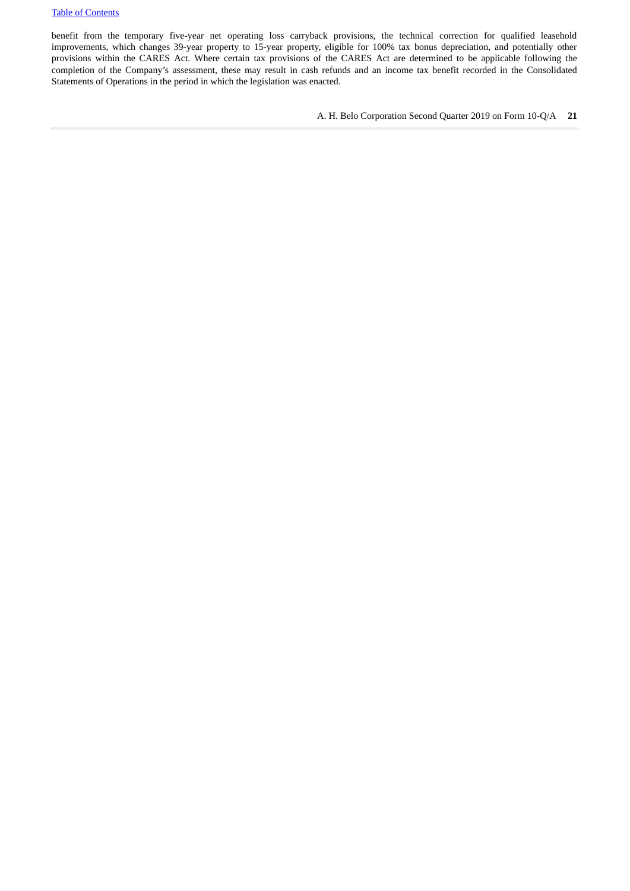benefit from the temporary five-year net operating loss carryback provisions, the technical correction for qualified leasehold improvements, which changes 39-year property to 15-year property, eligible for 100% tax bonus depreciation, and potentially other provisions within the CARES Act. Where certain tax provisions of the CARES Act are determined to be applicable following the completion of the Company's assessment, these may result in cash refunds and an income tax benefit recorded in the Consolidated Statements of Operations in the period in which the legislation was enacted.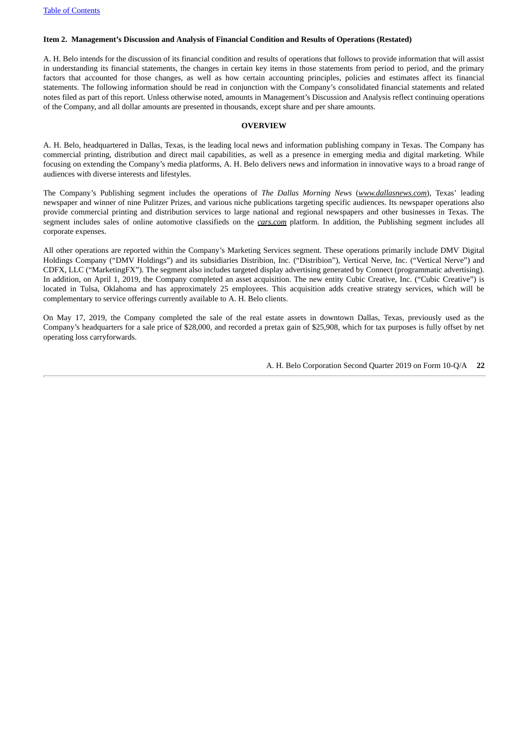## Item 2. Management's Discussion and Analysis of Financial Condition and Results of Operations (Restated)

A. H. Belo intends for the discussion of its financial condition and results of operations that follows to provide information that will assist in understanding its financial statements, the changes in certain key items in those statements from period to period, and the primary factors that accounted for those changes, as well as how certain accounting principles, policies and estimates affect its financial statements. The following information should be read in conjunction with the Company's consolidated financial statements and related notes filed as part of this report. Unless otherwise noted, amounts in Management's Discussion and Analysis reflect continuing operations of the Company, and all dollar amounts are presented in thousands, except share and per share amounts.

### OVERVIEW

A. H. Belo, headquartered in Dallas, Texas, is the leading local news and information publishing company in Texas. The Company has commercial printing, distribution and direct mail capabilities, as well as a presence in emerging media and digital marketing. While focusing on extending the Company's media platforms, A. H. Belo delivers news and information in innovative ways to a broad range of audiences with diverse interests and lifestyles.

The Company's Publishing segment includes the operations of *The Dallas Morning News* (*www.dallasnews.com*), Texas' leading newspaper and winner of nine Pulitzer Prizes, and various niche publications targeting specific audiences. Its newspaper operations also provide commercial printing and distribution services to large national and regional newspapers and other businesses in Texas. The segment includes sales of online automotive classifieds on the ***cars.com*** platform. In addition, the Publishing segment includes all corporate expenses.

All other operations are reported within the Company's Marketing Services segment. These operations primarily include DMV Digital Holdings Company ("DMV Holdings") and its subsidiaries Distribion, Inc. ("Distribion"), Vertical Nerve, Inc. ("Vertical Nerve") and CDFX, LLC ("MarketingFX"). The segment also includes targeted display advertising generated by Connect (programmatic advertising). In addition, on April 1, 2019, the Company completed an asset acquisition. The new entity Cubic Creative, Inc. ("Cubic Creative") is located in Tulsa, Oklahoma and has approximately 25 employees. This acquisition adds creative strategy services, which will be complementary to service offerings currently available to A. H. Belo clients.

On May 17, 2019, the Company completed the sale of the real estate assets in downtown Dallas, Texas, previously used as the Company's headquarters for a sale price of $28,000, and recorded a pretax gain of $25,908, which for tax purposes is fully offset by net operating loss carryforwards.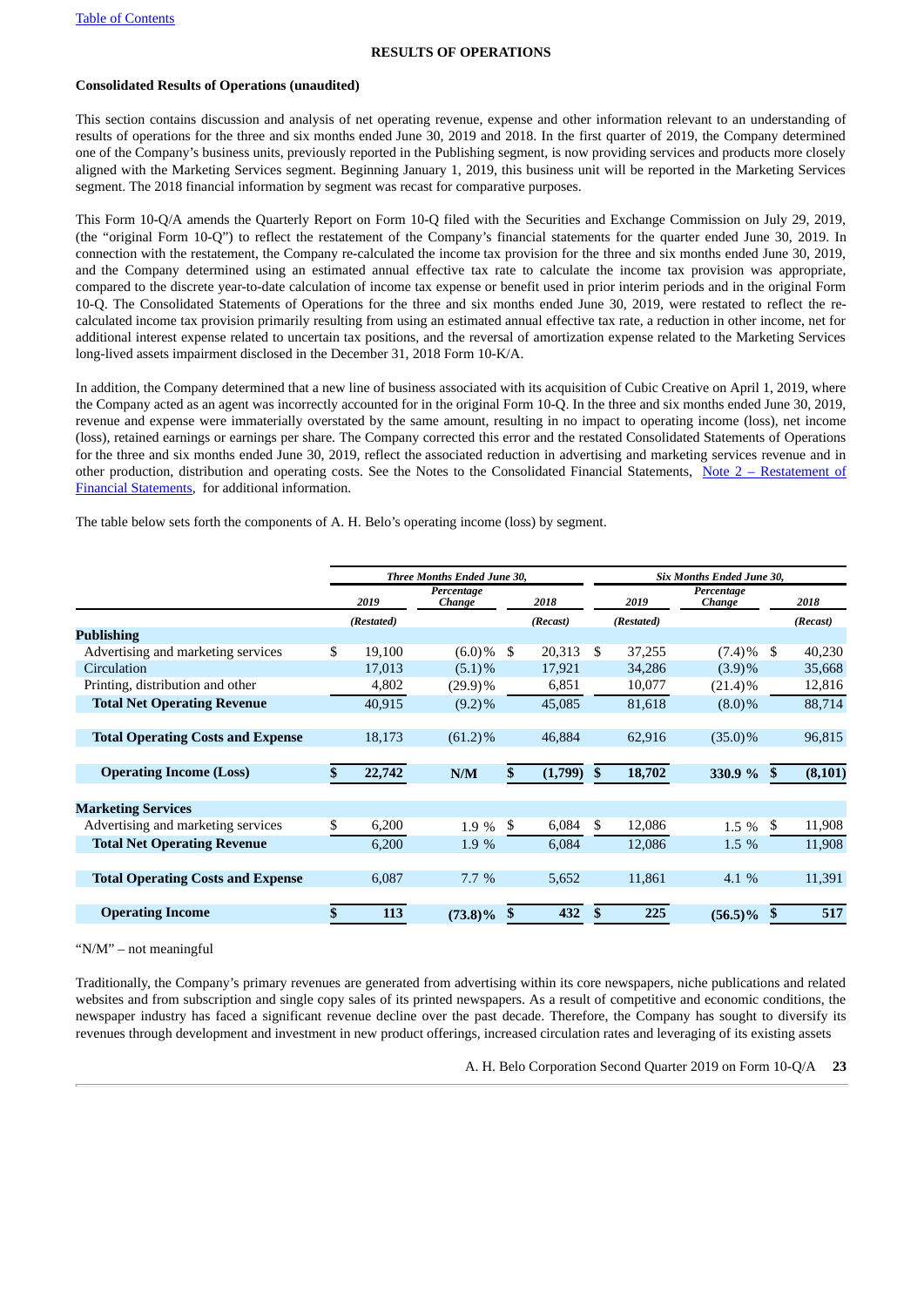## RESULTS OF OPERATIONS

### Consolidated Results of Operations (unaudited)

This section contains discussion and analysis of net operating revenue, expense and other information relevant to an understanding of results of operations for the three and six months ended June 30, 2019 and 2018. In the first quarter of 2019, the Company determined one of the Company's business units, previously reported in the Publishing segment, is now providing services and products more closely aligned with the Marketing Services segment. Beginning January 1, 2019, this business unit will be reported in the Marketing Services segment. The 2018 financial information by segment was recast for comparative purposes.

This Form 10-Q/A amends the Quarterly Report on Form 10-Q filed with the Securities and Exchange Commission on July 29, 2019, (the "original Form 10-Q") to reflect the restatement of the Company's financial statements for the quarter ended June 30, 2019. In connection with the restatement, the Company re-calculated the income tax provision for the three and six months ended June 30, 2019, and the Company determined using an estimated annual effective tax rate to calculate the income tax provision was appropriate, compared to the discrete year-to-date calculation of income tax expense or benefit used in prior interim periods and in the original Form 10-Q. The Consolidated Statements of Operations for the three and six months ended June 30, 2019, were restated to reflect the re-calculated income tax provision primarily resulting from using an estimated annual effective tax rate, a reduction in other income, net for additional interest expense related to uncertain tax positions, and the reversal of amortization expense related to the Marketing Services long-lived assets impairment disclosed in the December 31, 2018 Form 10-K/A.

In addition, the Company determined that a new line of business associated with its acquisition of Cubic Creative on April 1, 2019, where the Company acted as an agent was incorrectly accounted for in the original Form 10-Q. In the three and six months ended June 30, 2019, revenue and expense were immaterially overstated by the same amount, resulting in no impact to operating income (loss), net income (loss), retained earnings or earnings per share. The Company corrected this error and the restated Consolidated Statements of Operations for the three and six months ended June 30, 2019, reflect the associated reduction in advertising and marketing services revenue and in other production, distribution and operating costs. See the Notes to the Consolidated Financial Statements, Note 2 – Restatement of Financial Statements, for additional information.

The table below sets forth the components of A. H. Belo's operating income (loss) by segment.

| | *Three Months Ended June 30,* | | | *Six Months Ended June 30,* | | |
|---|---|---|---|---|---|---|
| | *2019* | *Percentage Change* | *2018* | *2019* | *Percentage Change* | *2018* |
| | *(Restated)* | | *(Recast)* | *(Restated)* | | *(Recast)* |
| **Publishing** | | | | | | |
| Advertising and marketing services | $ 19,100 | (6.0)% | $ 20,313 | $ 37,255 | (7.4)% | $ 40,230 |
| Circulation | 17,013 | (5.1)% | 17,921 | 34,286 | (3.9)% | 35,668 |
| Printing, distribution and other | 4,802 | (29.9)% | 6,851 | 10,077 | (21.4)% | 12,816 |
| **Total Net Operating Revenue** | 40,915 | (9.2)% | 45,085 | 81,618 | (8.0)% | 88,714 |
| **Total Operating Costs and Expense** | 18,173 | (61.2)% | 46,884 | 62,916 | (35.0)% | 96,815 |
| **Operating Income (Loss)** | **$ 22,742** | **N/M** | **$ (1,799)** | **$ 18,702** | **330.9 %** | **$ (8,101)** |
| **Marketing Services** | | | | | | |
| Advertising and marketing services | $ 6,200 | 1.9 % | $ 6,084 | $ 12,086 | 1.5 % | $ 11,908 |
| **Total Net Operating Revenue** | 6,200 | 1.9 % | 6,084 | 12,086 | 1.5 % | 11,908 |
| **Total Operating Costs and Expense** | 6,087 | 7.7 % | 5,652 | 11,861 | 4.1 % | 11,391 |
| **Operating Income** | **$ 113** | **(73.8)%** | **$ 432** | **$ 225** | **(56.5)%** | **$ 517** |

"N/M" – not meaningful

Traditionally, the Company's primary revenues are generated from advertising within its core newspapers, niche publications and related websites and from subscription and single copy sales of its printed newspapers. As a result of competitive and economic conditions, the newspaper industry has faced a significant revenue decline over the past decade. Therefore, the Company has sought to diversify its revenues through development and investment in new product offerings, increased circulation rates and leveraging of its existing assets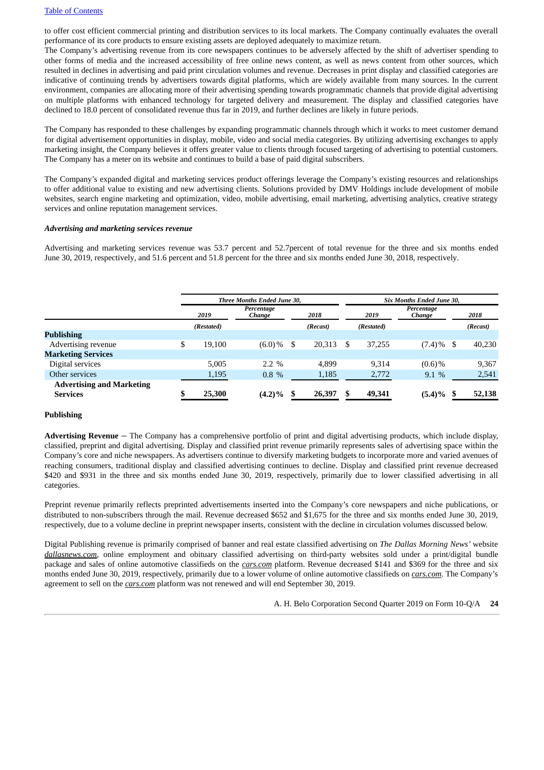to offer cost efficient commercial printing and distribution services to its local markets. The Company continually evaluates the overall performance of its core products to ensure existing assets are deployed adequately to maximize return.

The Company's advertising revenue from its core newspapers continues to be adversely affected by the shift of advertiser spending to other forms of media and the increased accessibility of free online news content, as well as news content from other sources, which resulted in declines in advertising and paid print circulation volumes and revenue. Decreases in print display and classified categories are indicative of continuing trends by advertisers towards digital platforms, which are widely available from many sources. In the current environment, companies are allocating more of their advertising spending towards programmatic channels that provide digital advertising on multiple platforms with enhanced technology for targeted delivery and measurement. The display and classified categories have declined to 18.0 percent of consolidated revenue thus far in 2019, and further declines are likely in future periods.

The Company has responded to these challenges by expanding programmatic channels through which it works to meet customer demand for digital advertisement opportunities in display, mobile, video and social media categories. By utilizing advertising exchanges to apply marketing insight, the Company believes it offers greater value to clients through focused targeting of advertising to potential customers. The Company has a meter on its website and continues to build a base of paid digital subscribers.

The Company's expanded digital and marketing services product offerings leverage the Company's existing resources and relationships to offer additional value to existing and new advertising clients. Solutions provided by DMV Holdings include development of mobile websites, search engine marketing and optimization, video, mobile advertising, email marketing, advertising analytics, creative strategy services and online reputation management services.

***Advertising and marketing services revenue***

Advertising and marketing services revenue was 53.7 percent and 52.7percent of total revenue for the three and six months ended June 30, 2019, respectively, and 51.6 percent and 51.8 percent for the three and six months ended June 30, 2018, respectively.

| | *Three Months Ended June 30,* | | | *Six Months Ended June 30,* | | |
|---|---|---|---|---|---|---|
| | *2019* | *Percentage Change* | *2018* | *2019* | *Percentage Change* | *2018* |
| | *(Restated)* | | *(Recast)* | *(Restated)* | | *(Recast)* |
| **Publishing** | | | | | | |
| Advertising revenue | $ 19,100 | (6.0)% | $ 20,313 | $ 37,255 | (7.4)% | $ 40,230 |
| **Marketing Services** | | | | | | |
| Digital services | 5,005 | 2.2 % | 4,899 | 9,314 | (0.6)% | 9,367 |
| Other services | 1,195 | 0.8 % | 1,185 | 2,772 | 9.1 % | 2,541 |
| **Advertising and Marketing Services** | **$ 25,300** | **(4.2)%** | **$ 26,397** | **$ 49,341** | **(5.4)%** | **$ 52,138** |

**Publishing**

**Advertising Revenue** – The Company has a comprehensive portfolio of print and digital advertising products, which include display, classified, preprint and digital advertising. Display and classified print revenue primarily represents sales of advertising space within the Company's core and niche newspapers. As advertisers continue to diversify marketing budgets to incorporate more and varied avenues of reaching consumers, traditional display and classified advertising continues to decline. Display and classified print revenue decreased $420 and $931 in the three and six months ended June 30, 2019, respectively, primarily due to lower classified advertising in all categories.

Preprint revenue primarily reflects preprinted advertisements inserted into the Company's core newspapers and niche publications, or distributed to non-subscribers through the mail. Revenue decreased $652 and $1,675 for the three and six months ended June 30, 2019, respectively, due to a volume decline in preprint newspaper inserts, consistent with the decline in circulation volumes discussed below.

Digital Publishing revenue is primarily comprised of banner and real estate classified advertising on *The Dallas Morning News'* website ***dallasnews.com***, online employment and obituary classified advertising on third-party websites sold under a print/digital bundle package and sales of online automotive classifieds on the ***cars.com*** platform. Revenue decreased $141 and $369 for the three and six months ended June 30, 2019, respectively, primarily due to a lower volume of online automotive classifieds on ***cars.com***. The Company's agreement to sell on the ***cars.com*** platform was not renewed and will end September 30, 2019.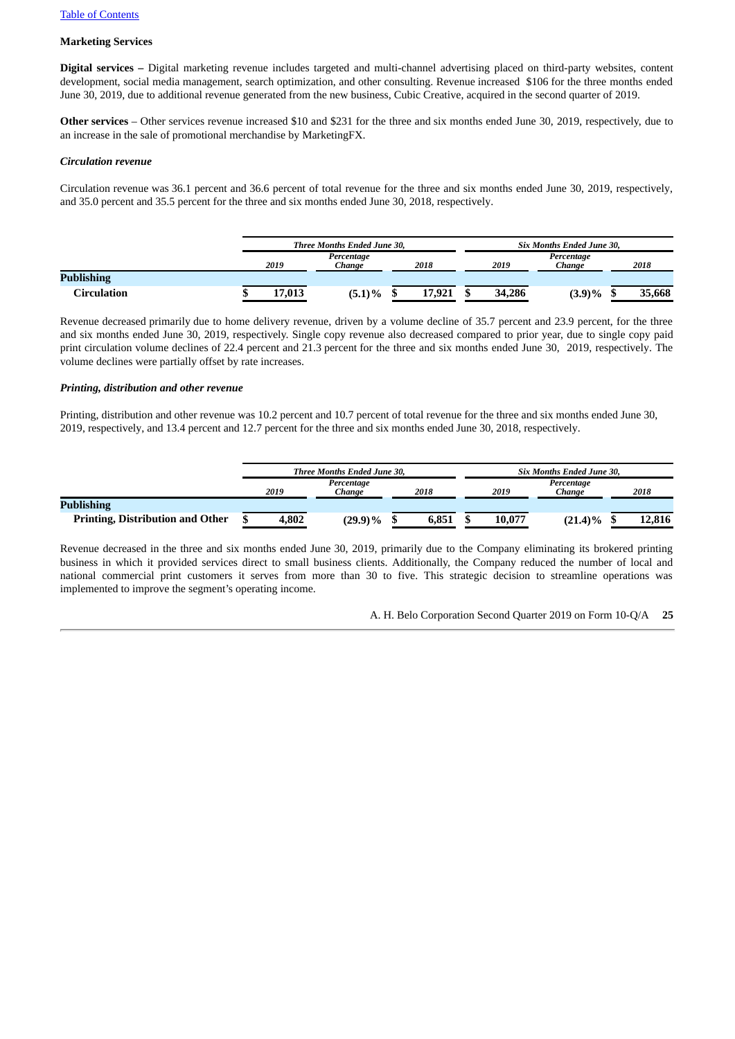**Marketing Services**

**Digital services –** Digital marketing revenue includes targeted and multi-channel advertising placed on third-party websites, content development, social media management, search optimization, and other consulting. Revenue increased $106 for the three months ended June 30, 2019, due to additional revenue generated from the new business, Cubic Creative, acquired in the second quarter of 2019.

**Other services** – Other services revenue increased $10 and $231 for the three and six months ended June 30, 2019, respectively, due to an increase in the sale of promotional merchandise by MarketingFX.

***Circulation revenue***

Circulation revenue was 36.1 percent and 36.6 percent of total revenue for the three and six months ended June 30, 2019, respectively, and 35.0 percent and 35.5 percent for the three and six months ended June 30, 2018, respectively.

| | *Three Months Ended June 30,* | | | *Six Months Ended June 30,* | | |
|---|---|---|---|---|---|---|
| | *2019* | *Percentage Change* | *2018* | *2019* | *Percentage Change* | *2018* |
| **Publishing** | | | | | | |
| **Circulation** | **$ 17,013** | **(5.1)%** | **$ 17,921** | **$ 34,286** | **(3.9)%** | **$ 35,668** |

Revenue decreased primarily due to home delivery revenue, driven by a volume decline of 35.7 percent and 23.9 percent, for the three and six months ended June 30, 2019, respectively. Single copy revenue also decreased compared to prior year, due to single copy paid print circulation volume declines of 22.4 percent and 21.3 percent for the three and six months ended June 30, 2019, respectively. The volume declines were partially offset by rate increases.

***Printing, distribution and other revenue***

Printing, distribution and other revenue was 10.2 percent and 10.7 percent of total revenue for the three and six months ended June 30, 2019, respectively, and 13.4 percent and 12.7 percent for the three and six months ended June 30, 2018, respectively.

| | *Three Months Ended June 30,* | | | *Six Months Ended June 30,* | | |
|---|---|---|---|---|---|---|
| | *2019* | *Percentage Change* | *2018* | *2019* | *Percentage Change* | *2018* |
| **Publishing** | | | | | | |
| **Printing, Distribution and Other** | **$ 4,802** | **(29.9)%** | **$ 6,851** | **$ 10,077** | **(21.4)%** | **$ 12,816** |

Revenue decreased in the three and six months ended June 30, 2019, primarily due to the Company eliminating its brokered printing business in which it provided services direct to small business clients. Additionally, the Company reduced the number of local and national commercial print customers it serves from more than 30 to five. This strategic decision to streamline operations was implemented to improve the segment's operating income.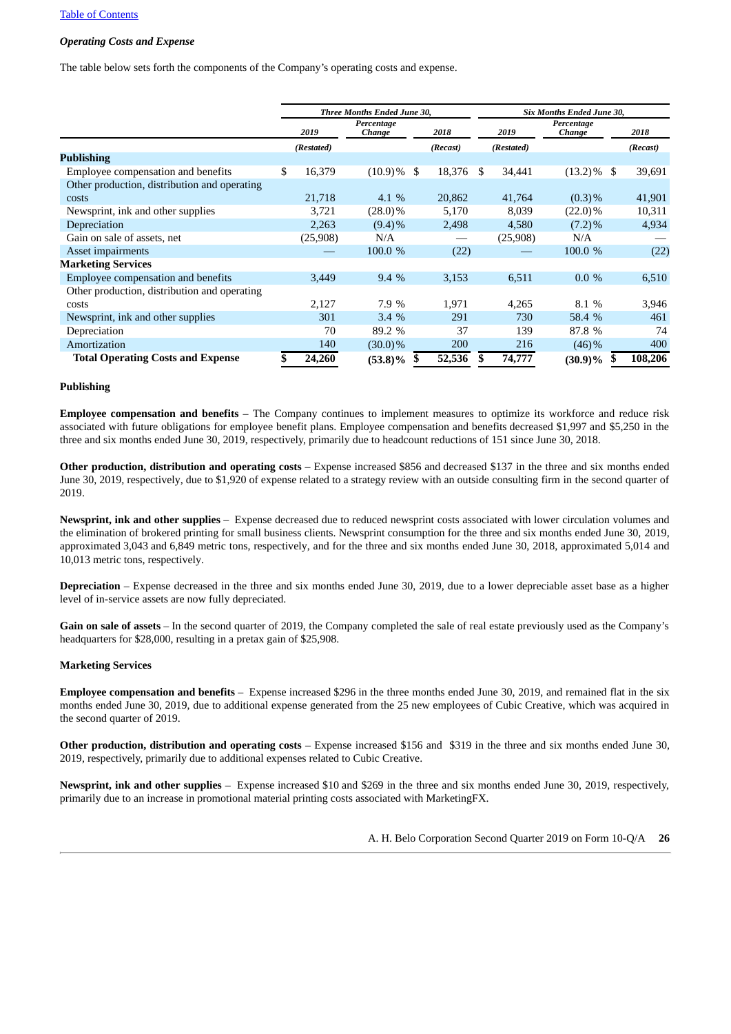[Table of Contents](#)

*Operating Costs and Expense*

The table below sets forth the components of the Company's operating costs and expense.

| | Three Months Ended June 30, | | | Six Months Ended June 30, | | |
|---|---|---|---|---|---|---|
| | 2019 | Percentage Change | 2018 | 2019 | Percentage Change | 2018 |
| | (Restated) | | (Recast) | (Restated) | | (Recast) |
| **Publishing** | | | | | | |
| Employee compensation and benefits | $ 16,379 | (10.9)% | $ 18,376 | $ 34,441 | (13.2)% | $ 39,691 |
| Other production, distribution and operating costs | 21,718 | 4.1 % | 20,862 | 41,764 | (0.3)% | 41,901 |
| Newsprint, ink and other supplies | 3,721 | (28.0)% | 5,170 | 8,039 | (22.0)% | 10,311 |
| Depreciation | 2,263 | (9.4)% | 2,498 | 4,580 | (7.2)% | 4,934 |
| Gain on sale of assets, net | (25,908) | N/A | — | (25,908) | N/A | — |
| Asset impairments | — | 100.0 % | (22) | — | 100.0 % | (22) |
| **Marketing Services** | | | | | | |
| Employee compensation and benefits | 3,449 | 9.4 % | 3,153 | 6,511 | 0.0 % | 6,510 |
| Other production, distribution and operating costs | 2,127 | 7.9 % | 1,971 | 4,265 | 8.1 % | 3,946 |
| Newsprint, ink and other supplies | 301 | 3.4 % | 291 | 730 | 58.4 % | 461 |
| Depreciation | 70 | 89.2 % | 37 | 139 | 87.8 % | 74 |
| Amortization | 140 | (30.0)% | 200 | 216 | (46)% | 400 |
| **Total Operating Costs and Expense** | **$ 24,260** | **(53.8)%** | **$ 52,536** | **$ 74,777** | **(30.9)%** | **$ 108,206** |

**Publishing**

**Employee compensation and benefits** – The Company continues to implement measures to optimize its workforce and reduce risk associated with future obligations for employee benefit plans. Employee compensation and benefits decreased $1,997 and $5,250 in the three and six months ended June 30, 2019, respectively, primarily due to headcount reductions of 151 since June 30, 2018.

**Other production, distribution and operating costs** – Expense increased $856 and decreased $137 in the three and six months ended June 30, 2019, respectively, due to $1,920 of expense related to a strategy review with an outside consulting firm in the second quarter of 2019.

**Newsprint, ink and other supplies** – Expense decreased due to reduced newsprint costs associated with lower circulation volumes and the elimination of brokered printing for small business clients. Newsprint consumption for the three and six months ended June 30, 2019, approximated 3,043 and 6,849 metric tons, respectively, and for the three and six months ended June 30, 2018, approximated 5,014 and 10,013 metric tons, respectively.

**Depreciation** – Expense decreased in the three and six months ended June 30, 2019, due to a lower depreciable asset base as a higher level of in-service assets are now fully depreciated.

**Gain on sale of assets** – In the second quarter of 2019, the Company completed the sale of real estate previously used as the Company's headquarters for $28,000, resulting in a pretax gain of $25,908.

**Marketing Services**

**Employee compensation and benefits** – Expense increased $296 in the three months ended June 30, 2019, and remained flat in the six months ended June 30, 2019, due to additional expense generated from the 25 new employees of Cubic Creative, which was acquired in the second quarter of 2019.

**Other production, distribution and operating costs** – Expense increased $156 and $319 in the three and six months ended June 30, 2019, respectively, primarily due to additional expenses related to Cubic Creative.

**Newsprint, ink and other supplies** – Expense increased $10 and $269 in the three and six months ended June 30, 2019, respectively, primarily due to an increase in promotional material printing costs associated with MarketingFX.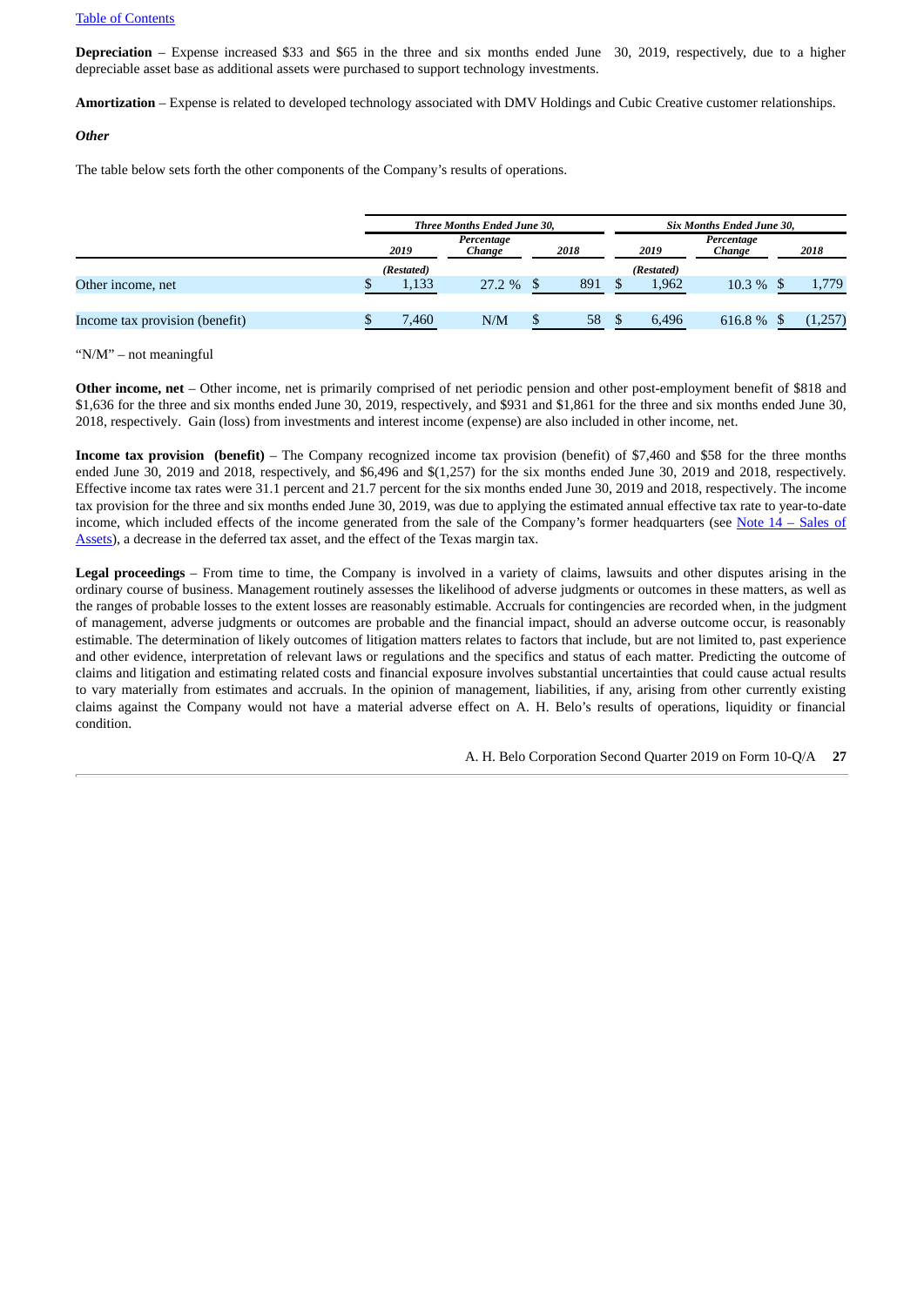**Depreciation** – Expense increased $33 and $65 in the three and six months ended June 30, 2019, respectively, due to a higher depreciable asset base as additional assets were purchased to support technology investments.

**Amortization** – Expense is related to developed technology associated with DMV Holdings and Cubic Creative customer relationships.

***Other***

The table below sets forth the other components of the Company's results of operations.

| | Three Months Ended June 30, | | | Six Months Ended June 30, | | |
|---|---|---|---|---|---|---|
| | 2019 | Percentage Change | 2018 | 2019 | Percentage Change | 2018 |
| | (Restated) | | | (Restated) | | |
| Other income, net | $ 1,133 | 27.2 % | $ 891 | $ 1,962 | 10.3 % | $ 1,779 |
| Income tax provision (benefit) | $ 7,460 | N/M | $ 58 | $ 6,496 | 616.8 % | $ (1,257) |

"N/M" – not meaningful

**Other income, net** – Other income, net is primarily comprised of net periodic pension and other post-employment benefit of $818 and $1,636 for the three and six months ended June 30, 2019, respectively, and $931 and $1,861 for the three and six months ended June 30, 2018, respectively. Gain (loss) from investments and interest income (expense) are also included in other income, net.

**Income tax provision (benefit)** – The Company recognized income tax provision (benefit) of $7,460 and $58 for the three months ended June 30, 2019 and 2018, respectively, and $6,496 and $(1,257) for the six months ended June 30, 2019 and 2018, respectively. Effective income tax rates were 31.1 percent and 21.7 percent for the six months ended June 30, 2019 and 2018, respectively. The income tax provision for the three and six months ended June 30, 2019, was due to applying the estimated annual effective tax rate to year-to-date income, which included effects of the income generated from the sale of the Company's former headquarters (see Note 14 – Sales of Assets), a decrease in the deferred tax asset, and the effect of the Texas margin tax.

**Legal proceedings** – From time to time, the Company is involved in a variety of claims, lawsuits and other disputes arising in the ordinary course of business. Management routinely assesses the likelihood of adverse judgments or outcomes in these matters, as well as the ranges of probable losses to the extent losses are reasonably estimable. Accruals for contingencies are recorded when, in the judgment of management, adverse judgments or outcomes are probable and the financial impact, should an adverse outcome occur, is reasonably estimable. The determination of likely outcomes of litigation matters relates to factors that include, but are not limited to, past experience and other evidence, interpretation of relevant laws or regulations and the specifics and status of each matter. Predicting the outcome of claims and litigation and estimating related costs and financial exposure involves substantial uncertainties that could cause actual results to vary materially from estimates and accruals. In the opinion of management, liabilities, if any, arising from other currently existing claims against the Company would not have a material adverse effect on A. H. Belo's results of operations, liquidity or financial condition.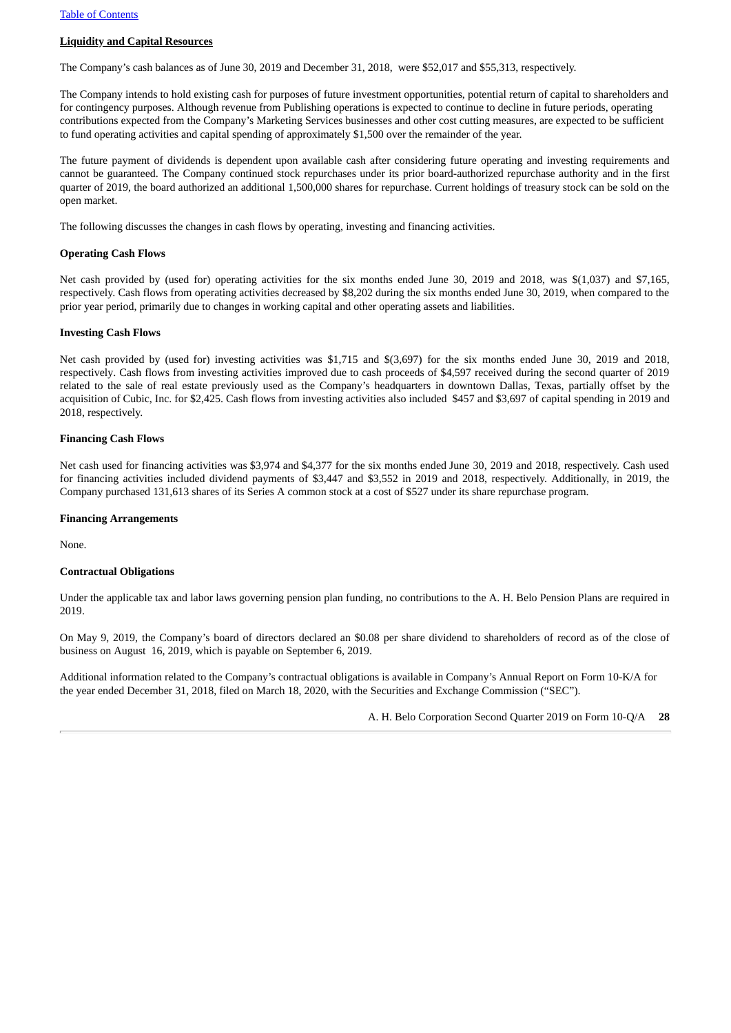## Liquidity and Capital Resources

The Company's cash balances as of June 30, 2019 and December 31, 2018, were $52,017 and $55,313, respectively.

The Company intends to hold existing cash for purposes of future investment opportunities, potential return of capital to shareholders and for contingency purposes. Although revenue from Publishing operations is expected to continue to decline in future periods, operating contributions expected from the Company's Marketing Services businesses and other cost cutting measures, are expected to be sufficient to fund operating activities and capital spending of approximately $1,500 over the remainder of the year.

The future payment of dividends is dependent upon available cash after considering future operating and investing requirements and cannot be guaranteed. The Company continued stock repurchases under its prior board-authorized repurchase authority and in the first quarter of 2019, the board authorized an additional 1,500,000 shares for repurchase. Current holdings of treasury stock can be sold on the open market.

The following discusses the changes in cash flows by operating, investing and financing activities.

**Operating Cash Flows**

Net cash provided by (used for) operating activities for the six months ended June 30, 2019 and 2018, was $(1,037) and $7,165, respectively. Cash flows from operating activities decreased by $8,202 during the six months ended June 30, 2019, when compared to the prior year period, primarily due to changes in working capital and other operating assets and liabilities.

**Investing Cash Flows**

Net cash provided by (used for) investing activities was $1,715 and $(3,697) for the six months ended June 30, 2019 and 2018, respectively. Cash flows from investing activities improved due to cash proceeds of $4,597 received during the second quarter of 2019 related to the sale of real estate previously used as the Company's headquarters in downtown Dallas, Texas, partially offset by the acquisition of Cubic, Inc. for $2,425. Cash flows from investing activities also included $457 and $3,697 of capital spending in 2019 and 2018, respectively.

**Financing Cash Flows**

Net cash used for financing activities was $3,974 and $4,377 for the six months ended June 30, 2019 and 2018, respectively. Cash used for financing activities included dividend payments of $3,447 and $3,552 in 2019 and 2018, respectively. Additionally, in 2019, the Company purchased 131,613 shares of its Series A common stock at a cost of $527 under its share repurchase program.

**Financing Arrangements**

None.

**Contractual Obligations**

Under the applicable tax and labor laws governing pension plan funding, no contributions to the A. H. Belo Pension Plans are required in 2019.

On May 9, 2019, the Company's board of directors declared an $0.08 per share dividend to shareholders of record as of the close of business on August 16, 2019, which is payable on September 6, 2019.

Additional information related to the Company's contractual obligations is available in Company's Annual Report on Form 10-K/A for the year ended December 31, 2018, filed on March 18, 2020, with the Securities and Exchange Commission ("SEC").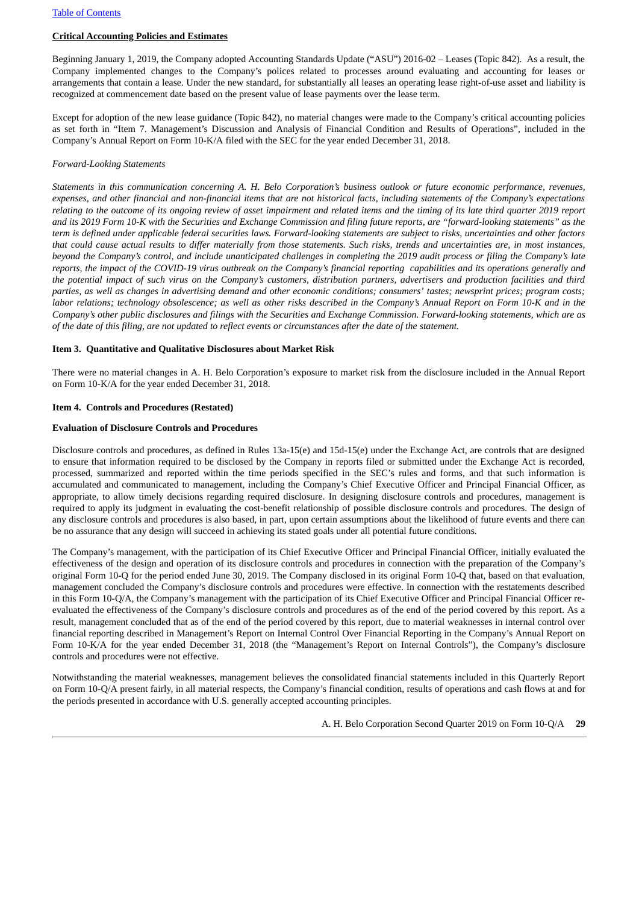**Critical Accounting Policies and Estimates**

Beginning January 1, 2019, the Company adopted Accounting Standards Update ("ASU") 2016-02 – Leases (Topic 842). As a result, the Company implemented changes to the Company's polices related to processes around evaluating and accounting for leases or arrangements that contain a lease. Under the new standard, for substantially all leases an operating lease right-of-use asset and liability is recognized at commencement date based on the present value of lease payments over the lease term.

Except for adoption of the new lease guidance (Topic 842), no material changes were made to the Company's critical accounting policies as set forth in "Item 7. Management's Discussion and Analysis of Financial Condition and Results of Operations", included in the Company's Annual Report on Form 10-K/A filed with the SEC for the year ended December 31, 2018.

*Forward-Looking Statements*

*Statements in this communication concerning A. H. Belo Corporation's business outlook or future economic performance, revenues, expenses, and other financial and non-financial items that are not historical facts, including statements of the Company's expectations relating to the outcome of its ongoing review of asset impairment and related items and the timing of its late third quarter 2019 report and its 2019 Form 10-K with the Securities and Exchange Commission and filing future reports, are "forward-looking statements" as the term is defined under applicable federal securities laws. Forward-looking statements are subject to risks, uncertainties and other factors that could cause actual results to differ materially from those statements. Such risks, trends and uncertainties are, in most instances, beyond the Company's control, and include unanticipated challenges in completing the 2019 audit process or filing the Company's late reports, the impact of the COVID-19 virus outbreak on the Company's financial reporting capabilities and its operations generally and the potential impact of such virus on the Company's customers, distribution partners, advertisers and production facilities and third parties, as well as changes in advertising demand and other economic conditions; consumers' tastes; newsprint prices; program costs; labor relations; technology obsolescence; as well as other risks described in the Company's Annual Report on Form 10-K and in the Company's other public disclosures and filings with the Securities and Exchange Commission. Forward-looking statements, which are as of the date of this filing, are not updated to reflect events or circumstances after the date of the statement.*

**Item 3. Quantitative and Qualitative Disclosures about Market Risk**

There were no material changes in A. H. Belo Corporation's exposure to market risk from the disclosure included in the Annual Report on Form 10-K/A for the year ended December 31, 2018.

**Item 4. Controls and Procedures (Restated)**

**Evaluation of Disclosure Controls and Procedures**

Disclosure controls and procedures, as defined in Rules 13a-15(e) and 15d-15(e) under the Exchange Act, are controls that are designed to ensure that information required to be disclosed by the Company in reports filed or submitted under the Exchange Act is recorded, processed, summarized and reported within the time periods specified in the SEC's rules and forms, and that such information is accumulated and communicated to management, including the Company's Chief Executive Officer and Principal Financial Officer, as appropriate, to allow timely decisions regarding required disclosure. In designing disclosure controls and procedures, management is required to apply its judgment in evaluating the cost-benefit relationship of possible disclosure controls and procedures. The design of any disclosure controls and procedures is also based, in part, upon certain assumptions about the likelihood of future events and there can be no assurance that any design will succeed in achieving its stated goals under all potential future conditions.

The Company's management, with the participation of its Chief Executive Officer and Principal Financial Officer, initially evaluated the effectiveness of the design and operation of its disclosure controls and procedures in connection with the preparation of the Company's original Form 10-Q for the period ended June 30, 2019. The Company disclosed in its original Form 10-Q that, based on that evaluation, management concluded the Company's disclosure controls and procedures were effective. In connection with the restatements described in this Form 10-Q/A, the Company's management with the participation of its Chief Executive Officer and Principal Financial Officer re-evaluated the effectiveness of the Company's disclosure controls and procedures as of the end of the period covered by this report. As a result, management concluded that as of the end of the period covered by this report, due to material weaknesses in internal control over financial reporting described in Management's Report on Internal Control Over Financial Reporting in the Company's Annual Report on Form 10-K/A for the year ended December 31, 2018 (the "Management's Report on Internal Controls"), the Company's disclosure controls and procedures were not effective.

Notwithstanding the material weaknesses, management believes the consolidated financial statements included in this Quarterly Report on Form 10-Q/A present fairly, in all material respects, the Company's financial condition, results of operations and cash flows at and for the periods presented in accordance with U.S. generally accepted accounting principles.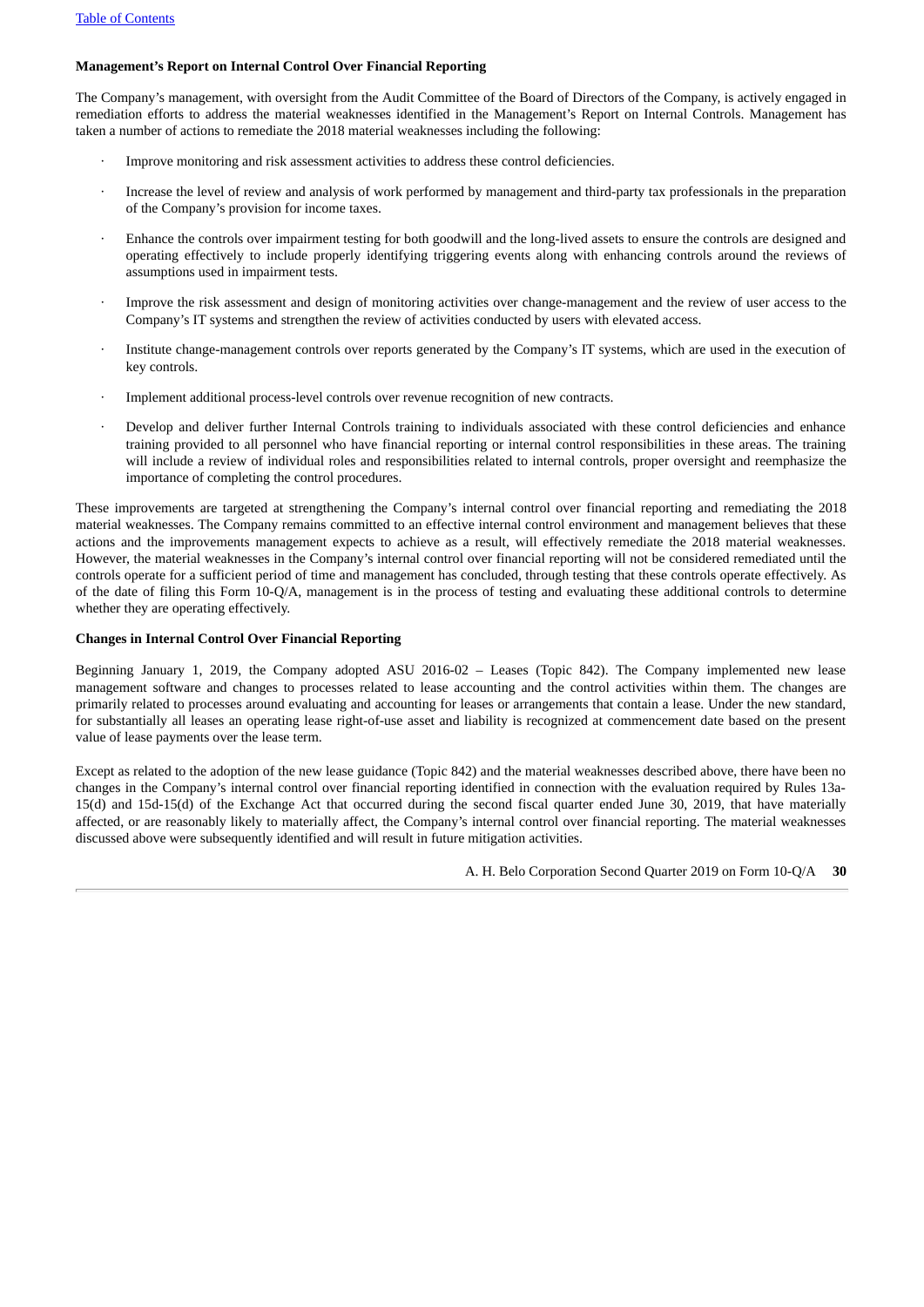**Management's Report on Internal Control Over Financial Reporting**

The Company's management, with oversight from the Audit Committee of the Board of Directors of the Company, is actively engaged in remediation efforts to address the material weaknesses identified in the Management's Report on Internal Controls. Management has taken a number of actions to remediate the 2018 material weaknesses including the following:

- Improve monitoring and risk assessment activities to address these control deficiencies.
- Increase the level of review and analysis of work performed by management and third-party tax professionals in the preparation of the Company's provision for income taxes.
- Enhance the controls over impairment testing for both goodwill and the long-lived assets to ensure the controls are designed and operating effectively to include properly identifying triggering events along with enhancing controls around the reviews of assumptions used in impairment tests.
- Improve the risk assessment and design of monitoring activities over change-management and the review of user access to the Company's IT systems and strengthen the review of activities conducted by users with elevated access.
- Institute change-management controls over reports generated by the Company's IT systems, which are used in the execution of key controls.
- Implement additional process-level controls over revenue recognition of new contracts.
- Develop and deliver further Internal Controls training to individuals associated with these control deficiencies and enhance training provided to all personnel who have financial reporting or internal control responsibilities in these areas. The training will include a review of individual roles and responsibilities related to internal controls, proper oversight and reemphasize the importance of completing the control procedures.

These improvements are targeted at strengthening the Company's internal control over financial reporting and remediating the 2018 material weaknesses. The Company remains committed to an effective internal control environment and management believes that these actions and the improvements management expects to achieve as a result, will effectively remediate the 2018 material weaknesses. However, the material weaknesses in the Company's internal control over financial reporting will not be considered remediated until the controls operate for a sufficient period of time and management has concluded, through testing that these controls operate effectively. As of the date of filing this Form 10-Q/A, management is in the process of testing and evaluating these additional controls to determine whether they are operating effectively.

**Changes in Internal Control Over Financial Reporting**

Beginning January 1, 2019, the Company adopted ASU 2016-02 – Leases (Topic 842). The Company implemented new lease management software and changes to processes related to lease accounting and the control activities within them. The changes are primarily related to processes around evaluating and accounting for leases or arrangements that contain a lease. Under the new standard, for substantially all leases an operating lease right-of-use asset and liability is recognized at commencement date based on the present value of lease payments over the lease term.

Except as related to the adoption of the new lease guidance (Topic 842) and the material weaknesses described above, there have been no changes in the Company's internal control over financial reporting identified in connection with the evaluation required by Rules 13a-15(d) and 15d-15(d) of the Exchange Act that occurred during the second fiscal quarter ended June 30, 2019, that have materially affected, or are reasonably likely to materially affect, the Company's internal control over financial reporting. The material weaknesses discussed above were subsequently identified and will result in future mitigation activities.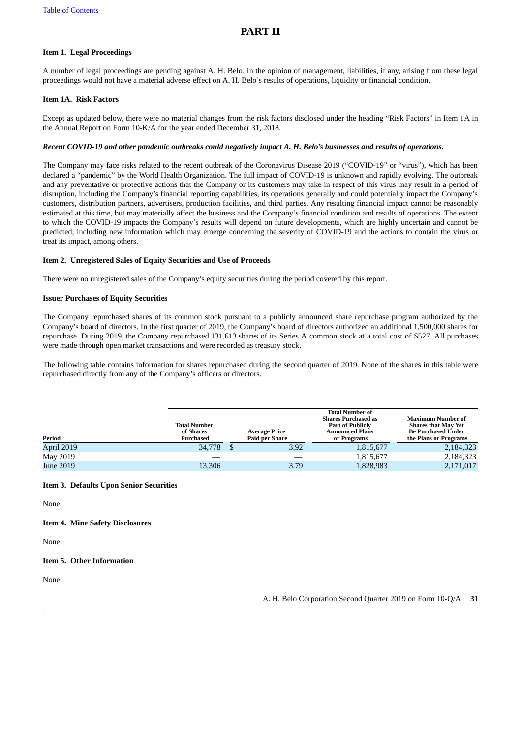# PART II

**Item 1. Legal Proceedings**

A number of legal proceedings are pending against A. H. Belo. In the opinion of management, liabilities, if any, arising from these legal proceedings would not have a material adverse effect on A. H. Belo's results of operations, liquidity or financial condition.

**Item 1A. Risk Factors**

Except as updated below, there were no material changes from the risk factors disclosed under the heading "Risk Factors" in Item 1A in the Annual Report on Form 10-K/A for the year ended December 31, 2018.

***Recent COVID-19 and other pandemic outbreaks could negatively impact A. H. Belo's businesses and results of operations.***

The Company may face risks related to the recent outbreak of the Coronavirus Disease 2019 ("COVID-19" or "virus"), which has been declared a "pandemic" by the World Health Organization. The full impact of COVID-19 is unknown and rapidly evolving. The outbreak and any preventative or protective actions that the Company or its customers may take in respect of this virus may result in a period of disruption, including the Company's financial reporting capabilities, its operations generally and could potentially impact the Company's customers, distribution partners, advertisers, production facilities, and third parties. Any resulting financial impact cannot be reasonably estimated at this time, but may materially affect the business and the Company's financial condition and results of operations. The extent to which the COVID-19 impacts the Company's results will depend on future developments, which are highly uncertain and cannot be predicted, including new information which may emerge concerning the severity of COVID-19 and the actions to contain the virus or treat its impact, among others.

**Item 2. Unregistered Sales of Equity Securities and Use of Proceeds**

There were no unregistered sales of the Company's equity securities during the period covered by this report.

**Issuer Purchases of Equity Securities**

The Company repurchased shares of its common stock pursuant to a publicly announced share repurchase program authorized by the Company's board of directors. In the first quarter of 2019, the Company's board of directors authorized an additional 1,500,000 shares for repurchase. During 2019, the Company repurchased 131,613 shares of its Series A common stock at a total cost of $527. All purchases were made through open market transactions and were recorded as treasury stock.

The following table contains information for shares repurchased during the second quarter of 2019. None of the shares in this table were repurchased directly from any of the Company's officers or directors.

| Period | Total Number of Shares Purchased | Average Price Paid per Share | Total Number of Shares Purchased as Part of Publicly Announced Plans or Programs | Maximum Number of Shares that May Yet Be Purchased Under the Plans or Programs |
|---|---|---|---|---|
| April 2019 | 34,778 | $ 3.92 | 1,815,677 | 2,184,323 |
| May 2019 | — | — | 1,815,677 | 2,184,323 |
| June 2019 | 13,306 | 3.79 | 1,828,983 | 2,171,017 |

**Item 3. Defaults Upon Senior Securities**

None.

**Item 4. Mine Safety Disclosures**

None.

**Item 5. Other Information**

None.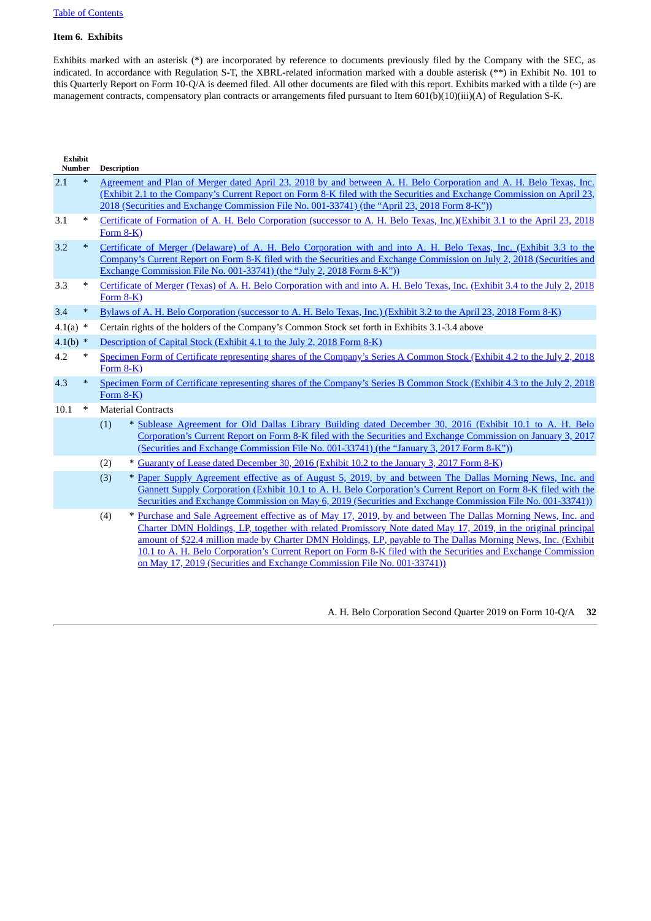[Table of Contents](#)

**Item 6. Exhibits**

Exhibits marked with an asterisk (*) are incorporated by reference to documents previously filed by the Company with the SEC, as indicated. In accordance with Regulation S-T, the XBRL-related information marked with a double asterisk (**) in Exhibit No. 101 to this Quarterly Report on Form 10-Q/A is deemed filed. All other documents are filed with this report. Exhibits marked with a tilde (~) are management contracts, compensatory plan contracts or arrangements filed pursuant to Item 601(b)(10)(iii)(A) of Regulation S-K.

| Exhibit Number | | Description |
|---|---|---|
| 2.1 | * | Agreement and Plan of Merger dated April 23, 2018 by and between A. H. Belo Corporation and A. H. Belo Texas, Inc. (Exhibit 2.1 to the Company's Current Report on Form 8-K filed with the Securities and Exchange Commission on April 23, 2018 (Securities and Exchange Commission File No. 001-33741) (the "April 23, 2018 Form 8-K")) |
| 3.1 | * | Certificate of Formation of A. H. Belo Corporation (successor to A. H. Belo Texas, Inc.)(Exhibit 3.1 to the April 23, 2018 Form 8-K) |
| 3.2 | * | Certificate of Merger (Delaware) of A. H. Belo Corporation with and into A. H. Belo Texas, Inc. (Exhibit 3.3 to the Company's Current Report on Form 8-K filed with the Securities and Exchange Commission on July 2, 2018 (Securities and Exchange Commission File No. 001-33741) (the "July 2, 2018 Form 8-K")) |
| 3.3 | * | Certificate of Merger (Texas) of A. H. Belo Corporation with and into A. H. Belo Texas, Inc. (Exhibit 3.4 to the July 2, 2018 Form 8-K) |
| 3.4 | * | Bylaws of A. H. Belo Corporation (successor to A. H. Belo Texas, Inc.) (Exhibit 3.2 to the April 23, 2018 Form 8-K) |
| 4.1(a) | * | Certain rights of the holders of the Company's Common Stock set forth in Exhibits 3.1-3.4 above |
| 4.1(b) | * | Description of Capital Stock (Exhibit 4.1 to the July 2, 2018 Form 8-K) |
| 4.2 | * | Specimen Form of Certificate representing shares of the Company's Series A Common Stock (Exhibit 4.2 to the July 2, 2018 Form 8-K) |
| 4.3 | * | Specimen Form of Certificate representing shares of the Company's Series B Common Stock (Exhibit 4.3 to the July 2, 2018 Form 8-K) |
| 10.1 | * | Material Contracts |
| | | (1) * Sublease Agreement for Old Dallas Library Building dated December 30, 2016 (Exhibit 10.1 to A. H. Belo Corporation's Current Report on Form 8-K filed with the Securities and Exchange Commission on January 3, 2017 (Securities and Exchange Commission File No. 001-33741) (the "January 3, 2017 Form 8-K")) |
| | | (2) * Guaranty of Lease dated December 30, 2016 (Exhibit 10.2 to the January 3, 2017 Form 8-K) |
| | | (3) * Paper Supply Agreement effective as of August 5, 2019, by and between The Dallas Morning News, Inc. and Gannett Supply Corporation (Exhibit 10.1 to A. H. Belo Corporation's Current Report on Form 8-K filed with the Securities and Exchange Commission on May 6, 2019 (Securities and Exchange Commission File No. 001-33741)) |
| | | (4) * Purchase and Sale Agreement effective as of May 17, 2019, by and between The Dallas Morning News, Inc. and Charter DMN Holdings, LP, together with related Promissory Note dated May 17, 2019, in the original principal amount of $22.4 million made by Charter DMN Holdings, LP, payable to The Dallas Morning News, Inc. (Exhibit 10.1 to A. H. Belo Corporation's Current Report on Form 8-K filed with the Securities and Exchange Commission on May 17, 2019 (Securities and Exchange Commission File No. 001-33741)) |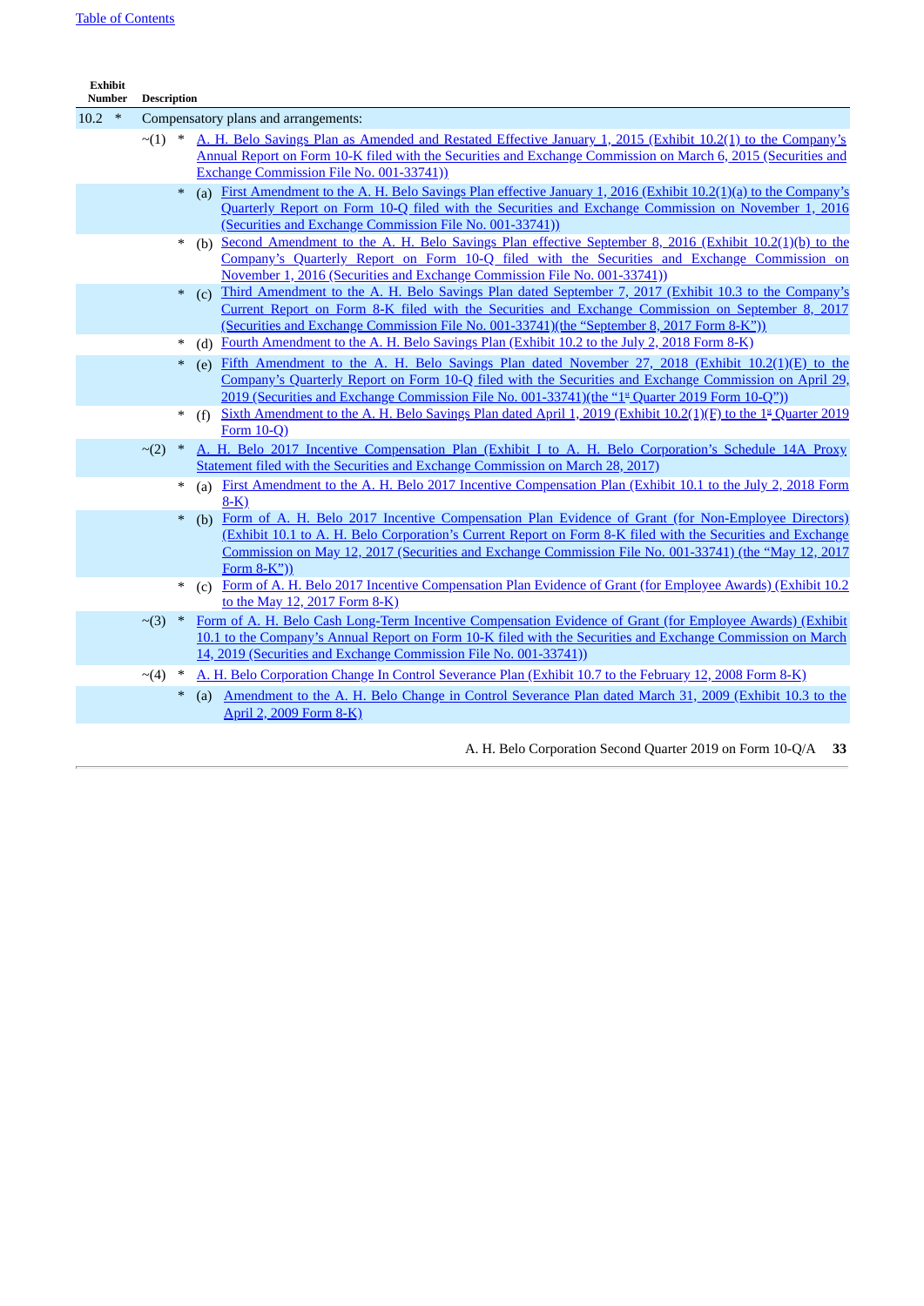[Table of Contents](#)

| Exhibit Number | Description |
|---|---|
| 10.2 * | Compensatory plans and arrangements: |
| | ~(1) * A. H. Belo Savings Plan as Amended and Restated Effective January 1, 2015 (Exhibit 10.2(1) to the Company's Annual Report on Form 10-K filed with the Securities and Exchange Commission on March 6, 2015 (Securities and Exchange Commission File No. 001-33741)) |
| | * (a) First Amendment to the A. H. Belo Savings Plan effective January 1, 2016 (Exhibit 10.2(1)(a) to the Company's Quarterly Report on Form 10-Q filed with the Securities and Exchange Commission on November 1, 2016 (Securities and Exchange Commission File No. 001-33741)) |
| | * (b) Second Amendment to the A. H. Belo Savings Plan effective September 8, 2016 (Exhibit 10.2(1)(b) to the Company's Quarterly Report on Form 10-Q filed with the Securities and Exchange Commission on November 1, 2016 (Securities and Exchange Commission File No. 001-33741)) |
| | * (c) Third Amendment to the A. H. Belo Savings Plan dated September 7, 2017 (Exhibit 10.3 to the Company's Current Report on Form 8-K filed with the Securities and Exchange Commission on September 8, 2017 (Securities and Exchange Commission File No. 001-33741)(the "September 8, 2017 Form 8-K")) |
| | * (d) Fourth Amendment to the A. H. Belo Savings Plan (Exhibit 10.2 to the July 2, 2018 Form 8-K) |
| | * (e) Fifth Amendment to the A. H. Belo Savings Plan dated November 27, 2018 (Exhibit 10.2(1)(E) to the Company's Quarterly Report on Form 10-Q filed with the Securities and Exchange Commission on April 29, 2019 (Securities and Exchange Commission File No. 001-33741)(the "1st Quarter 2019 Form 10-Q")) |
| | * (f) Sixth Amendment to the A. H. Belo Savings Plan dated April 1, 2019 (Exhibit 10.2(1)(F) to the 1st Quarter 2019 Form 10-Q) |
| | ~(2) * A. H. Belo 2017 Incentive Compensation Plan (Exhibit I to A. H. Belo Corporation's Schedule 14A Proxy Statement filed with the Securities and Exchange Commission on March 28, 2017) |
| | * (a) First Amendment to the A. H. Belo 2017 Incentive Compensation Plan (Exhibit 10.1 to the July 2, 2018 Form 8-K) |
| | * (b) Form of A. H. Belo 2017 Incentive Compensation Plan Evidence of Grant (for Non-Employee Directors) (Exhibit 10.1 to A. H. Belo Corporation's Current Report on Form 8-K filed with the Securities and Exchange Commission on May 12, 2017 (Securities and Exchange Commission File No. 001-33741) (the "May 12, 2017 Form 8-K")) |
| | * (c) Form of A. H. Belo 2017 Incentive Compensation Plan Evidence of Grant (for Employee Awards) (Exhibit 10.2 to the May 12, 2017 Form 8-K) |
| | ~(3) * Form of A. H. Belo Cash Long-Term Incentive Compensation Evidence of Grant (for Employee Awards) (Exhibit 10.1 to the Company's Annual Report on Form 10-K filed with the Securities and Exchange Commission on March 14, 2019 (Securities and Exchange Commission File No. 001-33741)) |
| | ~(4) * A. H. Belo Corporation Change In Control Severance Plan (Exhibit 10.7 to the February 12, 2008 Form 8-K) |
| | * (a) Amendment to the A. H. Belo Change in Control Severance Plan dated March 31, 2009 (Exhibit 10.3 to the April 2, 2009 Form 8-K) |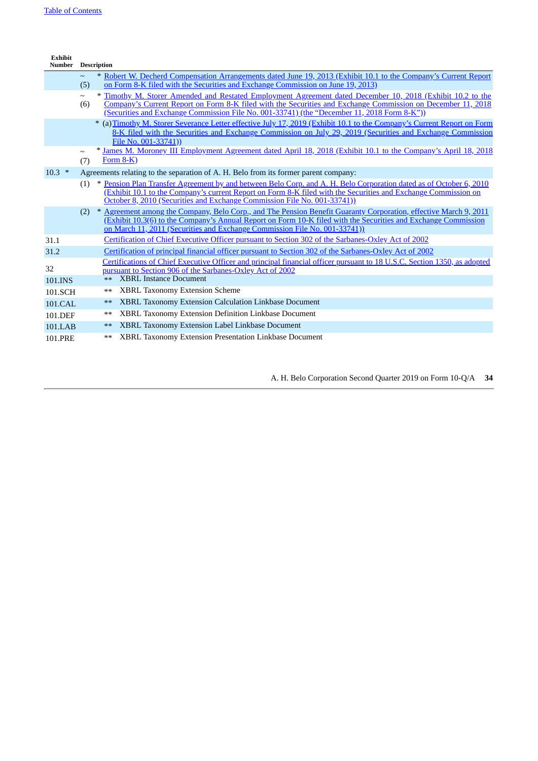| Exhibit Number | Description |
|---|---|
| | ~ (5) * Robert W. Decherd Compensation Arrangements dated June 19, 2013 (Exhibit 10.1 to the Company's Current Report on Form 8-K filed with the Securities and Exchange Commission on June 19, 2013) |
| | ~ (6) * Timothy M. Storer Amended and Restated Employment Agreement dated December 10, 2018 (Exhibit 10.2 to the Company's Current Report on Form 8-K filed with the Securities and Exchange Commission on December 11, 2018 (Securities and Exchange Commission File No. 001-33741) (the "December 11, 2018 Form 8-K")) |
| | * (a) Timothy M. Storer Severance Letter effective July 17, 2019 (Exhibit 10.1 to the Company's Current Report on Form 8-K filed with the Securities and Exchange Commission on July 29, 2019 (Securities and Exchange Commission File No. 001-33741)) |
| | ~ (7) * James M. Moroney III Employment Agreement dated April 18, 2018 (Exhibit 10.1 to the Company's April 18, 2018 Form 8-K) |
| 10.3 * | Agreements relating to the separation of A. H. Belo from its former parent company: |
| | (1) * Pension Plan Transfer Agreement by and between Belo Corp. and A. H. Belo Corporation dated as of October 6, 2010 (Exhibit 10.1 to the Company's current Report on Form 8-K filed with the Securities and Exchange Commission on October 8, 2010 (Securities and Exchange Commission File No. 001-33741)) |
| | (2) * Agreement among the Company, Belo Corp., and The Pension Benefit Guaranty Corporation, effective March 9, 2011 (Exhibit 10.3(6) to the Company's Annual Report on Form 10-K filed with the Securities and Exchange Commission on March 11, 2011 (Securities and Exchange Commission File No. 001-33741)) |
| 31.1 | Certification of Chief Executive Officer pursuant to Section 302 of the Sarbanes-Oxley Act of 2002 |
| 31.2 | Certification of principal financial officer pursuant to Section 302 of the Sarbanes-Oxley Act of 2002 |
| 32 | Certifications of Chief Executive Officer and principal financial officer pursuant to 18 U.S.C. Section 1350, as adopted pursuant to Section 906 of the Sarbanes-Oxley Act of 2002 |
| 101.INS | ** XBRL Instance Document |
| 101.SCH | ** XBRL Taxonomy Extension Scheme |
| 101.CAL | ** XBRL Taxonomy Extension Calculation Linkbase Document |
| 101.DEF | ** XBRL Taxonomy Extension Definition Linkbase Document |
| 101.LAB | ** XBRL Taxonomy Extension Label Linkbase Document |
| 101.PRE | ** XBRL Taxonomy Extension Presentation Linkbase Document |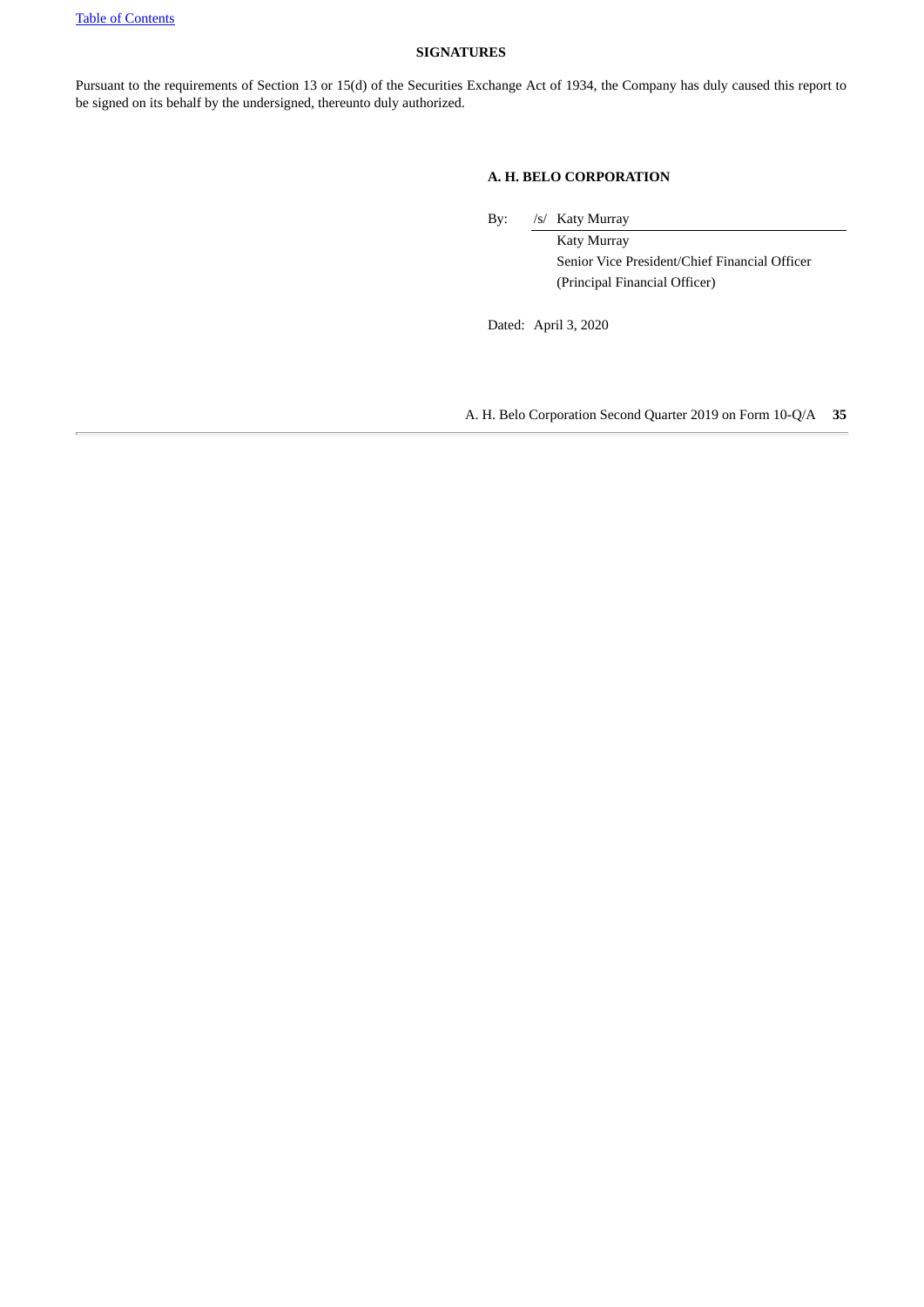## SIGNATURES

Pursuant to the requirements of Section 13 or 15(d) of the Securities Exchange Act of 1934, the Company has duly caused this report to be signed on its behalf by the undersigned, thereunto duly authorized.

**A. H. BELO CORPORATION**

By: /s/ Katy Murray

Katy Murray
Senior Vice President/Chief Financial Officer
(Principal Financial Officer)

Dated: April 3, 2020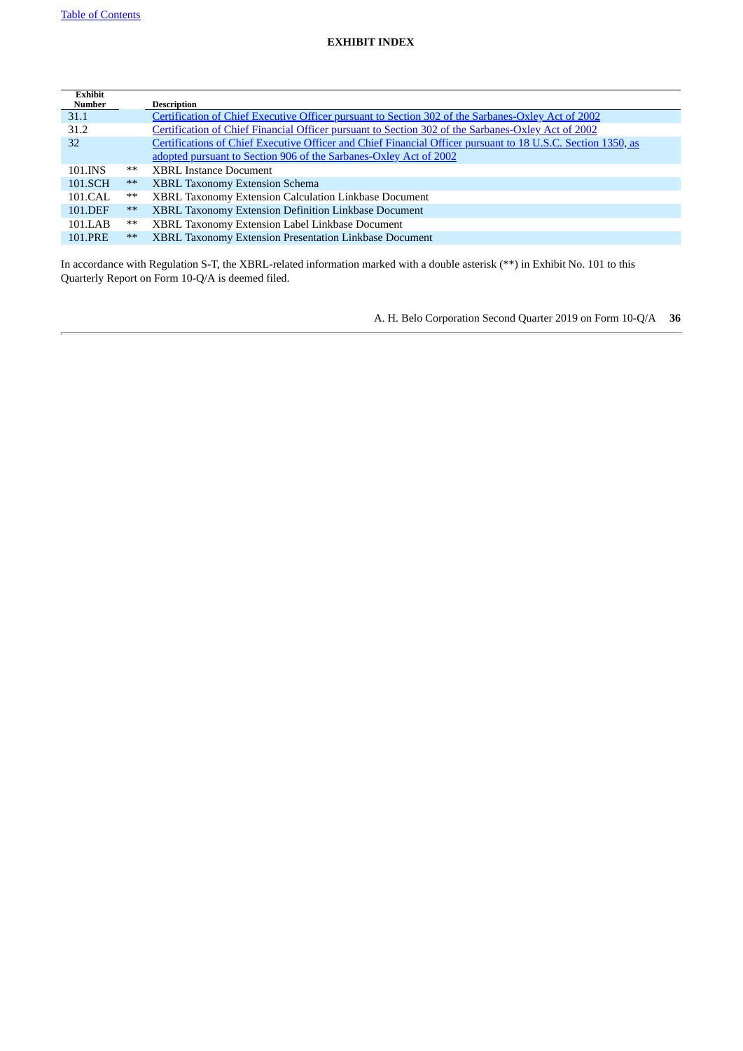## EXHIBIT INDEX

| Exhibit Number | | Description |
|---|---|---|
| 31.1 | | Certification of Chief Executive Officer pursuant to Section 302 of the Sarbanes-Oxley Act of 2002 |
| 31.2 | | Certification of Chief Financial Officer pursuant to Section 302 of the Sarbanes-Oxley Act of 2002 |
| 32 | | Certifications of Chief Executive Officer and Chief Financial Officer pursuant to 18 U.S.C. Section 1350, as adopted pursuant to Section 906 of the Sarbanes-Oxley Act of 2002 |
| 101.INS | ** | XBRL Instance Document |
| 101.SCH | ** | XBRL Taxonomy Extension Schema |
| 101.CAL | ** | XBRL Taxonomy Extension Calculation Linkbase Document |
| 101.DEF | ** | XBRL Taxonomy Extension Definition Linkbase Document |
| 101.LAB | ** | XBRL Taxonomy Extension Label Linkbase Document |
| 101.PRE | ** | XBRL Taxonomy Extension Presentation Linkbase Document |

In accordance with Regulation S-T, the XBRL-related information marked with a double asterisk (**) in Exhibit No. 101 to this Quarterly Report on Form 10-Q/A is deemed filed.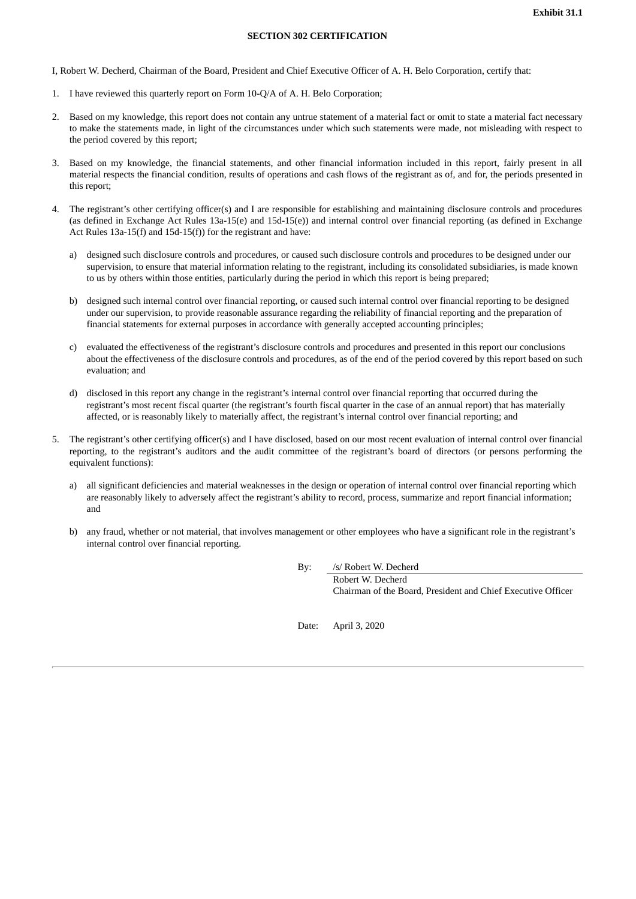**Exhibit 31.1**

**SECTION 302 CERTIFICATION**

I, Robert W. Decherd, Chairman of the Board, President and Chief Executive Officer of A. H. Belo Corporation, certify that:

1. I have reviewed this quarterly report on Form 10-Q/A of A. H. Belo Corporation;
2. Based on my knowledge, this report does not contain any untrue statement of a material fact or omit to state a material fact necessary to make the statements made, in light of the circumstances under which such statements were made, not misleading with respect to the period covered by this report;
3. Based on my knowledge, the financial statements, and other financial information included in this report, fairly present in all material respects the financial condition, results of operations and cash flows of the registrant as of, and for, the periods presented in this report;
4. The registrant's other certifying officer(s) and I are responsible for establishing and maintaining disclosure controls and procedures (as defined in Exchange Act Rules 13a-15(e) and 15d-15(e)) and internal control over financial reporting (as defined in Exchange Act Rules 13a-15(f) and 15d-15(f)) for the registrant and have:
   a) designed such disclosure controls and procedures, or caused such disclosure controls and procedures to be designed under our supervision, to ensure that material information relating to the registrant, including its consolidated subsidiaries, is made known to us by others within those entities, particularly during the period in which this report is being prepared;
   b) designed such internal control over financial reporting, or caused such internal control over financial reporting to be designed under our supervision, to provide reasonable assurance regarding the reliability of financial reporting and the preparation of financial statements for external purposes in accordance with generally accepted accounting principles;
   c) evaluated the effectiveness of the registrant's disclosure controls and procedures and presented in this report our conclusions about the effectiveness of the disclosure controls and procedures, as of the end of the period covered by this report based on such evaluation; and
   d) disclosed in this report any change in the registrant's internal control over financial reporting that occurred during the registrant's most recent fiscal quarter (the registrant's fourth fiscal quarter in the case of an annual report) that has materially affected, or is reasonably likely to materially affect, the registrant's internal control over financial reporting; and
5. The registrant's other certifying officer(s) and I have disclosed, based on our most recent evaluation of internal control over financial reporting, to the registrant's auditors and the audit committee of the registrant's board of directors (or persons performing the equivalent functions):
   a) all significant deficiencies and material weaknesses in the design or operation of internal control over financial reporting which are reasonably likely to adversely affect the registrant's ability to record, process, summarize and report financial information; and
   b) any fraud, whether or not material, that involves management or other employees who have a significant role in the registrant's internal control over financial reporting.

By: /s/ Robert W. Decherd
Robert W. Decherd
Chairman of the Board, President and Chief Executive Officer

Date: April 3, 2020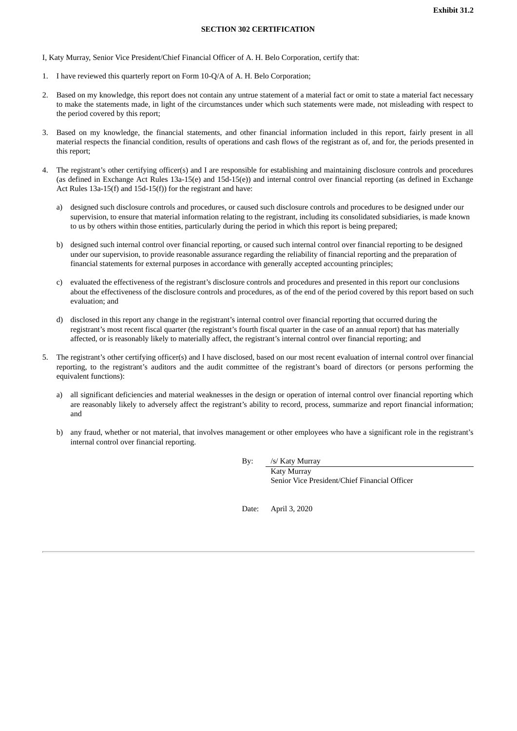**Exhibit 31.2**

**SECTION 302 CERTIFICATION**

I, Katy Murray, Senior Vice President/Chief Financial Officer of A. H. Belo Corporation, certify that:

1. I have reviewed this quarterly report on Form 10-Q/A of A. H. Belo Corporation;

2. Based on my knowledge, this report does not contain any untrue statement of a material fact or omit to state a material fact necessary to make the statements made, in light of the circumstances under which such statements were made, not misleading with respect to the period covered by this report;

3. Based on my knowledge, the financial statements, and other financial information included in this report, fairly present in all material respects the financial condition, results of operations and cash flows of the registrant as of, and for, the periods presented in this report;

4. The registrant's other certifying officer(s) and I are responsible for establishing and maintaining disclosure controls and procedures (as defined in Exchange Act Rules 13a-15(e) and 15d-15(e)) and internal control over financial reporting (as defined in Exchange Act Rules 13a-15(f) and 15d-15(f)) for the registrant and have:

    a) designed such disclosure controls and procedures, or caused such disclosure controls and procedures to be designed under our supervision, to ensure that material information relating to the registrant, including its consolidated subsidiaries, is made known to us by others within those entities, particularly during the period in which this report is being prepared;

    b) designed such internal control over financial reporting, or caused such internal control over financial reporting to be designed under our supervision, to provide reasonable assurance regarding the reliability of financial reporting and the preparation of financial statements for external purposes in accordance with generally accepted accounting principles;

    c) evaluated the effectiveness of the registrant's disclosure controls and procedures and presented in this report our conclusions about the effectiveness of the disclosure controls and procedures, as of the end of the period covered by this report based on such evaluation; and

    d) disclosed in this report any change in the registrant's internal control over financial reporting that occurred during the registrant's most recent fiscal quarter (the registrant's fourth fiscal quarter in the case of an annual report) that has materially affected, or is reasonably likely to materially affect, the registrant's internal control over financial reporting; and

5. The registrant's other certifying officer(s) and I have disclosed, based on our most recent evaluation of internal control over financial reporting, to the registrant's auditors and the audit committee of the registrant's board of directors (or persons performing the equivalent functions):

    a) all significant deficiencies and material weaknesses in the design or operation of internal control over financial reporting which are reasonably likely to adversely affect the registrant's ability to record, process, summarize and report financial information; and

    b) any fraud, whether or not material, that involves management or other employees who have a significant role in the registrant's internal control over financial reporting.

By: /s/ Katy Murray

Katy Murray
Senior Vice President/Chief Financial Officer

Date: April 3, 2020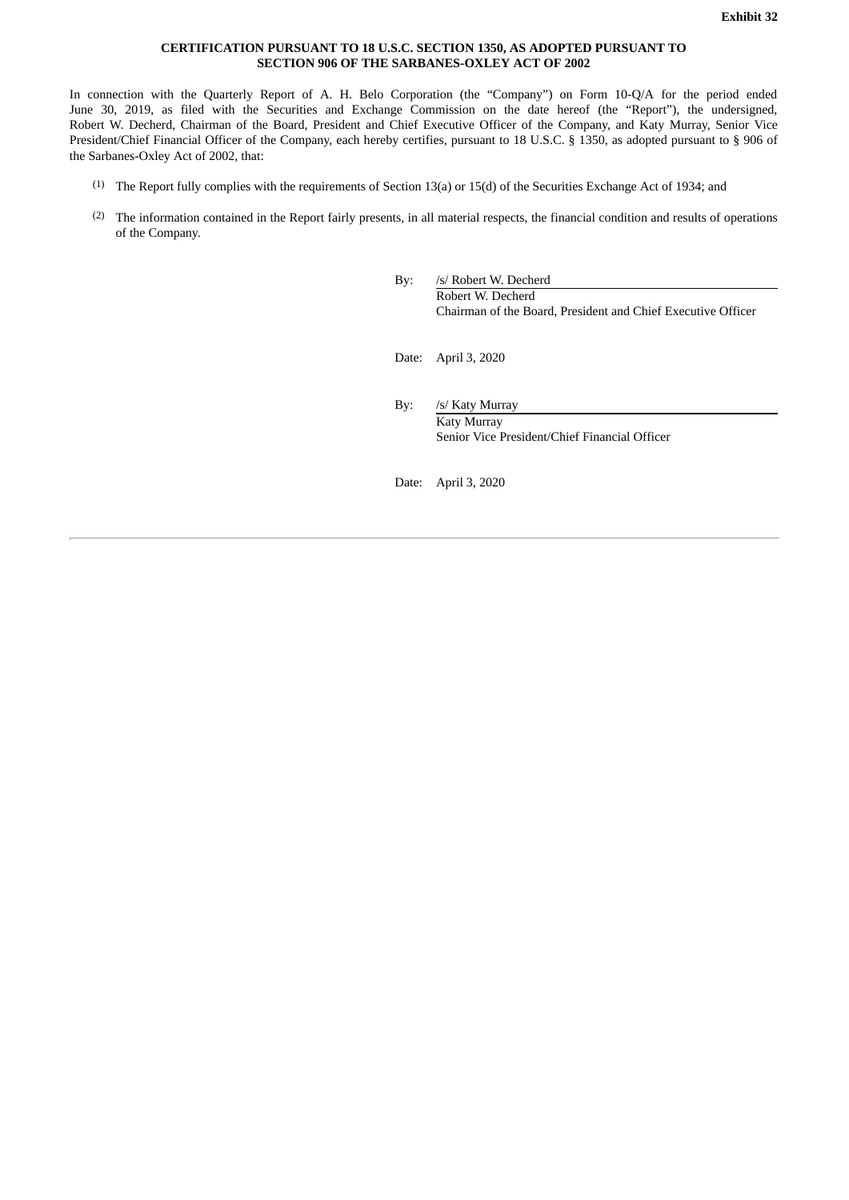**Exhibit 32**

**CERTIFICATION PURSUANT TO 18 U.S.C. SECTION 1350, AS ADOPTED PURSUANT TO SECTION 906 OF THE SARBANES-OXLEY ACT OF 2002**

In connection with the Quarterly Report of A. H. Belo Corporation (the "Company") on Form 10-Q/A for the period ended June 30, 2019, as filed with the Securities and Exchange Commission on the date hereof (the "Report"), the undersigned, Robert W. Decherd, Chairman of the Board, President and Chief Executive Officer of the Company, and Katy Murray, Senior Vice President/Chief Financial Officer of the Company, each hereby certifies, pursuant to 18 U.S.C. § 1350, as adopted pursuant to § 906 of the Sarbanes-Oxley Act of 2002, that:

(1) The Report fully complies with the requirements of Section 13(a) or 15(d) of the Securities Exchange Act of 1934; and

(2) The information contained in the Report fairly presents, in all material respects, the financial condition and results of operations of the Company.

By: /s/ Robert W. Decherd
Robert W. Decherd
Chairman of the Board, President and Chief Executive Officer

Date: April 3, 2020

By: /s/ Katy Murray
Katy Murray
Senior Vice President/Chief Financial Officer

Date: April 3, 2020